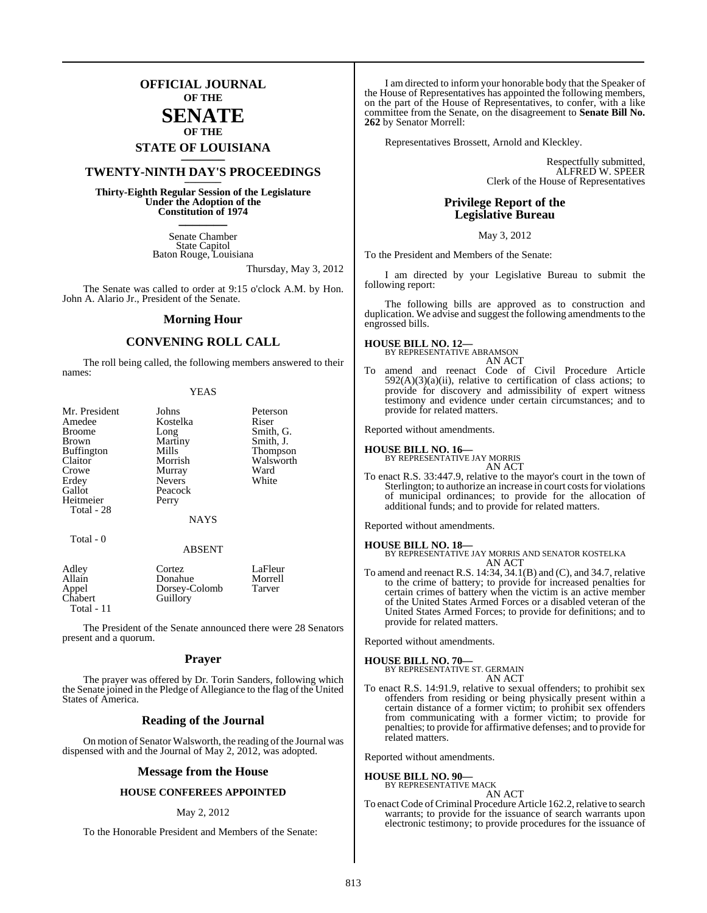# OFFICIAL JOURNAL
## OF THE
# SENATE
## OF THE
## STATE OF LOUISIANA

## TWENTY-NINTH DAY'S PROCEEDINGS

**Thirty-Eighth Regular Session of the Legislature Under the Adoption of the Constitution of 1974**

Senate Chamber
State Capitol
Baton Rouge, Louisiana

Thursday, May 3, 2012

The Senate was called to order at 9:15 o'clock A.M. by Hon. John A. Alario Jr., President of the Senate.

## Morning Hour

## CONVENING ROLL CALL

The roll being called, the following members answered to their names:

YEAS

| | | |
|---|---|---|
| Mr. President | Johns | Peterson |
| Amedee | Kostelka | Riser |
| Broome | Long | Smith, G. |
| Brown | Martiny | Smith, J. |
| Buffington | Mills | Thompson |
| Claitor | Morrish | Walsworth |
| Crowe | Murray | Ward |
| Erdey | Nevers | White |
| Gallot | Peacock | |
| Heitmeier | Perry | |

Total - 28

NAYS

Total - 0

ABSENT

| | | |
|---|---|---|
| Adley | Cortez | LaFleur |
| Allain | Donahue | Morrell |
| Appel | Dorsey-Colomb | Tarver |
| Chabert | Guillory | |

Total - 11

The President of the Senate announced there were 28 Senators present and a quorum.

## Prayer

The prayer was offered by Dr. Torin Sanders, following which the Senate joined in the Pledge of Allegiance to the flag of the United States of America.

## Reading of the Journal

On motion of Senator Walsworth, the reading of the Journal was dispensed with and the Journal of May 2, 2012, was adopted.

## Message from the House

**HOUSE CONFEREES APPOINTED**

May 2, 2012

To the Honorable President and Members of the Senate:

I am directed to inform your honorable body that the Speaker of the House of Representatives has appointed the following members, on the part of the House of Representatives, to confer, with a like committee from the Senate, on the disagreement to **Senate Bill No. 262** by Senator Morrell:

Representatives Brossett, Arnold and Kleckley.

Respectfully submitted,
ALFRED W. SPEER
Clerk of the House of Representatives

## Privilege Report of the Legislative Bureau

May 3, 2012

To the President and Members of the Senate:

I am directed by your Legislative Bureau to submit the following report:

The following bills are approved as to construction and duplication. We advise and suggest the following amendments to the engrossed bills.

**HOUSE BILL NO. 12—**
BY REPRESENTATIVE ABRAMSON
AN ACT

To amend and reenact Code of Civil Procedure Article 592(A)(3)(a)(ii), relative to certification of class actions; to provide for discovery and admissibility of expert witness testimony and evidence under certain circumstances; and to provide for related matters.

Reported without amendments.

**HOUSE BILL NO. 16—**
BY REPRESENTATIVE JAY MORRIS
AN ACT

To enact R.S. 33:447.9, relative to the mayor's court in the town of Sterlington; to authorize an increase in court costs for violations of municipal ordinances; to provide for the allocation of additional funds; and to provide for related matters.

Reported without amendments.

**HOUSE BILL NO. 18—**
BY REPRESENTATIVE JAY MORRIS AND SENATOR KOSTELKA
AN ACT

To amend and reenact R.S. 14:34, 34.1(B) and (C), and 34.7, relative to the crime of battery; to provide for increased penalties for certain crimes of battery when the victim is an active member of the United States Armed Forces or a disabled veteran of the United States Armed Forces; to provide for definitions; and to provide for related matters.

Reported without amendments.

**HOUSE BILL NO. 70—**
BY REPRESENTATIVE ST. GERMAIN
AN ACT

To enact R.S. 14:91.9, relative to sexual offenders; to prohibit sex offenders from residing or being physically present within a certain distance of a former victim; to prohibit sex offenders from communicating with a former victim; to provide for penalties; to provide for affirmative defenses; and to provide for related matters.

Reported without amendments.

**HOUSE BILL NO. 90—**
BY REPRESENTATIVE MACK
AN ACT

To enact Code of Criminal Procedure Article 162.2, relative to search warrants; to provide for the issuance of search warrants upon electronic testimony; to provide procedures for the issuance of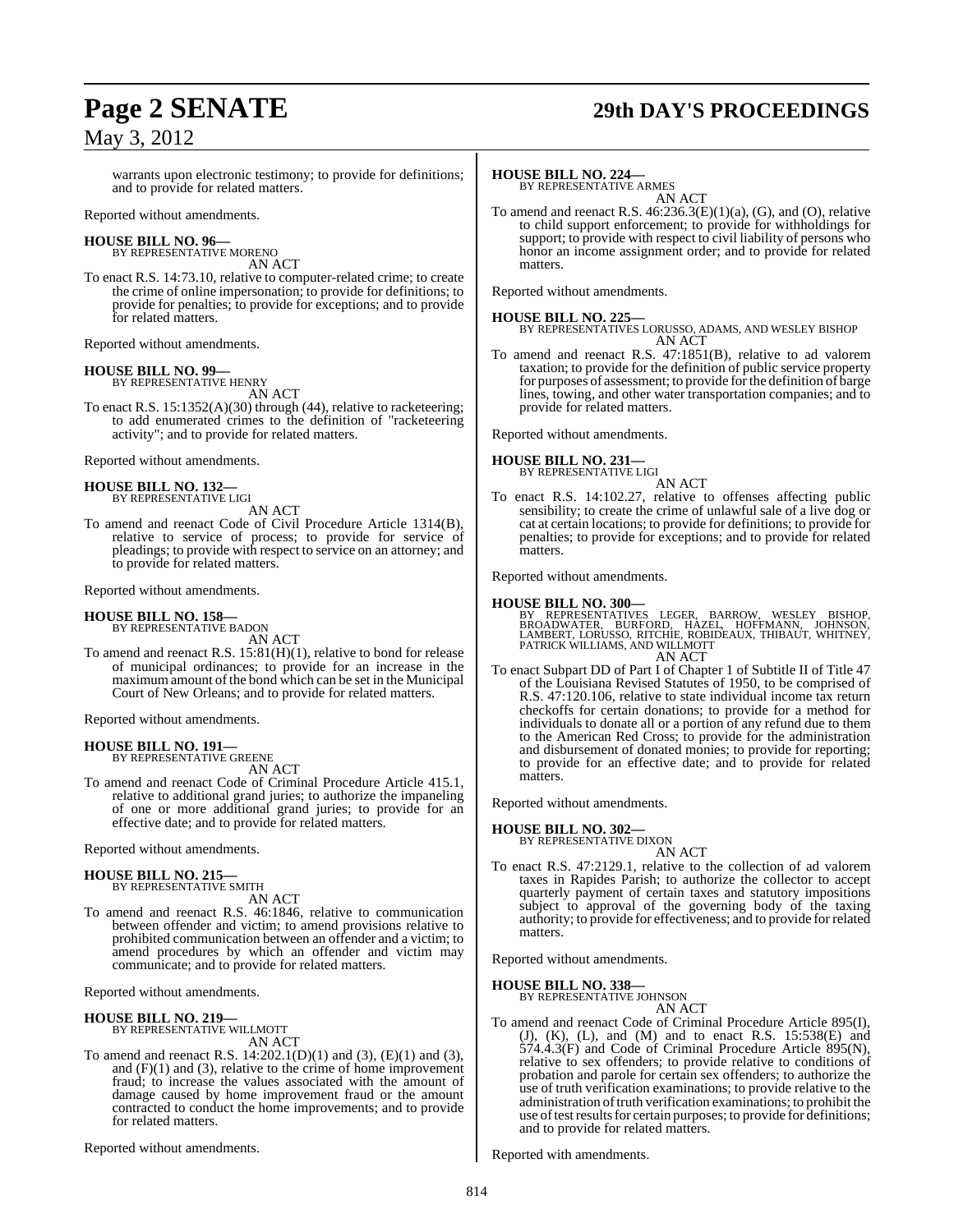warrants upon electronic testimony; to provide for definitions; and to provide for related matters.

Reported without amendments.

**HOUSE BILL NO. 96—**
BY REPRESENTATIVE MORENO
AN ACT

To enact R.S. 14:73.10, relative to computer-related crime; to create the crime of online impersonation; to provide for definitions; to provide for penalties; to provide for exceptions; and to provide for related matters.

Reported without amendments.

**HOUSE BILL NO. 99—**
BY REPRESENTATIVE HENRY
AN ACT

To enact R.S. 15:1352(A)(30) through (44), relative to racketeering; to add enumerated crimes to the definition of "racketeering activity"; and to provide for related matters.

Reported without amendments.

**HOUSE BILL NO. 132—**
BY REPRESENTATIVE LIGI
AN ACT

To amend and reenact Code of Civil Procedure Article 1314(B), relative to service of process; to provide for service of pleadings; to provide with respect to service on an attorney; and to provide for related matters.

Reported without amendments.

**HOUSE BILL NO. 158—**
BY REPRESENTATIVE BADON
AN ACT

To amend and reenact R.S. 15:81(H)(1), relative to bond for release of municipal ordinances; to provide for an increase in the maximum amount of the bond which can be set in the Municipal Court of New Orleans; and to provide for related matters.

Reported without amendments.

**HOUSE BILL NO. 191—**
BY REPRESENTATIVE GREENE
AN ACT

To amend and reenact Code of Criminal Procedure Article 415.1, relative to additional grand juries; to authorize the impaneling of one or more additional grand juries; to provide for an effective date; and to provide for related matters.

Reported without amendments.

**HOUSE BILL NO. 215—**
BY REPRESENTATIVE SMITH
AN ACT

To amend and reenact R.S. 46:1846, relative to communication between offender and victim; to amend provisions relative to prohibited communication between an offender and a victim; to amend procedures by which an offender and victim may communicate; and to provide for related matters.

Reported without amendments.

**HOUSE BILL NO. 219—**
BY REPRESENTATIVE WILLMOTT
AN ACT

To amend and reenact R.S. 14:202.1(D)(1) and (3), (E)(1) and (3), and (F)(1) and (3), relative to the crime of home improvement fraud; to increase the values associated with the amount of damage caused by home improvement fraud or the amount contracted to conduct the home improvements; and to provide for related matters.

Reported without amendments.

**HOUSE BILL NO. 224—**
BY REPRESENTATIVE ARMES
AN ACT

To amend and reenact R.S. 46:236.3(E)(1)(a), (G), and (O), relative to child support enforcement; to provide for withholdings for support; to provide with respect to civil liability of persons who honor an income assignment order; and to provide for related matters.

Reported without amendments.

**HOUSE BILL NO. 225—**
BY REPRESENTATIVES LORUSSO, ADAMS, AND WESLEY BISHOP
AN ACT

To amend and reenact R.S. 47:1851(B), relative to ad valorem taxation; to provide for the definition of public service property for purposes of assessment; to provide for the definition of barge lines, towing, and other water transportation companies; and to provide for related matters.

Reported without amendments.

**HOUSE BILL NO. 231—**
BY REPRESENTATIVE LIGI
AN ACT

To enact R.S. 14:102.27, relative to offenses affecting public sensibility; to create the crime of unlawful sale of a live dog or cat at certain locations; to provide for definitions; to provide for penalties; to provide for exceptions; and to provide for related matters.

Reported without amendments.

**HOUSE BILL NO. 300—**
BY REPRESENTATIVES LEGER, BARROW, WESLEY BISHOP, BROADWATER, BURFORD, HAZEL, HOFFMANN, JOHNSON, LAMBERT, LORUSSO, RITCHIE, ROBIDEAUX, THIBAUT, WHITNEY, PATRICK WILLIAMS, AND WILLMOTT
AN ACT

To enact Subpart DD of Part I of Chapter 1 of Subtitle II of Title 47 of the Louisiana Revised Statutes of 1950, to be comprised of R.S. 47:120.106, relative to state individual income tax return checkoffs for certain donations; to provide for a method for individuals to donate all or a portion of any refund due to them to the American Red Cross; to provide for the administration and disbursement of donated monies; to provide for reporting; to provide for an effective date; and to provide for related matters.

Reported without amendments.

**HOUSE BILL NO. 302—**
BY REPRESENTATIVE DIXON
AN ACT

To enact R.S. 47:2129.1, relative to the collection of ad valorem taxes in Rapides Parish; to authorize the collector to accept quarterly payment of certain taxes and statutory impositions subject to approval of the governing body of the taxing authority; to provide for effectiveness; and to provide for related matters.

Reported without amendments.

**HOUSE BILL NO. 338—**
BY REPRESENTATIVE JOHNSON
AN ACT

To amend and reenact Code of Criminal Procedure Article 895(I), (J), (K), (L), and (M) and to enact R.S. 15:538(E) and 574.4.3(F) and Code of Criminal Procedure Article 895(N), relative to sex offenders; to provide relative to conditions of probation and parole for certain sex offenders; to authorize the use of truth verification examinations; to provide relative to the administration of truth verification examinations; to prohibit the use of test results for certain purposes; to provide for definitions; and to provide for related matters.

Reported with amendments.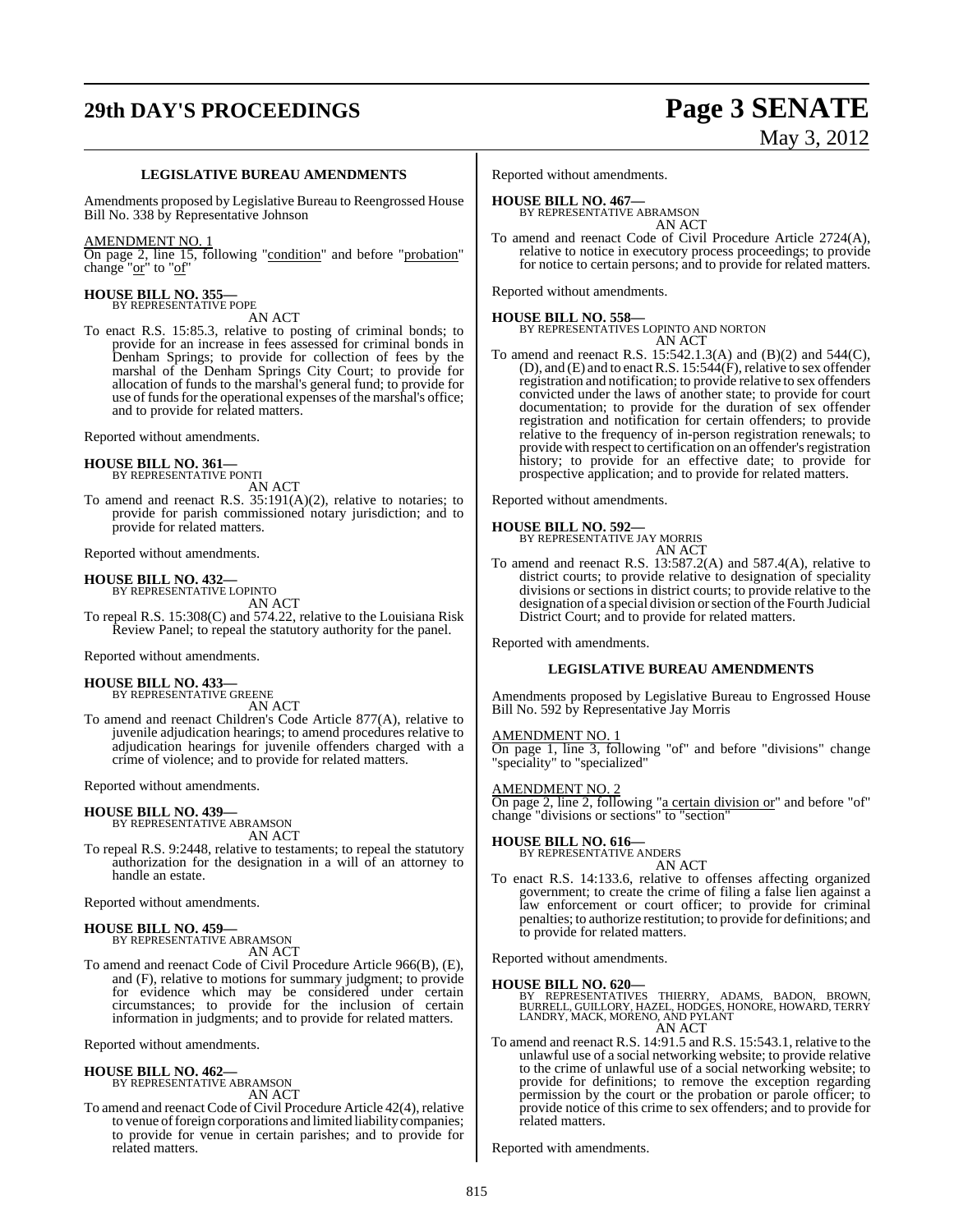### LEGISLATIVE BUREAU AMENDMENTS

Amendments proposed by Legislative Bureau to Reengrossed House Bill No. 338 by Representative Johnson

AMENDMENT NO. 1

On page 2, line 15, following "condition" and before "probation" change "or" to "of"

**HOUSE BILL NO. 355—**
BY REPRESENTATIVE POPE

AN ACT

To enact R.S. 15:85.3, relative to posting of criminal bonds; to provide for an increase in fees assessed for criminal bonds in Denham Springs; to provide for collection of fees by the marshal of the Denham Springs City Court; to provide for allocation of funds to the marshal's general fund; to provide for use of funds for the operational expenses of the marshal's office; and to provide for related matters.

Reported without amendments.

**HOUSE BILL NO. 361—**
BY REPRESENTATIVE PONTI

AN ACT

To amend and reenact R.S. 35:191(A)(2), relative to notaries; to provide for parish commissioned notary jurisdiction; and to provide for related matters.

Reported without amendments.

**HOUSE BILL NO. 432—**
BY REPRESENTATIVE LOPINTO

AN ACT

To repeal R.S. 15:308(C) and 574.22, relative to the Louisiana Risk Review Panel; to repeal the statutory authority for the panel.

Reported without amendments.

**HOUSE BILL NO. 433—**
BY REPRESENTATIVE GREENE

AN ACT

To amend and reenact Children's Code Article 877(A), relative to juvenile adjudication hearings; to amend procedures relative to adjudication hearings for juvenile offenders charged with a crime of violence; and to provide for related matters.

Reported without amendments.

**HOUSE BILL NO. 439—**
BY REPRESENTATIVE ABRAMSON

AN ACT

To repeal R.S. 9:2448, relative to testaments; to repeal the statutory authorization for the designation in a will of an attorney to handle an estate.

Reported without amendments.

**HOUSE BILL NO. 459—**
BY REPRESENTATIVE ABRAMSON

AN ACT

To amend and reenact Code of Civil Procedure Article 966(B), (E), and (F), relative to motions for summary judgment; to provide for evidence which may be considered under certain circumstances; to provide for the inclusion of certain information in judgments; and to provide for related matters.

Reported without amendments.

**HOUSE BILL NO. 462—**
BY REPRESENTATIVE ABRAMSON

AN ACT

To amend and reenact Code of Civil Procedure Article 42(4), relative to venue of foreign corporations and limited liability companies; to provide for venue in certain parishes; and to provide for related matters.

Reported without amendments.

**HOUSE BILL NO. 467—**
BY REPRESENTATIVE ABRAMSON

AN ACT

To amend and reenact Code of Civil Procedure Article 2724(A), relative to notice in executory process proceedings; to provide for notice to certain persons; and to provide for related matters.

Reported without amendments.

**HOUSE BILL NO. 558—**
BY REPRESENTATIVES LOPINTO AND NORTON

AN ACT

To amend and reenact R.S. 15:542.1.3(A) and (B)(2) and 544(C), (D), and (E) and to enact R.S. 15:544(F), relative to sex offender registration and notification; to provide relative to sex offenders convicted under the laws of another state; to provide for court documentation; to provide for the duration of sex offender registration and notification for certain offenders; to provide relative to the frequency of in-person registration renewals; to provide with respect to certification on an offender's registration history; to provide for an effective date; to provide for prospective application; and to provide for related matters.

Reported without amendments.

**HOUSE BILL NO. 592—**
BY REPRESENTATIVE JAY MORRIS

AN ACT

To amend and reenact R.S. 13:587.2(A) and 587.4(A), relative to district courts; to provide relative to designation of speciality divisions or sections in district courts; to provide relative to the designation of a special division or section of the Fourth Judicial District Court; and to provide for related matters.

Reported with amendments.

### LEGISLATIVE BUREAU AMENDMENTS

Amendments proposed by Legislative Bureau to Engrossed House Bill No. 592 by Representative Jay Morris

AMENDMENT NO. 1

On page 1, line 3, following "of" and before "divisions" change "speciality" to "specialized"

AMENDMENT NO. 2

On page 2, line 2, following "a certain division or" and before "of" change "divisions or sections" to "section"

**HOUSE BILL NO. 616—**
BY REPRESENTATIVE ANDERS

AN ACT

To enact R.S. 14:133.6, relative to offenses affecting organized government; to create the crime of filing a false lien against a law enforcement or court officer; to provide for criminal penalties; to authorize restitution; to provide for definitions; and to provide for related matters.

Reported without amendments.

**HOUSE BILL NO. 620—**
BY REPRESENTATIVES THIERRY, ADAMS, BADON, BROWN, BURRELL, GUILLORY, HAZEL, HODGES, HONORE, HOWARD, TERRY LANDRY, MACK, MORENO, AND PYLANT

AN ACT

To amend and reenact R.S. 14:91.5 and R.S. 15:543.1, relative to the unlawful use of a social networking website; to provide relative to the crime of unlawful use of a social networking website; to provide for definitions; to remove the exception regarding permission by the court or the probation or parole officer; to provide notice of this crime to sex offenders; and to provide for related matters.

Reported with amendments.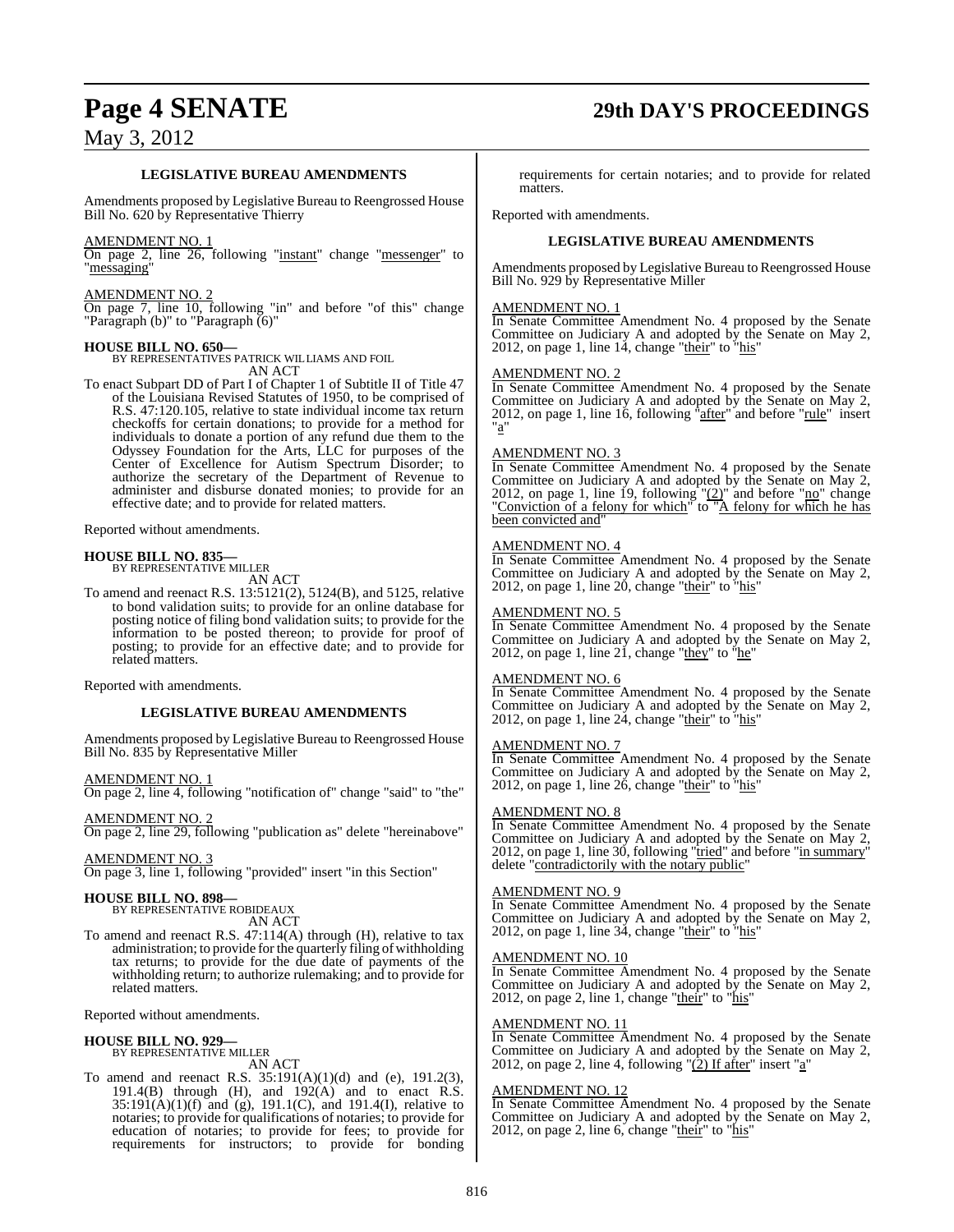### LEGISLATIVE BUREAU AMENDMENTS

Amendments proposed by Legislative Bureau to Reengrossed House Bill No. 620 by Representative Thierry

AMENDMENT NO. 1
On page 2, line 26, following "instant" change "messenger" to "messaging"

AMENDMENT NO. 2
On page 7, line 10, following "in" and before "of this" change "Paragraph (b)" to "Paragraph (6)"

**HOUSE BILL NO. 650—**
BY REPRESENTATIVES PATRICK WILLIAMS AND FOIL
AN ACT

To enact Subpart DD of Part I of Chapter 1 of Subtitle II of Title 47 of the Louisiana Revised Statutes of 1950, to be comprised of R.S. 47:120.105, relative to state individual income tax return checkoffs for certain donations; to provide for a method for individuals to donate a portion of any refund due them to the Odyssey Foundation for the Arts, LLC for purposes of the Center of Excellence for Autism Spectrum Disorder; to authorize the secretary of the Department of Revenue to administer and disburse donated monies; to provide for an effective date; and to provide for related matters.

Reported without amendments.

**HOUSE BILL NO. 835—**
BY REPRESENTATIVE MILLER
AN ACT

To amend and reenact R.S. 13:5121(2), 5124(B), and 5125, relative to bond validation suits; to provide for an online database for posting notice of filing bond validation suits; to provide for the information to be posted thereon; to provide for proof of posting; to provide for an effective date; and to provide for related matters.

Reported with amendments.

### LEGISLATIVE BUREAU AMENDMENTS

Amendments proposed by Legislative Bureau to Reengrossed House Bill No. 835 by Representative Miller

AMENDMENT NO. 1
On page 2, line 4, following "notification of" change "said" to "the"

AMENDMENT NO. 2
On page 2, line 29, following "publication as" delete "hereinabove"

AMENDMENT NO. 3
On page 3, line 1, following "provided" insert "in this Section"

**HOUSE BILL NO. 898—**
BY REPRESENTATIVE ROBIDEAUX
AN ACT

To amend and reenact R.S. 47:114(A) through (H), relative to tax administration; to provide for the quarterly filing of withholding tax returns; to provide for the due date of payments of the withholding return; to authorize rulemaking; and to provide for related matters.

Reported without amendments.

**HOUSE BILL NO. 929—**
BY REPRESENTATIVE MILLER
AN ACT

To amend and reenact R.S. 35:191(A)(1)(d) and (e), 191.2(3), 191.4(B) through (H), and 192(A) and to enact R.S. 35:191(A)(1)(f) and (g), 191.1(C), and 191.4(I), relative to notaries; to provide for qualifications of notaries; to provide for education of notaries; to provide for fees; to provide for requirements for instructors; to provide for bonding requirements for certain notaries; and to provide for related matters.

Reported with amendments.

### LEGISLATIVE BUREAU AMENDMENTS

Amendments proposed by Legislative Bureau to Reengrossed House Bill No. 929 by Representative Miller

AMENDMENT NO. 1
In Senate Committee Amendment No. 4 proposed by the Senate Committee on Judiciary A and adopted by the Senate on May 2, 2012, on page 1, line 14, change "their" to "his"

AMENDMENT NO. 2
In Senate Committee Amendment No. 4 proposed by the Senate Committee on Judiciary A and adopted by the Senate on May 2, 2012, on page 1, line 16, following "after" and before "rule" insert "a"

AMENDMENT NO. 3
In Senate Committee Amendment No. 4 proposed by the Senate Committee on Judiciary A and adopted by the Senate on May 2, 2012, on page 1, line 19, following "(2)" and before "no" change "Conviction of a felony for which" to "A felony for which he has been convicted and"

AMENDMENT NO. 4
In Senate Committee Amendment No. 4 proposed by the Senate Committee on Judiciary A and adopted by the Senate on May 2, 2012, on page 1, line 20, change "their" to "his"

AMENDMENT NO. 5
In Senate Committee Amendment No. 4 proposed by the Senate Committee on Judiciary A and adopted by the Senate on May 2, 2012, on page 1, line 21, change "they" to "he"

AMENDMENT NO. 6
In Senate Committee Amendment No. 4 proposed by the Senate Committee on Judiciary A and adopted by the Senate on May 2, 2012, on page 1, line 24, change "their" to "his"

AMENDMENT NO. 7
In Senate Committee Amendment No. 4 proposed by the Senate Committee on Judiciary A and adopted by the Senate on May 2, 2012, on page 1, line 26, change "their" to "his"

AMENDMENT NO. 8
In Senate Committee Amendment No. 4 proposed by the Senate Committee on Judiciary A and adopted by the Senate on May 2, 2012, on page 1, line 30, following "tried" and before "in summary" delete "contradictorily with the notary public"

AMENDMENT NO. 9
In Senate Committee Amendment No. 4 proposed by the Senate Committee on Judiciary A and adopted by the Senate on May 2, 2012, on page 1, line 34, change "their" to "his"

AMENDMENT NO. 10
In Senate Committee Amendment No. 4 proposed by the Senate Committee on Judiciary A and adopted by the Senate on May 2, 2012, on page 2, line 1, change "their" to "his"

AMENDMENT NO. 11
In Senate Committee Amendment No. 4 proposed by the Senate Committee on Judiciary A and adopted by the Senate on May 2, 2012, on page 2, line 4, following "(2) If after" insert "a"

AMENDMENT NO. 12
In Senate Committee Amendment No. 4 proposed by the Senate Committee on Judiciary A and adopted by the Senate on May 2, 2012, on page 2, line 6, change "their" to "his"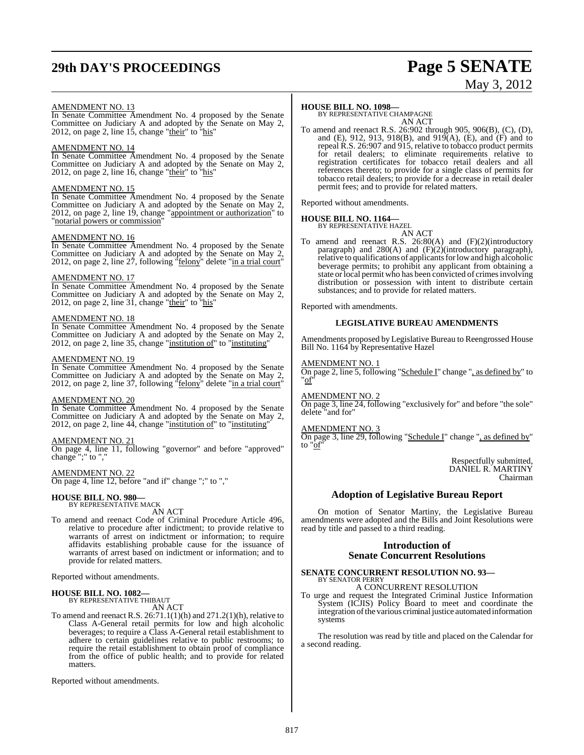AMENDMENT NO. 13

In Senate Committee Amendment No. 4 proposed by the Senate Committee on Judiciary A and adopted by the Senate on May 2, 2012, on page 2, line 15, change "their" to "his"

AMENDMENT NO. 14

In Senate Committee Amendment No. 4 proposed by the Senate Committee on Judiciary A and adopted by the Senate on May 2, 2012, on page 2, line 16, change "their" to "his"

AMENDMENT NO. 15

In Senate Committee Amendment No. 4 proposed by the Senate Committee on Judiciary A and adopted by the Senate on May 2, 2012, on page 2, line 19, change "appointment or authorization" to "notarial powers or commission"

AMENDMENT NO. 16

In Senate Committee Amendment No. 4 proposed by the Senate Committee on Judiciary A and adopted by the Senate on May 2, 2012, on page 2, line 27, following "felony" delete "in a trial court"

AMENDMENT NO. 17

In Senate Committee Amendment No. 4 proposed by the Senate Committee on Judiciary A and adopted by the Senate on May 2, 2012, on page 2, line 31, change "their" to "his"

AMENDMENT NO. 18

In Senate Committee Amendment No. 4 proposed by the Senate Committee on Judiciary A and adopted by the Senate on May 2, 2012, on page 2, line 35, change "institution of" to "instituting"

AMENDMENT NO. 19

In Senate Committee Amendment No. 4 proposed by the Senate Committee on Judiciary A and adopted by the Senate on May 2, 2012, on page 2, line 37, following "felony" delete "in a trial court"

AMENDMENT NO. 20

In Senate Committee Amendment No. 4 proposed by the Senate Committee on Judiciary A and adopted by the Senate on May 2, 2012, on page 2, line 44, change "institution of" to "instituting"

AMENDMENT NO. 21

On page 4, line 11, following "governor" and before "approved" change ";" to ","

AMENDMENT NO. 22

On page 4, line 12, before "and if" change ";" to ","

**HOUSE BILL NO. 980—**
BY REPRESENTATIVE MACK
AN ACT

To amend and reenact Code of Criminal Procedure Article 496, relative to procedure after indictment; to provide relative to warrants of arrest on indictment or information; to require affidavits establishing probable cause for the issuance of warrants of arrest based on indictment or information; and to provide for related matters.

Reported without amendments.

**HOUSE BILL NO. 1082—**
BY REPRESENTATIVE THIBAUT
AN ACT

To amend and reenact R.S. 26:71.1(1)(h) and 271.2(1)(h), relative to Class A-General retail permits for low and high alcoholic beverages; to require a Class A-General retail establishment to adhere to certain guidelines relative to public restrooms; to require the retail establishment to obtain proof of compliance from the office of public health; and to provide for related matters.

Reported without amendments.

**HOUSE BILL NO. 1098—**
BY REPRESENTATIVE CHAMPAGNE
AN ACT

To amend and reenact R.S. 26:902 through 905, 906(B), (C), (D), and (E), 912, 913, 918(B), and 919(A), (E), and (F) and to repeal R.S. 26:907 and 915, relative to tobacco product permits for retail dealers; to eliminate requirements relative to registration certificates for tobacco retail dealers and all references thereto; to provide for a single class of permits for tobacco retail dealers; to provide for a decrease in retail dealer permit fees; and to provide for related matters.

Reported without amendments.

**HOUSE BILL NO. 1164—**
BY REPRESENTATIVE HAZEL
AN ACT

To amend and reenact R.S. 26:80(A) and (F)(2)(introductory paragraph) and 280(A) and (F)(2)(introductory paragraph), relative to qualifications of applicants for low and high alcoholic beverage permits; to prohibit any applicant from obtaining a state or local permit who has been convicted of crimes involving distribution or possession with intent to distribute certain substances; and to provide for related matters.

Reported with amendments.

**LEGISLATIVE BUREAU AMENDMENTS**

Amendments proposed by Legislative Bureau to Reengrossed House Bill No. 1164 by Representative Hazel

AMENDMENT NO. 1

On page 2, line 5, following "Schedule I" change ", as defined by" to "of"

AMENDMENT NO. 2

On page 3, line 24, following "exclusively for" and before "the sole" delete "and for"

AMENDMENT NO. 3

On page 3, line 29, following "Schedule I" change ", as defined by" to "of"

Respectfully submitted,
DANIEL R. MARTINY
Chairman

## Adoption of Legislative Bureau Report

On motion of Senator Martiny, the Legislative Bureau amendments were adopted and the Bills and Joint Resolutions were read by title and passed to a third reading.

## Introduction of Senate Concurrent Resolutions

**SENATE CONCURRENT RESOLUTION NO. 93—**
BY SENATOR PERRY
A CONCURRENT RESOLUTION

To urge and request the Integrated Criminal Justice Information System (ICJIS) Policy Board to meet and coordinate the integration of the various criminal justice automated information systems

The resolution was read by title and placed on the Calendar for a second reading.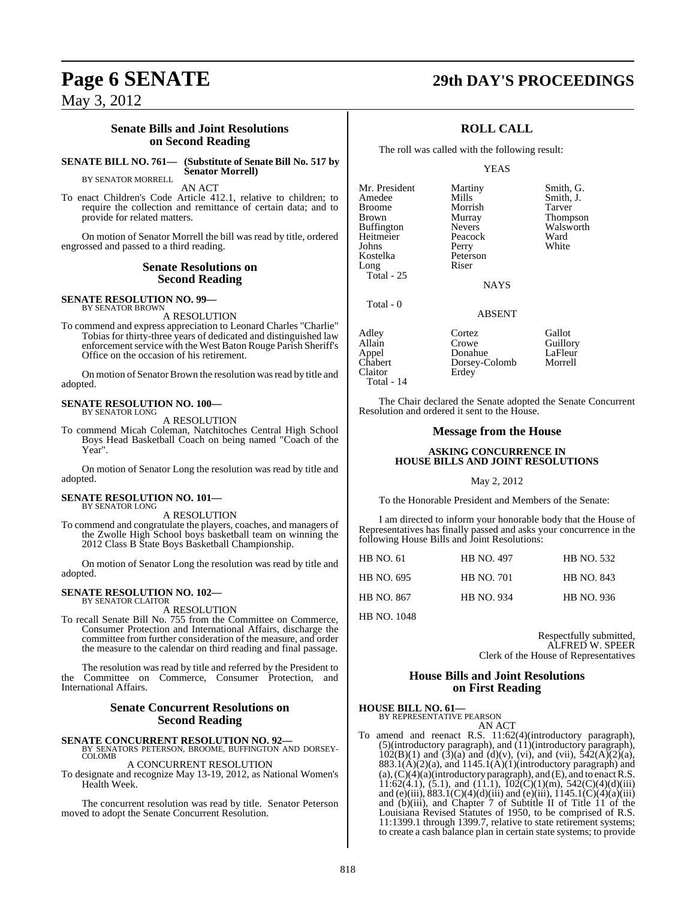## Senate Bills and Joint Resolutions on Second Reading

**SENATE BILL NO. 761— (Substitute of Senate Bill No. 517 by Senator Morrell)**
BY SENATOR MORRELL

AN ACT

To enact Children's Code Article 412.1, relative to children; to require the collection and remittance of certain data; and to provide for related matters.

On motion of Senator Morrell the bill was read by title, ordered engrossed and passed to a third reading.

## Senate Resolutions on Second Reading

**SENATE RESOLUTION NO. 99—**
BY SENATOR BROWN

A RESOLUTION

To commend and express appreciation to Leonard Charles "Charlie" Tobias for thirty-three years of dedicated and distinguished law enforcement service with the West Baton Rouge Parish Sheriff's Office on the occasion of his retirement.

On motion of Senator Brown the resolution was read by title and adopted.

**SENATE RESOLUTION NO. 100—**
BY SENATOR LONG

A RESOLUTION

To commend Micah Coleman, Natchitoches Central High School Boys Head Basketball Coach on being named "Coach of the Year".

On motion of Senator Long the resolution was read by title and adopted.

**SENATE RESOLUTION NO. 101—**
BY SENATOR LONG

A RESOLUTION

To commend and congratulate the players, coaches, and managers of the Zwolle High School boys basketball team on winning the 2012 Class B State Boys Basketball Championship.

On motion of Senator Long the resolution was read by title and adopted.

**SENATE RESOLUTION NO. 102—**
BY SENATOR CLAITOR

A RESOLUTION

To recall Senate Bill No. 755 from the Committee on Commerce, Consumer Protection and International Affairs, discharge the committee from further consideration of the measure, and order the measure to the calendar on third reading and final passage.

The resolution was read by title and referred by the President to the Committee on Commerce, Consumer Protection, and International Affairs.

## Senate Concurrent Resolutions on Second Reading

**SENATE CONCURRENT RESOLUTION NO. 92—**
BY SENATORS PETERSON, BROOME, BUFFINGTON AND DORSEY-COLOMB

A CONCURRENT RESOLUTION

To designate and recognize May 13-19, 2012, as National Women's Health Week.

The concurrent resolution was read by title. Senator Peterson moved to adopt the Senate Concurrent Resolution.

## ROLL CALL

The roll was called with the following result:

YEAS

| | | |
|---|---|---|
| Mr. President | Martiny | Smith, G. |
| Amedee | Mills | Smith, J. |
| Broome | Morrish | Tarver |
| Brown | Murray | Thompson |
| Buffington | Nevers | Walsworth |
| Heitmeier | Peacock | Ward |
| Johns | Perry | White |
| Kostelka | Peterson | |
| Long | Riser | |

Total - 25

NAYS

Total - 0

ABSENT

| | | |
|---|---|---|
| Adley | Cortez | Gallot |
| Allain | Crowe | Guillory |
| Appel | Donahue | LaFleur |
| Chabert | Dorsey-Colomb | Morrell |
| Claitor | Erdey | |

Total - 14

The Chair declared the Senate adopted the Senate Concurrent Resolution and ordered it sent to the House.

## Message from the House

**ASKING CONCURRENCE IN HOUSE BILLS AND JOINT RESOLUTIONS**

May 2, 2012

To the Honorable President and Members of the Senate:

I am directed to inform your honorable body that the House of Representatives has finally passed and asks your concurrence in the following House Bills and Joint Resolutions:

| | | |
|---|---|---|
| HB NO. 61 | HB NO. 497 | HB NO. 532 |
| HB NO. 695 | HB NO. 701 | HB NO. 843 |
| HB NO. 867 | HB NO. 934 | HB NO. 936 |
| HB NO. 1048 | | |

Respectfully submitted,
ALFRED W. SPEER
Clerk of the House of Representatives

## House Bills and Joint Resolutions on First Reading

**HOUSE BILL NO. 61—**
BY REPRESENTATIVE PEARSON

AN ACT

To amend and reenact R.S. 11:62(4)(introductory paragraph), (5)(introductory paragraph), and (11)(introductory paragraph), 102(B)(1) and (3)(a) and (d)(v), (vi), and (vii), 542(A)(2)(a), 883.1(A)(2)(a), and 1145.1(A)(1)(introductory paragraph) and (a), (C)(4)(a)(introductory paragraph), and (E), and to enact R.S. 11:62(4.1), (5.1), and (11.1), 102(C)(1)(m), 542(C)(4)(d)(iii) and (e)(iii), 883.1(C)(4)(d)(iii) and (e)(iii), 1145.1(C)(4)(a)(iii) and (b)(iii), and Chapter 7 of Subtitle II of Title 11 of the Louisiana Revised Statutes of 1950, to be comprised of R.S. 11:1399.1 through 1399.7, relative to state retirement systems; to create a cash balance plan in certain state systems; to provide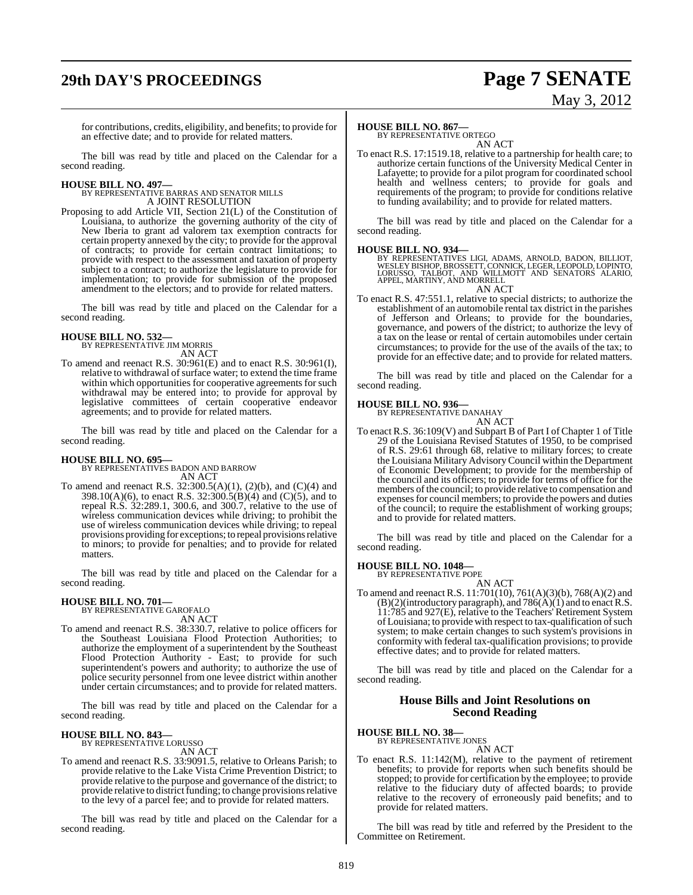for contributions, credits, eligibility, and benefits; to provide for an effective date; and to provide for related matters.

The bill was read by title and placed on the Calendar for a second reading.

**HOUSE BILL NO. 497—**
BY REPRESENTATIVE BARRAS AND SENATOR MILLS
A JOINT RESOLUTION

Proposing to add Article VII, Section 21(L) of the Constitution of Louisiana, to authorize the governing authority of the city of New Iberia to grant ad valorem tax exemption contracts for certain property annexed by the city; to provide for the approval of contracts; to provide for certain contract limitations; to provide with respect to the assessment and taxation of property subject to a contract; to authorize the legislature to provide for implementation; to provide for submission of the proposed amendment to the electors; and to provide for related matters.

The bill was read by title and placed on the Calendar for a second reading.

**HOUSE BILL NO. 532—**
BY REPRESENTATIVE JIM MORRIS
AN ACT

To amend and reenact R.S. 30:961(E) and to enact R.S. 30:961(I), relative to withdrawal of surface water; to extend the time frame within which opportunities for cooperative agreements for such withdrawal may be entered into; to provide for approval by legislative committees of certain cooperative endeavor agreements; and to provide for related matters.

The bill was read by title and placed on the Calendar for a second reading.

**HOUSE BILL NO. 695—**
BY REPRESENTATIVES BADON AND BARROW
AN ACT

To amend and reenact R.S. 32:300.5(A)(1), (2)(b), and (C)(4) and 398.10(A)(6), to enact R.S. 32:300.5(B)(4) and (C)(5), and to repeal R.S. 32:289.1, 300.6, and 300.7, relative to the use of wireless communication devices while driving; to prohibit the use of wireless communication devices while driving; to repeal provisions providing for exceptions; to repeal provisions relative to minors; to provide for penalties; and to provide for related matters.

The bill was read by title and placed on the Calendar for a second reading.

**HOUSE BILL NO. 701—**
BY REPRESENTATIVE GAROFALO
AN ACT

To amend and reenact R.S. 38:330.7, relative to police officers for the Southeast Louisiana Flood Protection Authorities; to authorize the employment of a superintendent by the Southeast Flood Protection Authority - East; to provide for such superintendent's powers and authority; to authorize the use of police security personnel from one levee district within another under certain circumstances; and to provide for related matters.

The bill was read by title and placed on the Calendar for a second reading.

**HOUSE BILL NO. 843—**
BY REPRESENTATIVE LORUSSO
AN ACT

To amend and reenact R.S. 33:9091.5, relative to Orleans Parish; to provide relative to the Lake Vista Crime Prevention District; to provide relative to the purpose and governance of the district; to provide relative to district funding; to change provisions relative to the levy of a parcel fee; and to provide for related matters.

The bill was read by title and placed on the Calendar for a second reading.

**HOUSE BILL NO. 867—**
BY REPRESENTATIVE ORTEGO
AN ACT

To enact R.S. 17:1519.18, relative to a partnership for health care; to authorize certain functions of the University Medical Center in Lafayette; to provide for a pilot program for coordinated school health and wellness centers; to provide for goals and requirements of the program; to provide for conditions relative to funding availability; and to provide for related matters.

The bill was read by title and placed on the Calendar for a second reading.

**HOUSE BILL NO. 934—**
BY REPRESENTATIVES LIGI, ADAMS, ARNOLD, BADON, BILLIOT, WESLEY BISHOP, BROSSETT, CONNICK, LEGER, LEOPOLD, LOPINTO, LORUSSO, TALBOT, AND WILLMOTT AND SENATORS ALARIO, APPEL, MARTINY, AND MORRELL
AN ACT

To enact R.S. 47:551.1, relative to special districts; to authorize the establishment of an automobile rental tax district in the parishes of Jefferson and Orleans; to provide for the boundaries, governance, and powers of the district; to authorize the levy of a tax on the lease or rental of certain automobiles under certain circumstances; to provide for the use of the avails of the tax; to provide for an effective date; and to provide for related matters.

The bill was read by title and placed on the Calendar for a second reading.

**HOUSE BILL NO. 936—**
BY REPRESENTATIVE DANAHAY
AN ACT

To enact R.S. 36:109(V) and Subpart B of Part I of Chapter 1 of Title 29 of the Louisiana Revised Statutes of 1950, to be comprised of R.S. 29:61 through 68, relative to military forces; to create the Louisiana Military Advisory Council within the Department of Economic Development; to provide for the membership of the council and its officers; to provide for terms of office for the members of the council; to provide relative to compensation and expenses for council members; to provide the powers and duties of the council; to require the establishment of working groups; and to provide for related matters.

The bill was read by title and placed on the Calendar for a second reading.

**HOUSE BILL NO. 1048—**
BY REPRESENTATIVE POPE
AN ACT

To amend and reenact R.S. 11:701(10), 761(A)(3)(b), 768(A)(2) and (B)(2)(introductory paragraph), and 786(A)(1) and to enact R.S. 11:785 and 927(E), relative to the Teachers' Retirement System of Louisiana; to provide with respect to tax-qualification of such system; to make certain changes to such system's provisions in conformity with federal tax-qualification provisions; to provide effective dates; and to provide for related matters.

The bill was read by title and placed on the Calendar for a second reading.

## House Bills and Joint Resolutions on Second Reading

**HOUSE BILL NO. 38—**
BY REPRESENTATIVE JONES
AN ACT

To enact R.S. 11:142(M), relative to the payment of retirement benefits; to provide for reports when such benefits should be stopped; to provide for certification by the employee; to provide relative to the fiduciary duty of affected boards; to provide relative to the recovery of erroneously paid benefits; and to provide for related matters.

The bill was read by title and referred by the President to the Committee on Retirement.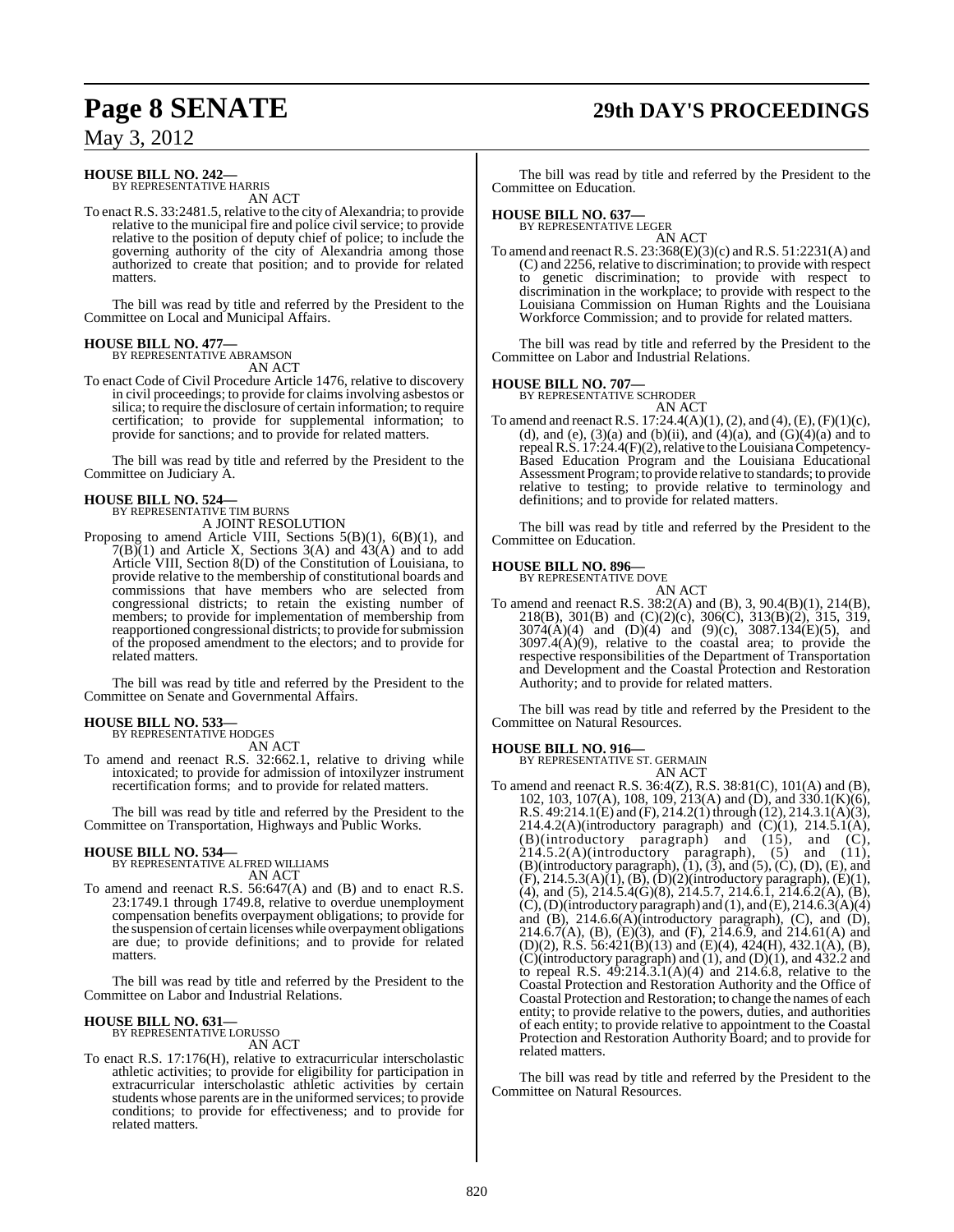**HOUSE BILL NO. 242—**
BY REPRESENTATIVE HARRIS

AN ACT

To enact R.S. 33:2481.5, relative to the city of Alexandria; to provide relative to the municipal fire and police civil service; to provide relative to the position of deputy chief of police; to include the governing authority of the city of Alexandria among those authorized to create that position; and to provide for related matters.

The bill was read by title and referred by the President to the Committee on Local and Municipal Affairs.

**HOUSE BILL NO. 477—**
BY REPRESENTATIVE ABRAMSON

AN ACT

To enact Code of Civil Procedure Article 1476, relative to discovery in civil proceedings; to provide for claims involving asbestos or silica; to require the disclosure of certain information; to require certification; to provide for supplemental information; to provide for sanctions; and to provide for related matters.

The bill was read by title and referred by the President to the Committee on Judiciary A.

**HOUSE BILL NO. 524—**
BY REPRESENTATIVE TIM BURNS

A JOINT RESOLUTION

Proposing to amend Article VIII, Sections 5(B)(1), 6(B)(1), and 7(B)(1) and Article X, Sections 3(A) and 43(A) and to add Article VIII, Section 8(D) of the Constitution of Louisiana, to provide relative to the membership of constitutional boards and commissions that have members who are selected from congressional districts; to retain the existing number of members; to provide for implementation of membership from reapportioned congressional districts; to provide for submission of the proposed amendment to the electors; and to provide for related matters.

The bill was read by title and referred by the President to the Committee on Senate and Governmental Affairs.

**HOUSE BILL NO. 533—**
BY REPRESENTATIVE HODGES

AN ACT

To amend and reenact R.S. 32:662.1, relative to driving while intoxicated; to provide for admission of intoxilyzer instrument recertification forms; and to provide for related matters.

The bill was read by title and referred by the President to the Committee on Transportation, Highways and Public Works.

**HOUSE BILL NO. 534—**
BY REPRESENTATIVE ALFRED WILLIAMS

AN ACT

To amend and reenact R.S. 56:647(A) and (B) and to enact R.S. 23:1749.1 through 1749.8, relative to overdue unemployment compensation benefits overpayment obligations; to provide for the suspension of certain licenses while overpayment obligations are due; to provide definitions; and to provide for related matters.

The bill was read by title and referred by the President to the Committee on Labor and Industrial Relations.

**HOUSE BILL NO. 631—**
BY REPRESENTATIVE LORUSSO

AN ACT

To enact R.S. 17:176(H), relative to extracurricular interscholastic athletic activities; to provide for eligibility for participation in extracurricular interscholastic athletic activities by certain students whose parents are in the uniformed services; to provide conditions; to provide for effectiveness; and to provide for related matters.

The bill was read by title and referred by the President to the Committee on Education.

**HOUSE BILL NO. 637—**
BY REPRESENTATIVE LEGER

AN ACT

To amend and reenact R.S. 23:368(E)(3)(c) and R.S. 51:2231(A) and (C) and 2256, relative to discrimination; to provide with respect to genetic discrimination; to provide with respect to discrimination in the workplace; to provide with respect to the Louisiana Commission on Human Rights and the Louisiana Workforce Commission; and to provide for related matters.

The bill was read by title and referred by the President to the Committee on Labor and Industrial Relations.

**HOUSE BILL NO. 707—**
BY REPRESENTATIVE SCHRODER

AN ACT

To amend and reenact R.S. 17:24.4(A)(1), (2), and (4), (E), (F)(1)(c), (d), and (e), (3)(a) and (b)(ii), and (4)(a), and (G)(4)(a) and to repeal R.S. 17:24.4(F)(2), relative to the Louisiana Competency-Based Education Program and the Louisiana Educational Assessment Program; to provide relative to standards; to provide relative to testing; to provide relative to terminology and definitions; and to provide for related matters.

The bill was read by title and referred by the President to the Committee on Education.

**HOUSE BILL NO. 896—**
BY REPRESENTATIVE DOVE

AN ACT

To amend and reenact R.S. 38:2(A) and (B), 3, 90.4(B)(1), 214(B), 218(B), 301(B) and (C)(2)(c), 306(C), 313(B)(2), 315, 319, 3074(A)(4) and (D)(4) and (9)(c), 3087.134(E)(5), and 3097.4(A)(9), relative to the coastal area; to provide the respective responsibilities of the Department of Transportation and Development and the Coastal Protection and Restoration Authority; and to provide for related matters.

The bill was read by title and referred by the President to the Committee on Natural Resources.

**HOUSE BILL NO. 916—**
BY REPRESENTATIVE ST. GERMAIN

AN ACT

To amend and reenact R.S. 36:4(Z), R.S. 38:81(C), 101(A) and (B), 102, 103, 107(A), 108, 109, 213(A) and (D), and 330.1(K)(6), R.S. 49:214.1(E) and (F), 214.2(1) through (12), 214.3.1(A)(3), 214.4.2(A)(introductory paragraph) and (C)(1), 214.5.1(A), (B)(introductory paragraph) and (15), and (C), 214.5.2(A)(introductory paragraph), (5) and (11), (B)(introductory paragraph), (1), (3), and (5), (C), (D), (E), and (F), 214.5.3(A)(1), (B), (D)(2)(introductory paragraph), (E)(1), (4), and (5), 214.5.4(G)(8), 214.5.7, 214.6.1, 214.6.2(A), (B), (C), (D)(introductory paragraph) and (1), and (E), 214.6.3(A)(4) and (B), 214.6.6(A)(introductory paragraph), (C), and (D), 214.6.7(A), (B), (E)(3), and (F), 214.6.9, and 214.61(A) and (D)(2), R.S. 56:421(B)(13) and (E)(4), 424(H), 432.1(A), (B), (C)(introductory paragraph) and (1), and (D)(1), and 432.2 and to repeal R.S. 49:214.3.1(A)(4) and 214.6.8, relative to the Coastal Protection and Restoration Authority and the Office of Coastal Protection and Restoration; to change the names of each entity; to provide relative to the powers, duties, and authorities of each entity; to provide relative to appointment to the Coastal Protection and Restoration Authority Board; and to provide for related matters.

The bill was read by title and referred by the President to the Committee on Natural Resources.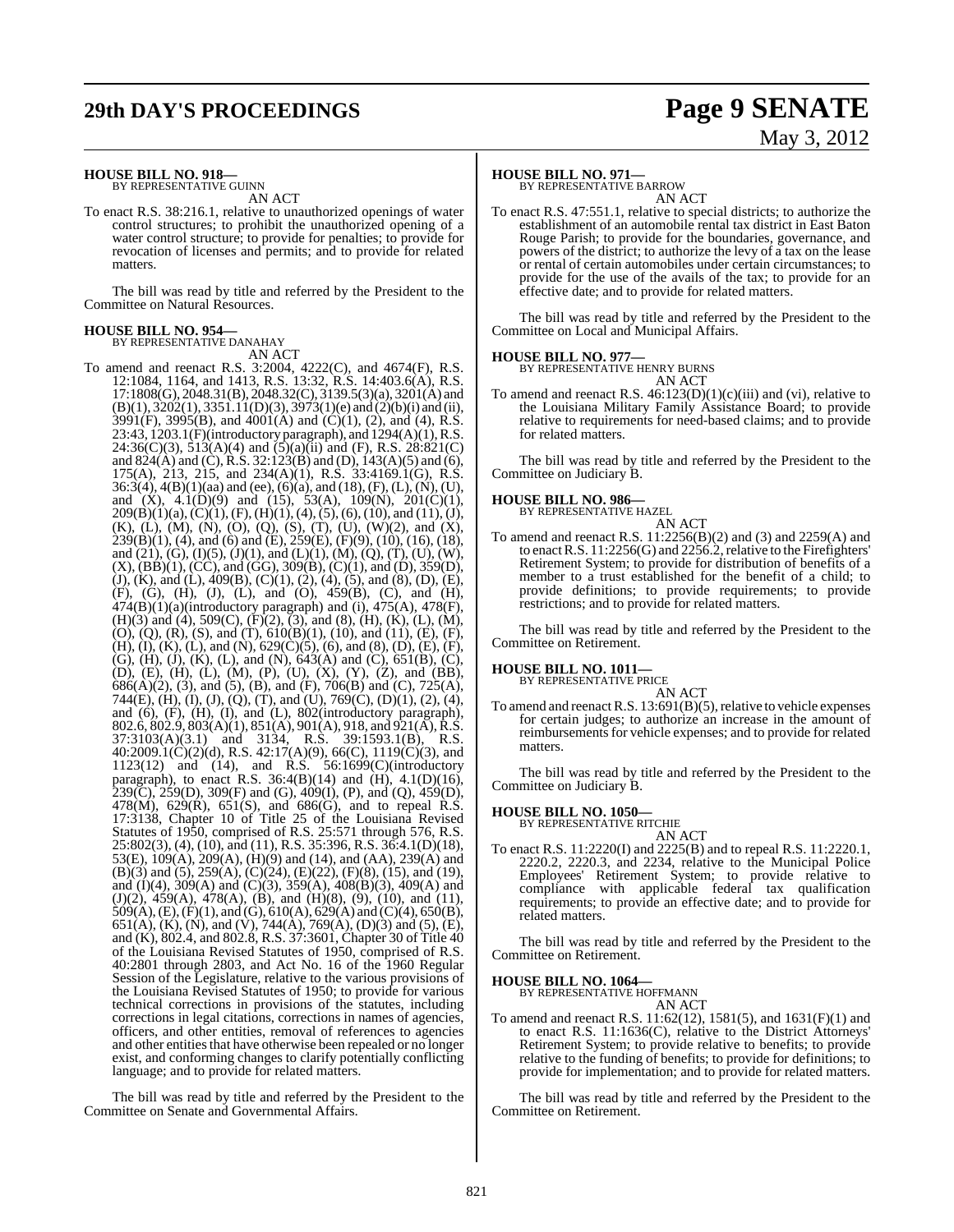**HOUSE BILL NO. 918—**
BY REPRESENTATIVE GUINN

AN ACT

To enact R.S. 38:216.1, relative to unauthorized openings of water control structures; to prohibit the unauthorized opening of a water control structure; to provide for penalties; to provide for revocation of licenses and permits; and to provide for related matters.

The bill was read by title and referred by the President to the Committee on Natural Resources.

**HOUSE BILL NO. 954—**
BY REPRESENTATIVE DANAHAY

AN ACT

To amend and reenact R.S. 3:2004, 4222(C), and 4674(F), R.S. 12:1084, 1164, and 1413, R.S. 13:32, R.S. 14:403.6(A), R.S. 17:1808(G), 2048.31(B), 2048.32(C), 3139.5(3)(a), 3201(A) and (B)(1), 3202(1), 3351.11(D)(3), 3973(1)(e) and (2)(b)(i) and (ii), 3991(F), 3995(B), and 4001(A) and (C)(1), (2), and (4), R.S. 23:43, 1203.1(F)(introductory paragraph), and 1294(A)(1), R.S. 24:36(C)(3), 513(A)(4) and (5)(a)(ii) and (F), R.S. 28:821(C) and 824(A) and (C), R.S. 32:123(B) and (D), 143(A)(5) and (6), 175(A), 213, 215, and 234(A)(1), R.S. 33:4169.1(G), R.S. 36:3(4), 4(B)(1)(aa) and (ee), (6)(a), and (18), (F), (L), (N), (U), and (X), 4.1(D)(9) and (15), 53(A), 109(N), 201(C)(1), 209(B)(1)(a), (C)(1), (F), (H)(1), (4), (5), (6), (10), and (11), (J), (K), (L), (M), (N), (O), (Q), (S), (T), (U), (W)(2), and (X), 239(B)(1), (4), and (6) and (E), 259(E), (F)(9), (10), (16), (18), and (21), (G), (I)(5), (J)(1), and (L)(1), (M), (Q), (T), (U), (W), (X), (BB)(1), (CC), and (GG), 309(B), (C)(1), and (D), 359(D), (J), (K), and (L), 409(B), (C)(1), (2), (4), (5), and (8), (D), (E), (F), (G), (H), (J), (L), and (O), 459(B), (C), and (H), 474(B)(1)(a)(introductory paragraph) and (i), 475(A), 478(F), (H)(3) and (4), 509(C), (F)(2), (3), and (8), (H), (K), (L), (M), (O), (Q), (R), (S), and (T), 610(B)(1), (10), and (11), (E), (F), (H), (I), (K), (L), and (N), 629(C)(5), (6), and (8), (D), (E), (F), (G), (H), (J), (K), (L), and (N), 643(A) and (C), 651(B), (C), (D), (E), (H), (L), (M), (P), (U), (X), (Y), (Z), and (BB), 686(A)(2), (3), and (5), (B), and (F), 706(B) and (C), 725(A), 744(E), (H), (I), (J), (Q), (T), and (U), 769(C), (D)(1), (2), (4), and (6), (F), (H), (I), and (L), 802(introductory paragraph), 802.6, 802.9, 803(A)(1), 851(A), 901(A), 918, and 921(A), R.S. 37:3103(A)(3.1) and 3134, R.S. 39:1593.1(B), R.S. 40:2009.1(C)(2)(d), R.S. 42:17(A)(9), 66(C), 1119(C)(3), and 1123(12) and (14), and R.S. 56:1699(C)(introductory paragraph), to enact R.S. 36:4(B)(14) and (H), 4.1(D)(16), 239(C), 259(D), 309(F) and (G), 409(I), (P), and (Q), 459(D), 478(M), 629(R), 651(S), and 686(G), and to repeal R.S. 17:3138, Chapter 10 of Title 25 of the Louisiana Revised Statutes of 1950, comprised of R.S. 25:571 through 576, R.S. 25:802(3), (4), (10), and (11), R.S. 35:396, R.S. 36:4.1(D)(18), 53(E), 109(A), 209(A), (H)(9) and (14), and (AA), 239(A) and (B)(3) and (5), 259(A), (C)(24), (E)(22), (F)(8), (15), and (19), and (I)(4), 309(A) and (C)(3), 359(A), 408(B)(3), 409(A) and (J)(2), 459(A), 478(A), (B), and (H)(8), (9), (10), and (11), 509(A), (E), (F)(1), and (G), 610(A), 629(A) and (C)(4), 650(B), 651(A), (K), (N), and (V), 744(A), 769(A), (D)(3) and (5), (E), and (K), 802.4, and 802.8, R.S. 37:3601, Chapter 30 of Title 40 of the Louisiana Revised Statutes of 1950, comprised of R.S. 40:2801 through 2803, and Act No. 16 of the 1960 Regular Session of the Legislature, relative to the various provisions of the Louisiana Revised Statutes of 1950; to provide for various technical corrections in provisions of the statutes, including corrections in legal citations, corrections in names of agencies, officers, and other entities, removal of references to agencies and other entities that have otherwise been repealed or no longer exist, and conforming changes to clarify potentially conflicting language; and to provide for related matters.

The bill was read by title and referred by the President to the Committee on Senate and Governmental Affairs.

**HOUSE BILL NO. 971—**
BY REPRESENTATIVE BARROW

AN ACT

To enact R.S. 47:551.1, relative to special districts; to authorize the establishment of an automobile rental tax district in East Baton Rouge Parish; to provide for the boundaries, governance, and powers of the district; to authorize the levy of a tax on the lease or rental of certain automobiles under certain circumstances; to provide for the use of the avails of the tax; to provide for an effective date; and to provide for related matters.

The bill was read by title and referred by the President to the Committee on Local and Municipal Affairs.

**HOUSE BILL NO. 977—**
BY REPRESENTATIVE HENRY BURNS

AN ACT

To amend and reenact R.S. 46:123(D)(1)(c)(iii) and (vi), relative to the Louisiana Military Family Assistance Board; to provide relative to requirements for need-based claims; and to provide for related matters.

The bill was read by title and referred by the President to the Committee on Judiciary B.

**HOUSE BILL NO. 986—**
BY REPRESENTATIVE HAZEL

AN ACT

To amend and reenact R.S. 11:2256(B)(2) and (3) and 2259(A) and to enact R.S. 11:2256(G) and 2256.2, relative to the Firefighters' Retirement System; to provide for distribution of benefits of a member to a trust established for the benefit of a child; to provide definitions; to provide requirements; to provide restrictions; and to provide for related matters.

The bill was read by title and referred by the President to the Committee on Retirement.

**HOUSE BILL NO. 1011—**
BY REPRESENTATIVE PRICE

AN ACT

To amend and reenact R.S. 13:691(B)(5), relative to vehicle expenses for certain judges; to authorize an increase in the amount of reimbursements for vehicle expenses; and to provide for related matters.

The bill was read by title and referred by the President to the Committee on Judiciary B.

**HOUSE BILL NO. 1050—**
BY REPRESENTATIVE RITCHIE

AN ACT

To enact R.S. 11:2220(I) and 2225(B) and to repeal R.S. 11:2220.1, 2220.2, 2220.3, and 2234, relative to the Municipal Police Employees' Retirement System; to provide relative to compliance with applicable federal tax qualification requirements; to provide an effective date; and to provide for related matters.

The bill was read by title and referred by the President to the Committee on Retirement.

**HOUSE BILL NO. 1064—**
BY REPRESENTATIVE HOFFMANN

AN ACT

To amend and reenact R.S. 11:62(12), 1581(5), and 1631(F)(1) and to enact R.S. 11:1636(C), relative to the District Attorneys' Retirement System; to provide relative to benefits; to provide relative to the funding of benefits; to provide for definitions; to provide for implementation; and to provide for related matters.

The bill was read by title and referred by the President to the Committee on Retirement.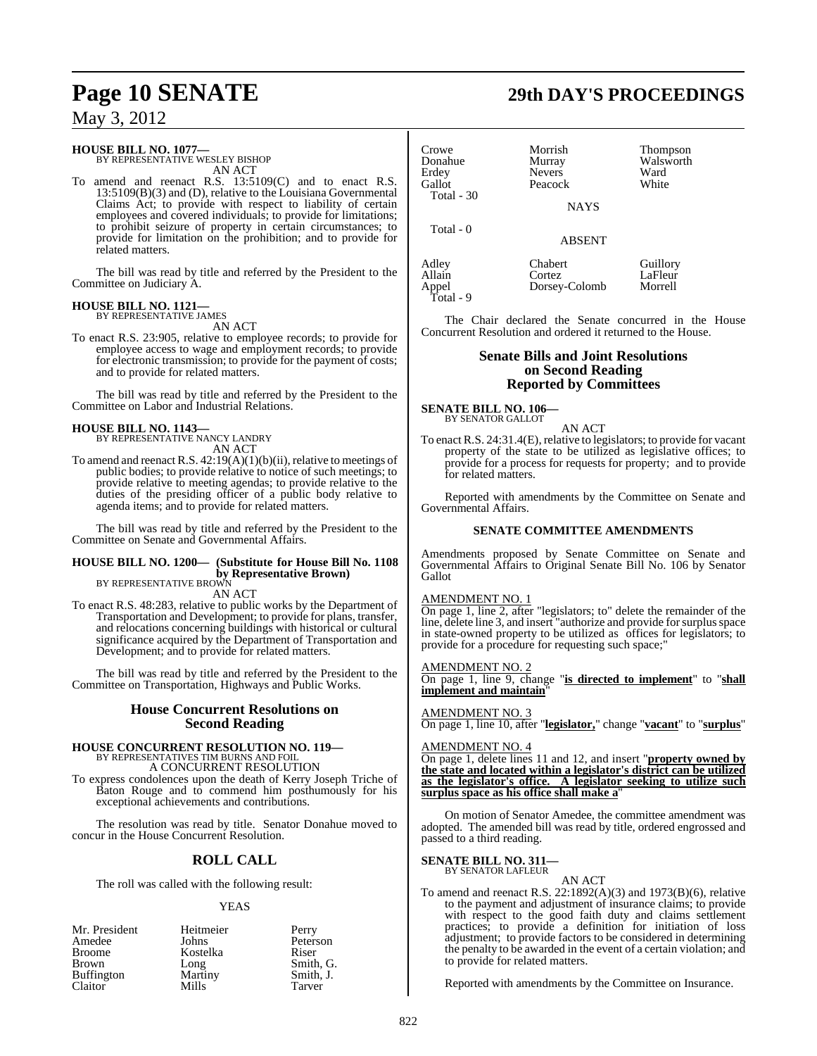**HOUSE BILL NO. 1077—**
BY REPRESENTATIVE WESLEY BISHOP
AN ACT

To amend and reenact R.S. 13:5109(C) and to enact R.S. 13:5109(B)(3) and (D), relative to the Louisiana Governmental Claims Act; to provide with respect to liability of certain employees and covered individuals; to provide for limitations; to prohibit seizure of property in certain circumstances; to provide for limitation on the prohibition; and to provide for related matters.

The bill was read by title and referred by the President to the Committee on Judiciary A.

**HOUSE BILL NO. 1121—**
BY REPRESENTATIVE JAMES
AN ACT

To enact R.S. 23:905, relative to employee records; to provide for employee access to wage and employment records; to provide for electronic transmission; to provide for the payment of costs; and to provide for related matters.

The bill was read by title and referred by the President to the Committee on Labor and Industrial Relations.

**HOUSE BILL NO. 1143—**
BY REPRESENTATIVE NANCY LANDRY
AN ACT

To amend and reenact R.S. 42:19(A)(1)(b)(ii), relative to meetings of public bodies; to provide relative to notice of such meetings; to provide relative to meeting agendas; to provide relative to the duties of the presiding officer of a public body relative to agenda items; and to provide for related matters.

The bill was read by title and referred by the President to the Committee on Senate and Governmental Affairs.

**HOUSE BILL NO. 1200— (Substitute for House Bill No. 1108 by Representative Brown)**
BY REPRESENTATIVE BROWN
AN ACT

To enact R.S. 48:283, relative to public works by the Department of Transportation and Development; to provide for plans, transfer, and relocations concerning buildings with historical or cultural significance acquired by the Department of Transportation and Development; and to provide for related matters.

The bill was read by title and referred by the President to the Committee on Transportation, Highways and Public Works.

## House Concurrent Resolutions on Second Reading

**HOUSE CONCURRENT RESOLUTION NO. 119—**
BY REPRESENTATIVES TIM BURNS AND FOIL
A CONCURRENT RESOLUTION

To express condolences upon the death of Kerry Joseph Triche of Baton Rouge and to commend him posthumously for his exceptional achievements and contributions.

The resolution was read by title. Senator Donahue moved to concur in the House Concurrent Resolution.

## ROLL CALL

The roll was called with the following result:

YEAS

| | | |
|---|---|---|
| Mr. President | Heitmeier | Perry |
| Amedee | Johns | Peterson |
| Broome | Kostelka | Riser |
| Brown | Long | Smith, G. |
| Buffington | Martiny | Smith, J. |
| Claitor | Mills | Tarver |
| Crowe | Morrish | Thompson |
| Donahue | Murray | Walsworth |
| Erdey | Nevers | Ward |
| Gallot | Peacock | White |

Total - 30

NAYS

Total - 0

ABSENT

| | | |
|---|---|---|
| Adley | Chabert | Guillory |
| Allain | Cortez | LaFleur |
| Appel | Dorsey-Colomb | Morrell |

Total - 9

The Chair declared the Senate concurred in the House Concurrent Resolution and ordered it returned to the House.

## Senate Bills and Joint Resolutions on Second Reading Reported by Committees

**SENATE BILL NO. 106—**
BY SENATOR GALLOT
AN ACT

To enact R.S. 24:31.4(E), relative to legislators; to provide for vacant property of the state to be utilized as legislative offices; to provide for a process for requests for property; and to provide for related matters.

Reported with amendments by the Committee on Senate and Governmental Affairs.

### SENATE COMMITTEE AMENDMENTS

Amendments proposed by Senate Committee on Senate and Governmental Affairs to Original Senate Bill No. 106 by Senator Gallot

AMENDMENT NO. 1
On page 1, line 2, after "legislators; to" delete the remainder of the line, delete line 3, and insert "authorize and provide for surplus space in state-owned property to be utilized as offices for legislators; to provide for a procedure for requesting such space;"

AMENDMENT NO. 2
On page 1, line 9, change "**is directed to implement**" to "**shall implement and maintain**"

AMENDMENT NO. 3
On page 1, line 10, after "**legislator,**" change "**vacant**" to "**surplus**"

AMENDMENT NO. 4
On page 1, delete lines 11 and 12, and insert "**property owned by the state and located within a legislator's district can be utilized as the legislator's office. A legislator seeking to utilize such surplus space as his office shall make a**"

On motion of Senator Amedee, the committee amendment was adopted. The amended bill was read by title, ordered engrossed and passed to a third reading.

**SENATE BILL NO. 311—**
BY SENATOR LAFLEUR
AN ACT

To amend and reenact R.S. 22:1892(A)(3) and 1973(B)(6), relative to the payment and adjustment of insurance claims; to provide with respect to the good faith duty and claims settlement practices; to provide a definition for initiation of loss adjustment; to provide factors to be considered in determining the penalty to be awarded in the event of a certain violation; and to provide for related matters.

Reported with amendments by the Committee on Insurance.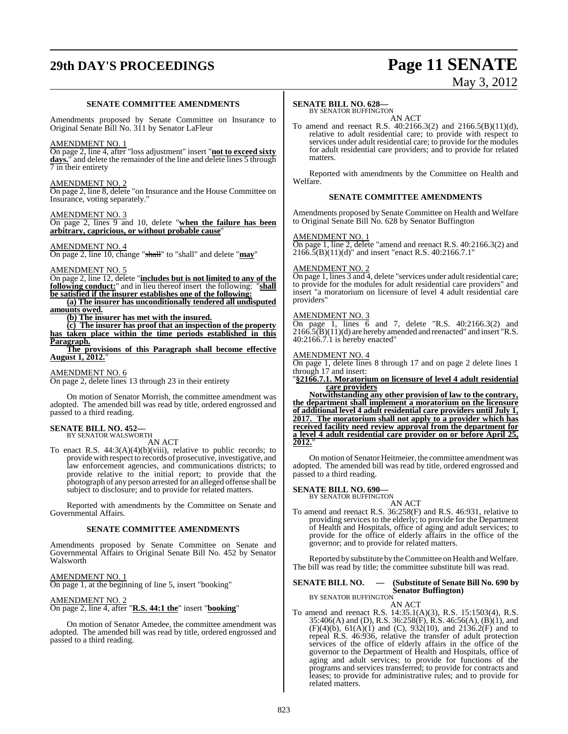**SENATE COMMITTEE AMENDMENTS**

Amendments proposed by Senate Committee on Insurance to Original Senate Bill No. 311 by Senator LaFleur

AMENDMENT NO. 1

On page 2, line 4, after "loss adjustment" insert "**not to exceed sixty days.**" and delete the remainder of the line and delete lines 5 through 7 in their entirety

AMENDMENT NO. 2

On page 2, line 8, delete "on Insurance and the House Committee on Insurance, voting separately."

AMENDMENT NO. 3

On page 2, lines 9 and 10, delete "**when the failure has been arbitrary, capricious, or without probable cause**"

AMENDMENT NO. 4

On page 2, line 10, change "~~shall~~" to "shall" and delete "**may**"

AMENDMENT NO. 5

On page 2, line 12, delete "**includes but is not limited to any of the following conduct:**" and in lieu thereof insert the following: "**shall be satisfied if the insurer establishes one of the following:**

**(a) The insurer has unconditionally tendered all undisputed amounts owed.**

**(b) The insurer has met with the insured.**

**(c) The insurer has proof that an inspection of the property has taken place within the time periods established in this Paragraph.**

**The provisions of this Paragraph shall become effective August 1, 2012.**"

AMENDMENT NO. 6

On page 2, delete lines 13 through 23 in their entirety

On motion of Senator Morrish, the committee amendment was adopted. The amended bill was read by title, ordered engrossed and passed to a third reading.

**SENATE BILL NO. 452—**
BY SENATOR WALSWORTH

AN ACT

To enact R.S. 44:3(A)(4)(b)(viii), relative to public records; to provide with respect to records of prosecutive, investigative, and law enforcement agencies, and communications districts; to provide relative to the initial report; to provide that the photograph of any person arrested for an alleged offense shall be subject to disclosure; and to provide for related matters.

Reported with amendments by the Committee on Senate and Governmental Affairs.

**SENATE COMMITTEE AMENDMENTS**

Amendments proposed by Senate Committee on Senate and Governmental Affairs to Original Senate Bill No. 452 by Senator Walsworth

AMENDMENT NO. 1

On page 1, at the beginning of line 5, insert "booking"

AMENDMENT NO. 2

On page 2, line 4, after "**R.S. 44:1 the**" insert "**booking**"

On motion of Senator Amedee, the committee amendment was adopted. The amended bill was read by title, ordered engrossed and passed to a third reading.

**SENATE BILL NO. 628—**
BY SENATOR BUFFINGTON

AN ACT

To amend and reenact R.S. 40:2166.3(2) and 2166.5(B)(11)(d), relative to adult residential care; to provide with respect to services under adult residential care; to provide for the modules for adult residential care providers; and to provide for related matters.

Reported with amendments by the Committee on Health and Welfare.

**SENATE COMMITTEE AMENDMENTS**

Amendments proposed by Senate Committee on Health and Welfare to Original Senate Bill No. 628 by Senator Buffington

AMENDMENT NO. 1

On page 1, line 2, delete "amend and reenact R.S. 40:2166.3(2) and 2166.5(B)(11)(d)" and insert "enact R.S. 40:2166.7.1"

AMENDMENT NO. 2

On page 1, lines 3 and 4, delete "services under adult residential care; to provide for the modules for adult residential care providers" and insert "a moratorium on licensure of level 4 adult residential care providers"

AMENDMENT NO. 3

On page 1, lines 6 and 7, delete "R.S. 40:2166.3(2) and 2166.5(B)(11)(d) are hereby amended and reenacted" and insert "R.S. 40:2166.7.1 is hereby enacted"

AMENDMENT NO. 4

On page 1, delete lines 8 through 17 and on page 2 delete lines 1 through 17 and insert:

"**§2166.7.1. Moratorium on licensure of level 4 adult residential care providers**

**Notwithstanding any other provision of law to the contrary, the department shall implement a moratorium on the licensure of additional level 4 adult residential care providers until July 1, 2017. The moratorium shall not apply to a provider which has received facility need review approval from the department for a level 4 adult residential care provider on or before April 25, 2012.**"

On motion of Senator Heitmeier, the committee amendment was adopted. The amended bill was read by title, ordered engrossed and passed to a third reading.

**SENATE BILL NO. 690—**
BY SENATOR BUFFINGTON

AN ACT

To amend and reenact R.S. 36:258(F) and R.S. 46:931, relative to providing services to the elderly; to provide for the Department of Health and Hospitals, office of aging and adult services; to provide for the office of elderly affairs in the office of the governor; and to provide for related matters.

Reported by substitute by the Committee on Health and Welfare. The bill was read by title; the committee substitute bill was read.

**SENATE BILL NO. — (Substitute of Senate Bill No. 690 by Senator Buffington)**
BY SENATOR BUFFINGTON

AN ACT

To amend and reenact R.S. 14:35.1(A)(3), R.S. 15:1503(4), R.S. 35:406(A) and (D), R.S. 36:258(F), R.S. 46:56(A), (B)(1), and (F)(4)(b), 61(A)(1) and (C), 932(10), and 2136.2(F) and to repeal R.S. 46:936, relative the transfer of adult protection services of the office of elderly affairs in the office of the governor to the Department of Health and Hospitals, office of aging and adult services; to provide for functions of the programs and services transferred; to provide for contracts and leases; to provide for administrative rules; and to provide for related matters.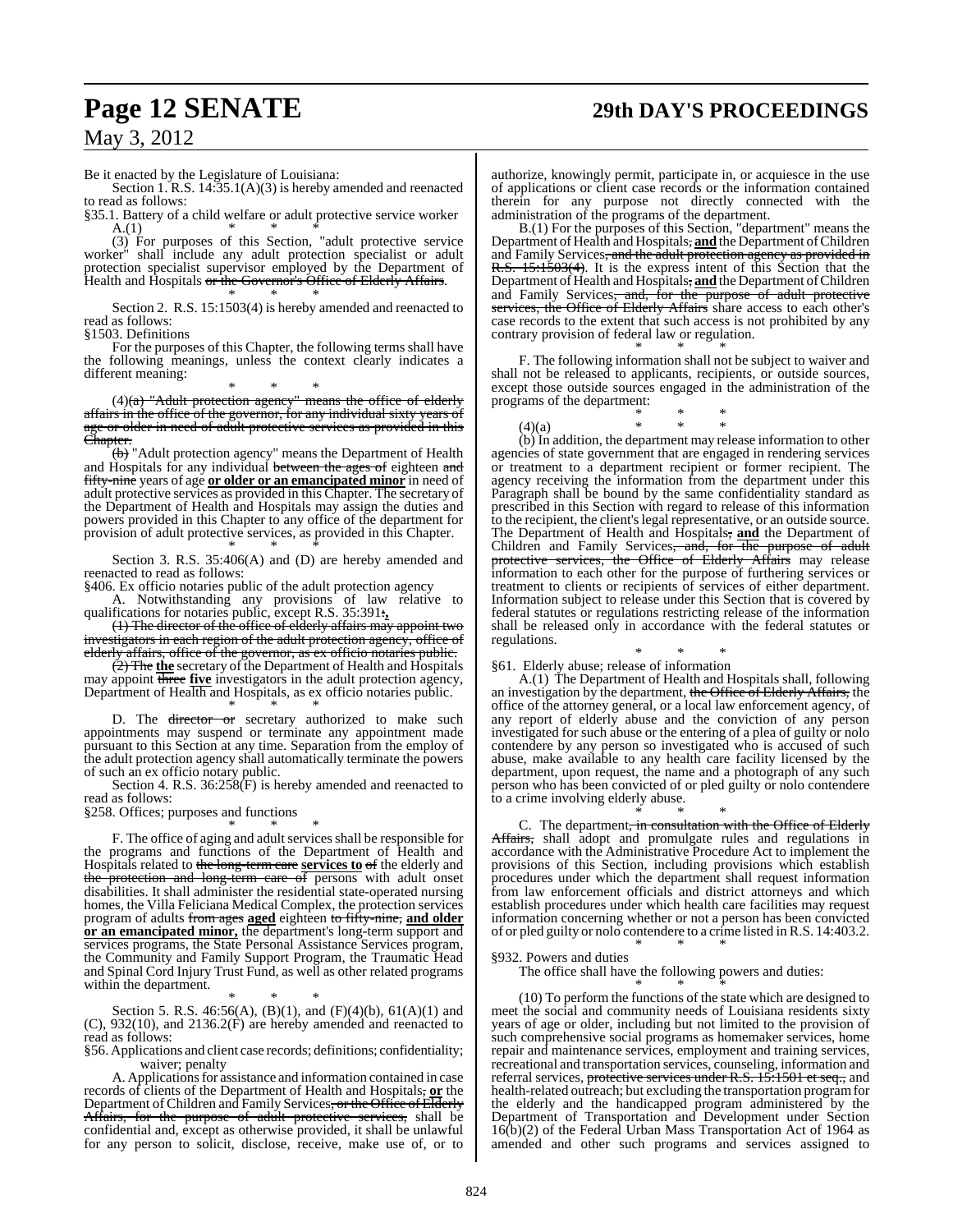Be it enacted by the Legislature of Louisiana:

Section 1. R.S. 14:35.1(A)(3) is hereby amended and reenacted to read as follows:

§35.1. Battery of a child welfare or adult protective service worker

A.(1) * * *

(3) For purposes of this Section, "adult protective service worker" shall include any adult protection specialist or adult protection specialist supervisor employed by the Department of Health and Hospitals ~~or the Governor's Office of Elderly Affairs~~.

\* \* \*

Section 2. R.S. 15:1503(4) is hereby amended and reenacted to read as follows:

§1503. Definitions

For the purposes of this Chapter, the following terms shall have the following meanings, unless the context clearly indicates a different meaning:

\* \* \*

(4)~~(a) "Adult protection agency" means the office of elderly affairs in the office of the governor, for any individual sixty years of age or older in need of adult protective services as provided in this Chapter.~~

~~(b)~~ "Adult protection agency" means the Department of Health and Hospitals for any individual ~~between the ages of~~ eighteen ~~and fifty-nine~~ years of age **or older or an emancipated minor** in need of adult protective services as provided in this Chapter. The secretary of the Department of Health and Hospitals may assign the duties and powers provided in this Chapter to any office of the department for provision of adult protective services, as provided in this Chapter.

\* \* \*

Section 3. R.S. 35:406(A) and (D) are hereby amended and reenacted to read as follows:

§406. Ex officio notaries public of the adult protection agency

A. Notwithstanding any provisions of law relative to qualifications for notaries public, except R.S. 35:391~~:~~**,**

~~(1) The director of the office of elderly affairs may appoint two investigators in each region of the adult protection agency, office of elderly affairs, office of the governor, as ex officio notaries public.~~

~~(2) The~~ **the** secretary of the Department of Health and Hospitals may appoint ~~three~~ **five** investigators in the adult protection agency, Department of Health and Hospitals, as ex officio notaries public.

\* \* \*

D. The ~~director or~~ secretary authorized to make such appointments may suspend or terminate any appointment made pursuant to this Section at any time. Separation from the employ of the adult protection agency shall automatically terminate the powers of such an ex officio notary public.

Section 4. R.S. 36:258(F) is hereby amended and reenacted to read as follows:

§258. Offices; purposes and functions

\* \* \*

F. The office of aging and adult services shall be responsible for the programs and functions of the Department of Health and Hospitals related to ~~the long-term care~~ **services to** ~~of~~ the elderly and ~~the protection and long-term care of~~ persons with adult onset disabilities. It shall administer the residential state-operated nursing homes, the Villa Feliciana Medical Complex, the protection services program of adults ~~from ages~~ **aged** eighteen ~~to fifty-nine,~~ **and older or an emancipated minor,** the department's long-term support and services programs, the State Personal Assistance Services program, the Community and Family Support Program, the Traumatic Head and Spinal Cord Injury Trust Fund, as well as other related programs within the department.

\* \* \*

Section 5. R.S. 46:56(A), (B)(1), and (F)(4)(b), 61(A)(1) and (C), 932(10), and 2136.2(F) are hereby amended and reenacted to read as follows:

§56. Applications and client case records; definitions; confidentiality; waiver; penalty

A. Applications for assistance and information contained in case records of clients of the Department of Health and Hospitals~~,~~ **or** the Department of Children and Family Services~~, or the Office of Elderly Affairs, for the purpose of adult protective services,~~ shall be confidential and, except as otherwise provided, it shall be unlawful for any person to solicit, disclose, receive, make use of, or to authorize, knowingly permit, participate in, or acquiesce in the use of applications or client case records or the information contained therein for any purpose not directly connected with the administration of the programs of the department.

B.(1) For the purposes of this Section, "department" means the Department of Health and Hospitals~~,~~ **and** the Department of Children and Family Services~~, and the adult protection agency as provided in R.S. 15:1503(4)~~. It is the express intent of this Section that the Department of Health and Hospitals~~,~~ **and** the Department of Children and Family Services~~, and, for the purpose of adult protective services, the Office of Elderly Affairs~~ share access to each other's case records to the extent that such access is not prohibited by any contrary provision of federal law or regulation.

\* \* \*

F. The following information shall not be subject to waiver and shall not be released to applicants, recipients, or outside sources, except those outside sources engaged in the administration of the programs of the department:

\* \* \*

(4)(a) * * *

(b) In addition, the department may release information to other agencies of state government that are engaged in rendering services or treatment to a department recipient or former recipient. The agency receiving the information from the department under this Paragraph shall be bound by the same confidentiality standard as prescribed in this Section with regard to release of this information to the recipient, the client's legal representative, or an outside source. The Department of Health and Hospitals~~,~~ **and** the Department of Children and Family Services~~, and, for the purpose of adult protective services, the Office of Elderly Affairs~~ may release information to each other for the purpose of furthering services or treatment to clients or recipients of services of either department. Information subject to release under this Section that is covered by federal statutes or regulations restricting release of the information shall be released only in accordance with the federal statutes or regulations.

\* \* \*

§61. Elderly abuse; release of information

A.(1) The Department of Health and Hospitals shall, following an investigation by the department, ~~the Office of Elderly Affairs,~~ the office of the attorney general, or a local law enforcement agency, of any report of elderly abuse and the conviction of any person investigated for such abuse or the entering of a plea of guilty or nolo contendere by any person so investigated who is accused of such abuse, make available to any health care facility licensed by the department, upon request, the name and a photograph of any such person who has been convicted of or pled guilty or nolo contendere to a crime involving elderly abuse.

\* \* \*

C. The department~~, in consultation with the Office of Elderly Affairs,~~ shall adopt and promulgate rules and regulations in accordance with the Administrative Procedure Act to implement the provisions of this Section, including provisions which establish procedures under which the department shall request information from law enforcement officials and district attorneys and which establish procedures under which health care facilities may request information concerning whether or not a person has been convicted of or pled guilty or nolo contendere to a crime listed in R.S. 14:403.2.

\* \* \*

§932. Powers and duties

The office shall have the following powers and duties:

\* \* \*

(10) To perform the functions of the state which are designed to meet the social and community needs of Louisiana residents sixty years of age or older, including but not limited to the provision of such comprehensive social programs as homemaker services, home repair and maintenance services, employment and training services, recreational and transportation services, counseling, information and referral services, ~~protective services under R.S. 15:1501 et seq.,~~ and health-related outreach; but excluding the transportation program for the elderly and the handicapped program administered by the Department of Transportation and Development under Section 16(b)(2) of the Federal Urban Mass Transportation Act of 1964 as amended and other such programs and services assigned to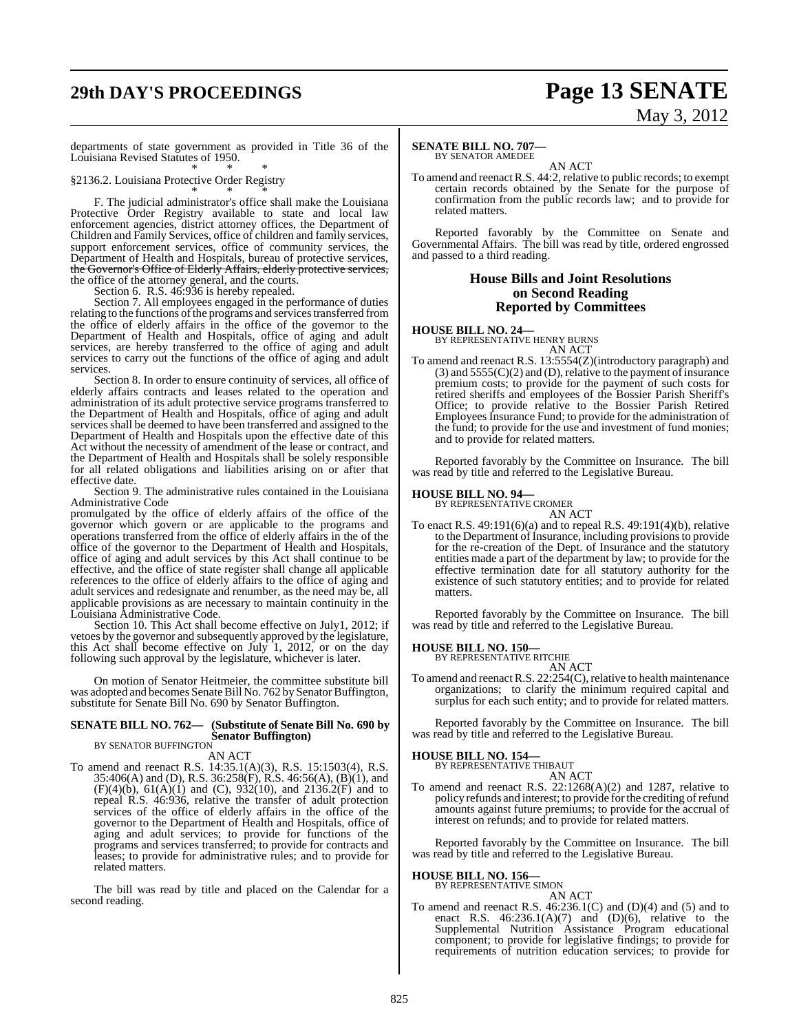departments of state government as provided in Title 36 of the Louisiana Revised Statutes of 1950.

\* \* \*

§2136.2. Louisiana Protective Order Registry

\* \* \*

F. The judicial administrator's office shall make the Louisiana Protective Order Registry available to state and local law enforcement agencies, district attorney offices, the Department of Children and Family Services, office of children and family services, support enforcement services, office of community services, the Department of Health and Hospitals, bureau of protective services, ~~the Governor's Office of Elderly Affairs, elderly protective services,~~ the office of the attorney general, and the courts.

Section 6. R.S. 46:936 is hereby repealed.

Section 7. All employees engaged in the performance of duties relating to the functions of the programs and services transferred from the office of elderly affairs in the office of the governor to the Department of Health and Hospitals, office of aging and adult services, are hereby transferred to the office of aging and adult services to carry out the functions of the office of aging and adult services.

Section 8. In order to ensure continuity of services, all office of elderly affairs contracts and leases related to the operation and administration of its adult protective service programs transferred to the Department of Health and Hospitals, office of aging and adult services shall be deemed to have been transferred and assigned to the Department of Health and Hospitals upon the effective date of this Act without the necessity of amendment of the lease or contract, and the Department of Health and Hospitals shall be solely responsible for all related obligations and liabilities arising on or after that effective date.

Section 9. The administrative rules contained in the Louisiana Administrative Code promulgated by the office of elderly affairs of the office of the governor which govern or are applicable to the programs and operations transferred from the office of elderly affairs in the of the office of the governor to the Department of Health and Hospitals, office of aging and adult services by this Act shall continue to be effective, and the office of state register shall change all applicable references to the office of elderly affairs to the office of aging and adult services and redesignate and renumber, as the need may be, all applicable provisions as are necessary to maintain continuity in the Louisiana Administrative Code.

Section 10. This Act shall become effective on July1, 2012; if vetoes by the governor and subsequently approved by the legislature, this Act shall become effective on July 1, 2012, or on the day following such approval by the legislature, whichever is later.

On motion of Senator Heitmeier, the committee substitute bill was adopted and becomes Senate Bill No. 762 by Senator Buffington, substitute for Senate Bill No. 690 by Senator Buffington.

**SENATE BILL NO. 762— (Substitute of Senate Bill No. 690 by Senator Buffington)**
BY SENATOR BUFFINGTON

AN ACT

To amend and reenact R.S. 14:35.1(A)(3), R.S. 15:1503(4), R.S. 35:406(A) and (D), R.S. 36:258(F), R.S. 46:56(A), (B)(1), and (F)(4)(b), 61(A)(1) and (C), 932(10), and 2136.2(F) and to repeal R.S. 46:936, relative the transfer of adult protection services of the office of elderly affairs in the office of the governor to the Department of Health and Hospitals, office of aging and adult services; to provide for functions of the programs and services transferred; to provide for contracts and leases; to provide for administrative rules; and to provide for related matters.

The bill was read by title and placed on the Calendar for a second reading.

**SENATE BILL NO. 707—**
BY SENATOR AMEDEE

AN ACT

To amend and reenact R.S. 44:2, relative to public records; to exempt certain records obtained by the Senate for the purpose of confirmation from the public records law; and to provide for related matters.

Reported favorably by the Committee on Senate and Governmental Affairs. The bill was read by title, ordered engrossed and passed to a third reading.

## House Bills and Joint Resolutions on Second Reading Reported by Committees

**HOUSE BILL NO. 24—**
BY REPRESENTATIVE HENRY BURNS

AN ACT

To amend and reenact R.S. 13:5554(Z)(introductory paragraph) and (3) and 5555(C)(2) and (D), relative to the payment of insurance premium costs; to provide for the payment of such costs for retired sheriffs and employees of the Bossier Parish Sheriff's Office; to provide relative to the Bossier Parish Retired Employees Insurance Fund; to provide for the administration of the fund; to provide for the use and investment of fund monies; and to provide for related matters.

Reported favorably by the Committee on Insurance. The bill was read by title and referred to the Legislative Bureau.

**HOUSE BILL NO. 94—**
BY REPRESENTATIVE CROMER

AN ACT

To enact R.S. 49:191(6)(a) and to repeal R.S. 49:191(4)(b), relative to the Department of Insurance, including provisions to provide for the re-creation of the Dept. of Insurance and the statutory entities made a part of the department by law; to provide for the effective termination date for all statutory authority for the existence of such statutory entities; and to provide for related matters.

Reported favorably by the Committee on Insurance. The bill was read by title and referred to the Legislative Bureau.

**HOUSE BILL NO. 150—**
BY REPRESENTATIVE RITCHIE

AN ACT

To amend and reenact R.S. 22:254(C), relative to health maintenance organizations; to clarify the minimum required capital and surplus for each such entity; and to provide for related matters.

Reported favorably by the Committee on Insurance. The bill was read by title and referred to the Legislative Bureau.

**HOUSE BILL NO. 154—**
BY REPRESENTATIVE THIBAUT

AN ACT

To amend and reenact R.S. 22:1268(A)(2) and 1287, relative to policy refunds and interest; to provide for the crediting of refund amounts against future premiums; to provide for the accrual of interest on refunds; and to provide for related matters.

Reported favorably by the Committee on Insurance. The bill was read by title and referred to the Legislative Bureau.

**HOUSE BILL NO. 156—**
BY REPRESENTATIVE SIMON

AN ACT

To amend and reenact R.S. 46:236.1(C) and (D)(4) and (5) and to enact R.S. 46:236.1(A)(7) and (D)(6), relative to the Supplemental Nutrition Assistance Program educational component; to provide for legislative findings; to provide for requirements of nutrition education services; to provide for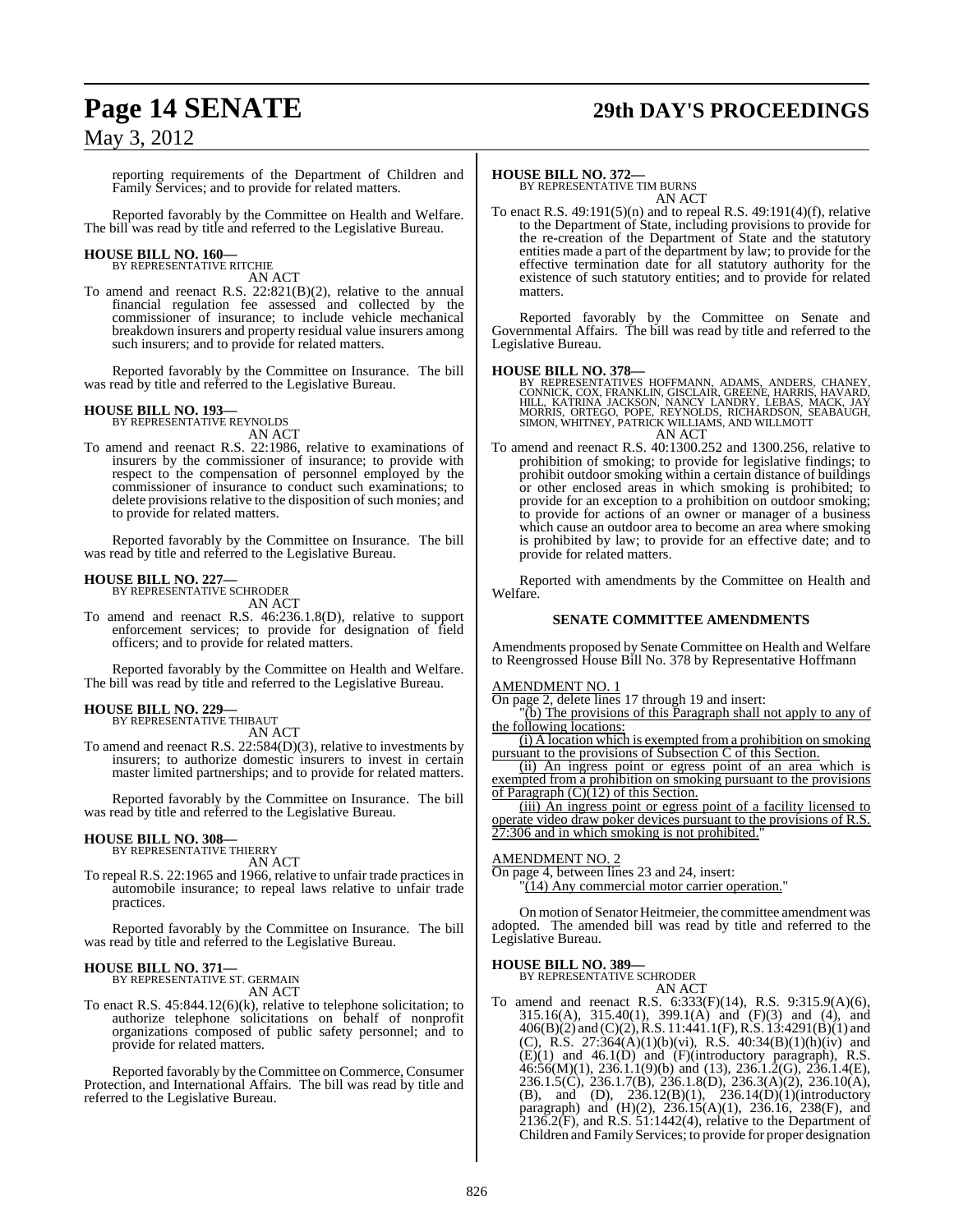reporting requirements of the Department of Children and Family Services; and to provide for related matters.

Reported favorably by the Committee on Health and Welfare. The bill was read by title and referred to the Legislative Bureau.

**HOUSE BILL NO. 160—**
BY REPRESENTATIVE RITCHIE
AN ACT

To amend and reenact R.S. 22:821(B)(2), relative to the annual financial regulation fee assessed and collected by the commissioner of insurance; to include vehicle mechanical breakdown insurers and property residual value insurers among such insurers; and to provide for related matters.

Reported favorably by the Committee on Insurance. The bill was read by title and referred to the Legislative Bureau.

**HOUSE BILL NO. 193—**
BY REPRESENTATIVE REYNOLDS
AN ACT

To amend and reenact R.S. 22:1986, relative to examinations of insurers by the commissioner of insurance; to provide with respect to the compensation of personnel employed by the commissioner of insurance to conduct such examinations; to delete provisions relative to the disposition of such monies; and to provide for related matters.

Reported favorably by the Committee on Insurance. The bill was read by title and referred to the Legislative Bureau.

**HOUSE BILL NO. 227—**
BY REPRESENTATIVE SCHRODER
AN ACT

To amend and reenact R.S. 46:236.1.8(D), relative to support enforcement services; to provide for designation of field officers; and to provide for related matters.

Reported favorably by the Committee on Health and Welfare. The bill was read by title and referred to the Legislative Bureau.

**HOUSE BILL NO. 229—**
BY REPRESENTATIVE THIBAUT
AN ACT

To amend and reenact R.S. 22:584(D)(3), relative to investments by insurers; to authorize domestic insurers to invest in certain master limited partnerships; and to provide for related matters.

Reported favorably by the Committee on Insurance. The bill was read by title and referred to the Legislative Bureau.

**HOUSE BILL NO. 308—**
BY REPRESENTATIVE THIERRY
AN ACT

To repeal R.S. 22:1965 and 1966, relative to unfair trade practices in automobile insurance; to repeal laws relative to unfair trade practices.

Reported favorably by the Committee on Insurance. The bill was read by title and referred to the Legislative Bureau.

**HOUSE BILL NO. 371—**
BY REPRESENTATIVE ST. GERMAIN
AN ACT

To enact R.S. 45:844.12(6)(k), relative to telephone solicitation; to authorize telephone solicitations on behalf of nonprofit organizations composed of public safety personnel; and to provide for related matters.

Reported favorably by the Committee on Commerce, Consumer Protection, and International Affairs. The bill was read by title and referred to the Legislative Bureau.

**HOUSE BILL NO. 372—**
BY REPRESENTATIVE TIM BURNS
AN ACT

To enact R.S. 49:191(5)(n) and to repeal R.S. 49:191(4)(f), relative to the Department of State, including provisions to provide for the re-creation of the Department of State and the statutory entities made a part of the department by law; to provide for the effective termination date for all statutory authority for the existence of such statutory entities; and to provide for related matters.

Reported favorably by the Committee on Senate and Governmental Affairs. The bill was read by title and referred to the Legislative Bureau.

**HOUSE BILL NO. 378—**
BY REPRESENTATIVES HOFFMANN, ADAMS, ANDERS, CHANEY, CONNICK, COX, FRANKLIN, GISCLAIR, GREENE, HARRIS, HAVARD, HILL, KATRINA JACKSON, NANCY LANDRY, LEBAS, MACK, JAY MORRIS, ORTEGO, POPE, REYNOLDS, RICHARDSON, SEABAUGH, SIMON, WHITNEY, PATRICK WILLIAMS, AND WILLMOTT
AN ACT

To amend and reenact R.S. 40:1300.252 and 1300.256, relative to prohibition of smoking; to provide for legislative findings; to prohibit outdoor smoking within a certain distance of buildings or other enclosed areas in which smoking is prohibited; to provide for an exception to a prohibition on outdoor smoking; to provide for actions of an owner or manager of a business which cause an outdoor area to become an area where smoking is prohibited by law; to provide for an effective date; and to provide for related matters.

Reported with amendments by the Committee on Health and Welfare.

**SENATE COMMITTEE AMENDMENTS**

Amendments proposed by Senate Committee on Health and Welfare to Reengrossed House Bill No. 378 by Representative Hoffmann

AMENDMENT NO. 1

On page 2, delete lines 17 through 19 and insert:

"(b) The provisions of this Paragraph shall not apply to any of the following locations:

(i) A location which is exempted from a prohibition on smoking pursuant to the provisions of Subsection C of this Section.

(ii) An ingress point or egress point of an area which is exempted from a prohibition on smoking pursuant to the provisions of Paragraph (C)(12) of this Section.

(iii) An ingress point or egress point of a facility licensed to operate video draw poker devices pursuant to the provisions of R.S. 27:306 and in which smoking is not prohibited."

AMENDMENT NO. 2

On page 4, between lines 23 and 24, insert:

"(14) Any commercial motor carrier operation."

On motion of Senator Heitmeier, the committee amendment was adopted. The amended bill was read by title and referred to the Legislative Bureau.

**HOUSE BILL NO. 389—**
BY REPRESENTATIVE SCHRODER
AN ACT

To amend and reenact R.S. 6:333(F)(14), R.S. 9:315.9(A)(6), 315.16(A), 315.40(1), 399.1(A) and (F)(3) and (4), and 406(B)(2) and (C)(2), R.S. 11:441.1(F), R.S. 13:4291(B)(1) and (C), R.S. 27:364(A)(1)(b)(vi), R.S. 40:34(B)(1)(h)(iv) and (E)(1) and 46.1(D) and (F)(introductory paragraph), R.S. 46:56(M)(1), 236.1.1(9)(b) and (13), 236.1.2(G), 236.1.4(E), 236.1.5(C), 236.1.7(B), 236.1.8(D), 236.3(A)(2), 236.10(A), (B), and (D), 236.12(B)(1), 236.14(D)(1)(introductory paragraph) and (H)(2), 236.15(A)(1), 236.16, 238(F), and 2136.2(F), and R.S. 51:1442(4), relative to the Department of Children and Family Services; to provide for proper designation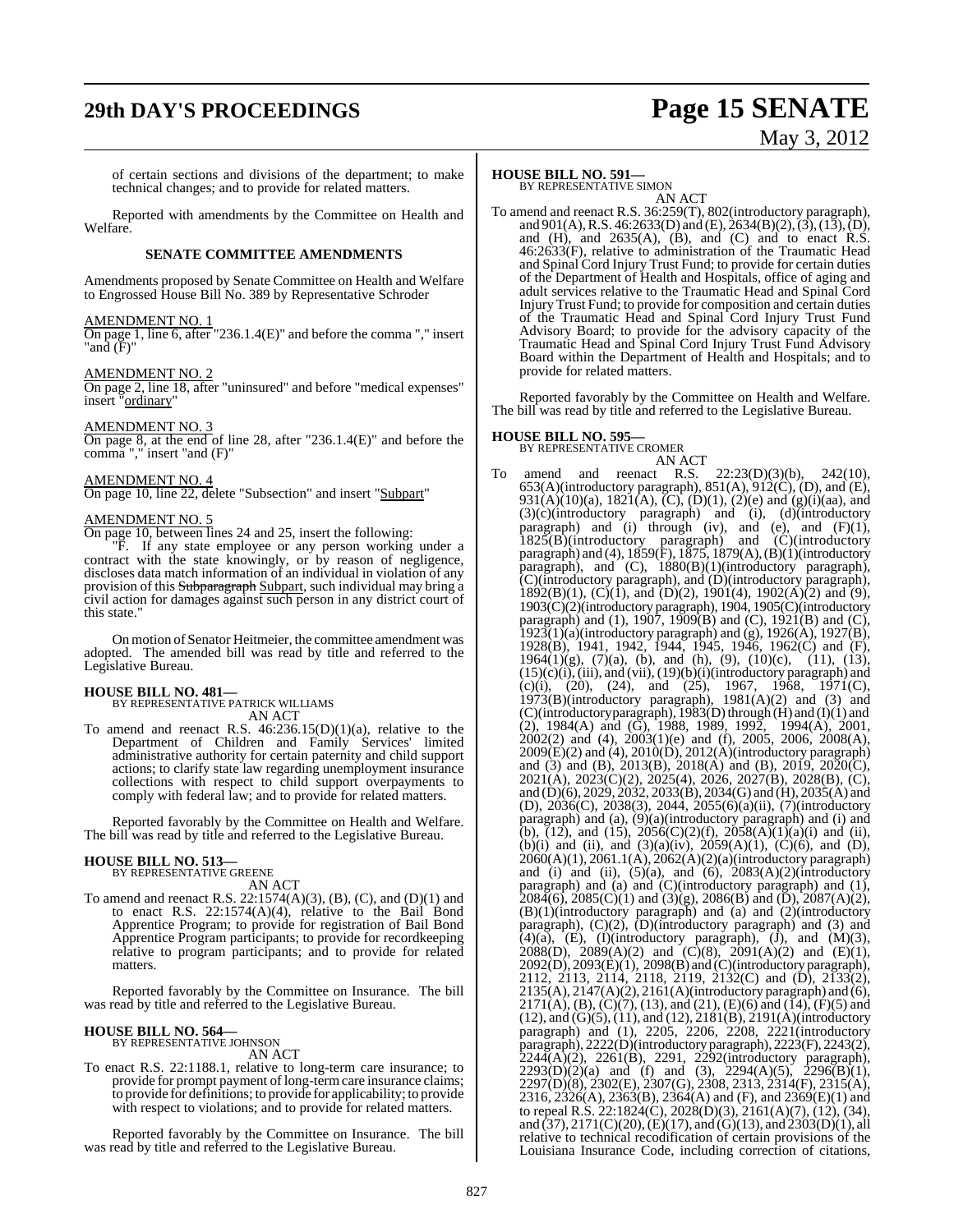of certain sections and divisions of the department; to make technical changes; and to provide for related matters.

Reported with amendments by the Committee on Health and Welfare.

## SENATE COMMITTEE AMENDMENTS

Amendments proposed by Senate Committee on Health and Welfare to Engrossed House Bill No. 389 by Representative Schroder

AMENDMENT NO. 1

On page 1, line 6, after "236.1.4(E)" and before the comma "," insert "and (F)"

AMENDMENT NO. 2

On page 2, line 18, after "uninsured" and before "medical expenses" insert "ordinary"

AMENDMENT NO. 3

On page 8, at the end of line 28, after "236.1.4(E)" and before the comma "," insert "and (F)"

AMENDMENT NO. 4

On page 10, line 22, delete "Subsection" and insert "Subpart"

AMENDMENT NO. 5

On page 10, between lines 24 and 25, insert the following:

"F. If any state employee or any person working under a contract with the state knowingly, or by reason of negligence, discloses data match information of an individual in violation of any provision of this ~~Subparagraph~~ Subpart, such individual may bring a civil action for damages against such person in any district court of this state."

On motion of Senator Heitmeier, the committee amendment was adopted. The amended bill was read by title and referred to the Legislative Bureau.

**HOUSE BILL NO. 481—**
BY REPRESENTATIVE PATRICK WILLIAMS
AN ACT

To amend and reenact R.S. 46:236.15(D)(1)(a), relative to the Department of Children and Family Services' limited administrative authority for certain paternity and child support actions; to clarify state law regarding unemployment insurance collections with respect to child support overpayments to comply with federal law; and to provide for related matters.

Reported favorably by the Committee on Health and Welfare. The bill was read by title and referred to the Legislative Bureau.

**HOUSE BILL NO. 513—**
BY REPRESENTATIVE GREENE
AN ACT

To amend and reenact R.S. 22:1574(A)(3), (B), (C), and (D)(1) and to enact R.S. 22:1574(A)(4), relative to the Bail Bond Apprentice Program; to provide for registration of Bail Bond Apprentice Program participants; to provide for recordkeeping relative to program participants; and to provide for related matters.

Reported favorably by the Committee on Insurance. The bill was read by title and referred to the Legislative Bureau.

**HOUSE BILL NO. 564—**
BY REPRESENTATIVE JOHNSON
AN ACT

To enact R.S. 22:1188.1, relative to long-term care insurance; to provide for prompt payment of long-term care insurance claims; to provide for definitions; to provide for applicability; to provide with respect to violations; and to provide for related matters.

Reported favorably by the Committee on Insurance. The bill was read by title and referred to the Legislative Bureau.

**HOUSE BILL NO. 591—**
BY REPRESENTATIVE SIMON
AN ACT

To amend and reenact R.S. 36:259(T), 802(introductory paragraph), and 901(A), R.S. 46:2633(D) and (E), 2634(B)(2), (3), (13), (D), and (H), and 2635(A), (B), and (C) and to enact R.S. 46:2633(F), relative to administration of the Traumatic Head and Spinal Cord Injury Trust Fund; to provide for certain duties of the Department of Health and Hospitals, office of aging and adult services relative to the Traumatic Head and Spinal Cord Injury Trust Fund; to provide for composition and certain duties of the Traumatic Head and Spinal Cord Injury Trust Fund Advisory Board; to provide for the advisory capacity of the Traumatic Head and Spinal Cord Injury Trust Fund Advisory Board within the Department of Health and Hospitals; and to provide for related matters.

Reported favorably by the Committee on Health and Welfare. The bill was read by title and referred to the Legislative Bureau.

**HOUSE BILL NO. 595—**
BY REPRESENTATIVE CROMER
AN ACT

To amend and reenact R.S. 22:23(D)(3)(b), 242(10), 653(A)(introductory paragraph), 851(A), 912(C), (D), and (E), 931(A)(10)(a), 1821(A), (C), (D)(1), (2)(e) and (g)(i)(aa), and (3)(c)(introductory paragraph) and (i), (d)(introductory paragraph) and (i) through (iv), and (e), and (F)(1), 1825(B)(introductory paragraph) and (C)(introductory paragraph) and (4), 1859(F), 1875, 1879(A), (B)(1)(introductory paragraph), and (C), 1880(B)(1)(introductory paragraph), (C)(introductory paragraph), and (D)(introductory paragraph), 1892(B)(1), (C)(1), and (D)(2), 1901(4), 1902(A)(2) and (9), 1903(C)(2)(introductory paragraph), 1904, 1905(C)(introductory paragraph) and (1), 1907, 1909(B) and (C), 1921(B) and (C), 1923(1)(a)(introductory paragraph) and (g), 1926(A), 1927(B), 1928(B), 1941, 1942, 1944, 1945, 1946, 1962(C) and (F), 1964(1)(g), (7)(a), (b), and (h), (9), (10)(c), (11), (13), (15)(c)(i), (iii), and (vii), (19)(b)(i)(introductory paragraph) and (c)(i), (20), (24), and (25), 1967, 1968, 1971(C), 1973(B)(introductory paragraph), 1981(A)(2) and (3) and (C)(introductory paragraph), 1983(D) through (H) and (I)(1) and (2), 1984(A) and (G), 1988, 1989, 1992, 1994(A), 2001, 2002(2) and (4), 2003(1)(e) and (f), 2005, 2006, 2008(A), 2009(E)(2) and (4), 2010(D), 2012(A)(introductory paragraph) and (3) and (B), 2013(B), 2018(A) and (B), 2019, 2020(C), 2021(A), 2023(C)(2), 2025(4), 2026, 2027(B), 2028(B), (C), and (D)(6), 2029, 2032, 2033(B), 2034(G) and (H), 2035(A) and (D), 2036(C), 2038(3), 2044, 2055(6)(a)(ii), (7)(introductory paragraph) and (a), (9)(a)(introductory paragraph) and (i) and (b), (12), and (15), 2056(C)(2)(f), 2058(A)(1)(a)(i) and (ii), (b)(i) and (ii), and (3)(a)(iv), 2059(A)(1), (C)(6), and (D), 2060(A)(1), 2061.1(A), 2062(A)(2)(a)(introductory paragraph) and (i) and (ii), (5)(a), and (6), 2083(A)(2)(introductory paragraph) and (a) and (C)(introductory paragraph) and (1), 2084(6), 2085(C)(1) and (3)(g), 2086(B) and (D), 2087(A)(2), (B)(1)(introductory paragraph) and (a) and (2)(introductory paragraph), (C)(2), (D)(introductory paragraph) and (3) and (4)(a), (E), (I)(introductory paragraph), (J), and (M)(3), 2088(D), 2089(A)(2) and (C)(8), 2091(A)(2) and (E)(1), 2092(D), 2093(E)(1), 2098(B) and (C)(introductory paragraph), 2112, 2113, 2114, 2118, 2119, 2132(C) and (D), 2133(2), 2135(A), 2147(A)(2), 2161(A)(introductory paragraph) and (6), 2171(A), (B), (C)(7), (13), and (21), (E)(6) and (14), (F)(5) and (12), and (G)(5), (11), and (12), 2181(B), 2191(A)(introductory paragraph) and (1), 2205, 2206, 2208, 2221(introductory paragraph), 2222(D)(introductory paragraph), 2223(F), 2243(2), 2244(A)(2), 2261(B), 2291, 2292(introductory paragraph), 2293(D)(2)(a) and (f) and (3), 2294(A)(5), 2296(B)(1), 2297(D)(8), 2302(E), 2307(G), 2308, 2313, 2314(F), 2315(A), 2316, 2326(A), 2363(B), 2364(A) and (F), and 2369(E)(1) and to repeal R.S. 22:1824(C), 2028(D)(3), 2161(A)(7), (12), (34), and (37), 2171(C)(20), (E)(17), and (G)(13), and 2303(D)(1), all relative to technical recodification of certain provisions of the Louisiana Insurance Code, including correction of citations,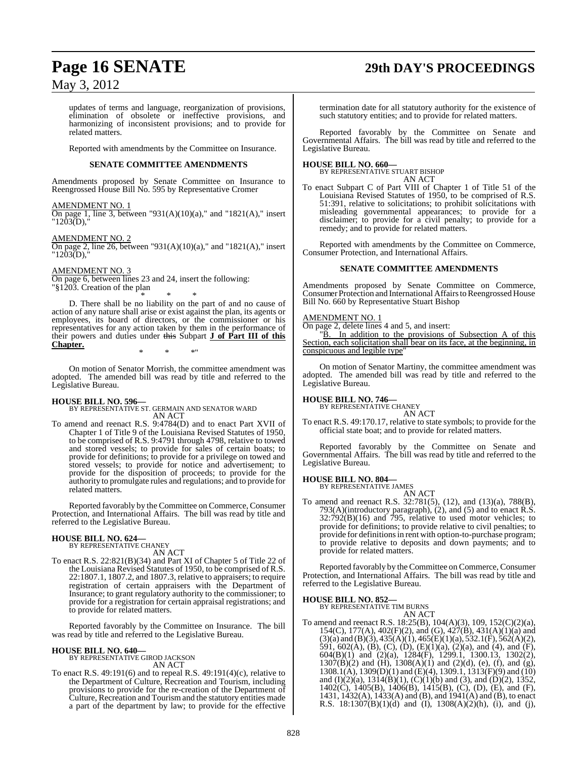updates of terms and language, reorganization of provisions, elimination of obsolete or ineffective provisions, and harmonizing of inconsistent provisions; and to provide for related matters.

Reported with amendments by the Committee on Insurance.

**SENATE COMMITTEE AMENDMENTS**

Amendments proposed by Senate Committee on Insurance to Reengrossed House Bill No. 595 by Representative Cromer

AMENDMENT NO. 1
On page 1, line 3, between "931(A)(10)(a)," and "1821(A)," insert "1203(D),"

AMENDMENT NO. 2
On page 2, line 26, between "931(A)(10)(a)," and "1821(A)," insert "1203(D),"

AMENDMENT NO. 3
On page 6, between lines 23 and 24, insert the following:
"§1203. Creation of the plan

\* \* \*

D. There shall be no liability on the part of and no cause of action of any nature shall arise or exist against the plan, its agents or employees, its board of directors, or the commissioner or his representatives for any action taken by them in the performance of their powers and duties under ~~this~~ Subpart **J of Part III of this Chapter.**

\* \* \*"

On motion of Senator Morrish, the committee amendment was adopted. The amended bill was read by title and referred to the Legislative Bureau.

**HOUSE BILL NO. 596—**
BY REPRESENTATIVE ST. GERMAIN AND SENATOR WARD
AN ACT

To amend and reenact R.S. 9:4784(D) and to enact Part XVII of Chapter 1 of Title 9 of the Louisiana Revised Statutes of 1950, to be comprised of R.S. 9:4791 through 4798, relative to towed and stored vessels; to provide for sales of certain boats; to provide for definitions; to provide for a privilege on towed and stored vessels; to provide for notice and advertisement; to provide for the disposition of proceeds; to provide for the authority to promulgate rules and regulations; and to provide for related matters.

Reported favorably by the Committee on Commerce, Consumer Protection, and International Affairs. The bill was read by title and referred to the Legislative Bureau.

**HOUSE BILL NO. 624—**
BY REPRESENTATIVE CHANEY
AN ACT

To enact R.S. 22:821(B)(34) and Part XI of Chapter 5 of Title 22 of the Louisiana Revised Statutes of 1950, to be comprised of R.S. 22:1807.1, 1807.2, and 1807.3, relative to appraisers; to require registration of certain appraisers with the Department of Insurance; to grant regulatory authority to the commissioner; to provide for a registration for certain appraisal registrations; and to provide for related matters.

Reported favorably by the Committee on Insurance. The bill was read by title and referred to the Legislative Bureau.

**HOUSE BILL NO. 640—**
BY REPRESENTATIVE GIROD JACKSON
AN ACT

To enact R.S. 49:191(6) and to repeal R.S. 49:191(4)(c), relative to the Department of Culture, Recreation and Tourism, including provisions to provide for the re-creation of the Department of Culture, Recreation and Tourism and the statutory entities made a part of the department by law; to provide for the effective termination date for all statutory authority for the existence of such statutory entities; and to provide for related matters.

Reported favorably by the Committee on Senate and Governmental Affairs. The bill was read by title and referred to the Legislative Bureau.

**HOUSE BILL NO. 660—**
BY REPRESENTATIVE STUART BISHOP
AN ACT

To enact Subpart C of Part VIII of Chapter 1 of Title 51 of the Louisiana Revised Statutes of 1950, to be comprised of R.S. 51:391, relative to solicitations; to prohibit solicitations with misleading governmental appearances; to provide for a disclaimer; to provide for a civil penalty; to provide for a remedy; and to provide for related matters.

Reported with amendments by the Committee on Commerce, Consumer Protection, and International Affairs.

**SENATE COMMITTEE AMENDMENTS**

Amendments proposed by Senate Committee on Commerce, Consumer Protection and International Affairs to Reengrossed House Bill No. 660 by Representative Stuart Bishop

AMENDMENT NO. 1
On page 2, delete lines 4 and 5, and insert:
"B. In addition to the provisions of Subsection A of this Section, each solicitation shall bear on its face, at the beginning, in conspicuous and legible type"

On motion of Senator Martiny, the committee amendment was adopted. The amended bill was read by title and referred to the Legislative Bureau.

**HOUSE BILL NO. 746—**
BY REPRESENTATIVE CHANEY
AN ACT

To enact R.S. 49:170.17, relative to state symbols; to provide for the official state boat; and to provide for related matters.

Reported favorably by the Committee on Senate and Governmental Affairs. The bill was read by title and referred to the Legislative Bureau.

**HOUSE BILL NO. 804—**
BY REPRESENTATIVE JAMES
AN ACT

To amend and reenact R.S. 32:781(5), (12), and (13)(a), 788(B), 793(A)(introductory paragraph), (2), and (5) and to enact R.S. 32:792(B)(16) and 795, relative to used motor vehicles; to provide for definitions; to provide relative to civil penalties; to provide for definitions in rent with option-to-purchase program; to provide relative to deposits and down payments; and to provide for related matters.

Reported favorably by the Committee on Commerce, Consumer Protection, and International Affairs. The bill was read by title and referred to the Legislative Bureau.

**HOUSE BILL NO. 852—**
BY REPRESENTATIVE TIM BURNS
AN ACT

To amend and reenact R.S. 18:25(B), 104(A)(3), 109, 152(C)(2)(a), 154(C), 177(A), 402(F)(2), and (G), 427(B), 431(A)(1)(a) and (3)(a) and (B)(3), 435(A)(1), 465(E)(1)(a), 532.1(F), 562(A)(2), 591, 602(A), (B), (C), (D), (E)(1)(a), (2)(a), and (4), and (F), 604(B)(1) and (2)(a), 1284(F), 1299.1, 1300.13, 1302(2), 1307(B)(2) and (H), 1308(A)(1) and (2)(d), (e), (f), and (g), 1308.1(A), 1309(D)(1) and (E)(4), 1309.1, 1313(F)(9) and (10) and (I)(2)(a), 1314(B)(1), (C)(1)(b) and (3), and (D)(2), 1352, 1402(C), 1405(B), 1406(B), 1415(B), (C), (D), (E), and (F), 1431, 1432(A), 1433(A) and (B), and 1941(A) and (B), to enact R.S. 18:1307(B)(1)(d) and (I), 1308(A)(2)(h), (i), and (j),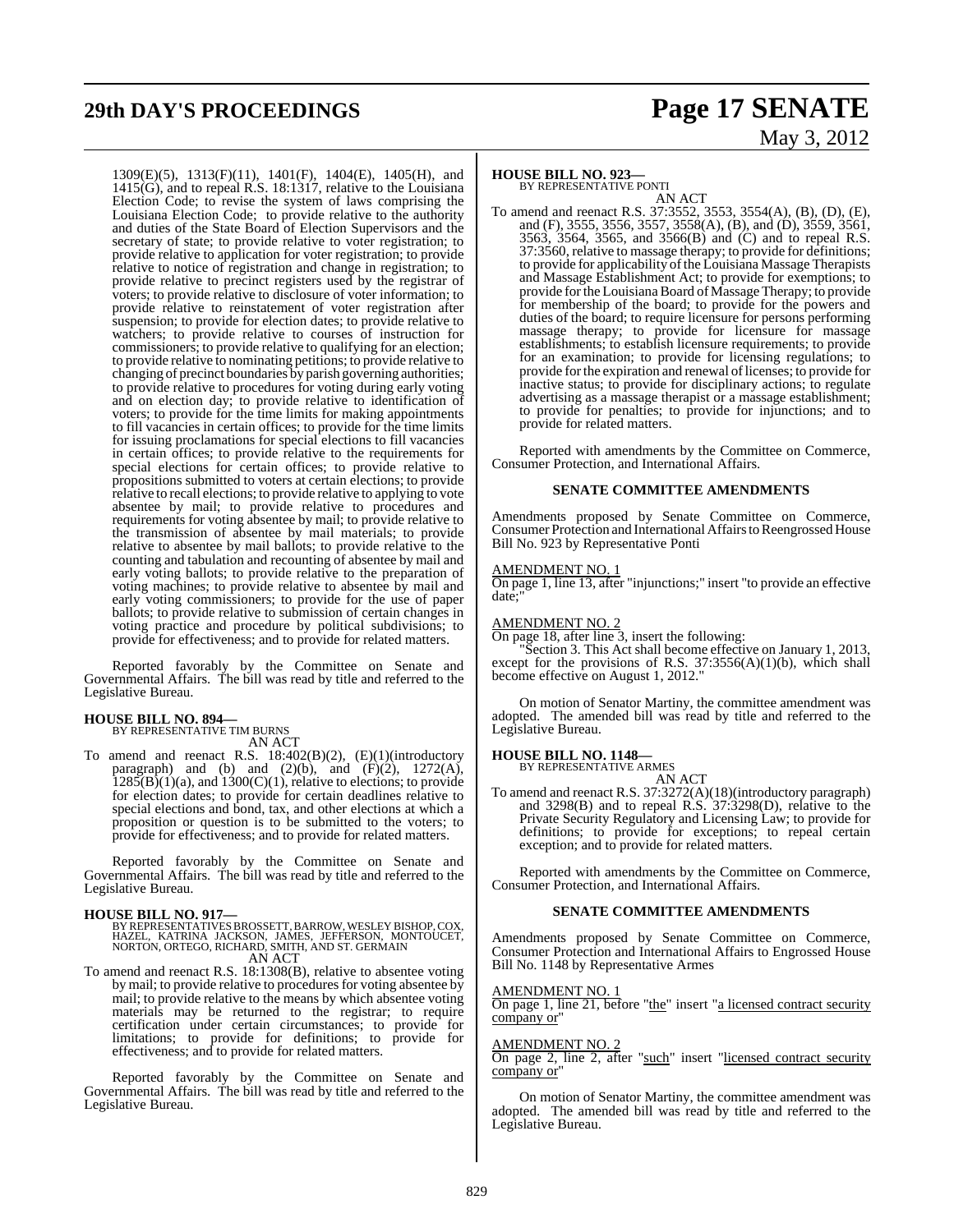1309(E)(5), 1313(F)(11), 1401(F), 1404(E), 1405(H), and 1415(G), and to repeal R.S. 18:1317, relative to the Louisiana Election Code; to revise the system of laws comprising the Louisiana Election Code; to provide relative to the authority and duties of the State Board of Election Supervisors and the secretary of state; to provide relative to voter registration; to provide relative to application for voter registration; to provide relative to notice of registration and change in registration; to provide relative to precinct registers used by the registrar of voters; to provide relative to disclosure of voter information; to provide relative to reinstatement of voter registration after suspension; to provide for election dates; to provide relative to watchers; to provide relative to courses of instruction for commissioners; to provide relative to qualifying for an election; to provide relative to nominating petitions; to provide relative to changing of precinct boundaries by parish governing authorities; to provide relative to procedures for voting during early voting and on election day; to provide relative to identification of voters; to provide for the time limits for making appointments to fill vacancies in certain offices; to provide for the time limits for issuing proclamations for special elections to fill vacancies in certain offices; to provide relative to the requirements for special elections for certain offices; to provide relative to propositions submitted to voters at certain elections; to provide relative to recall elections; to provide relative to applying to vote absentee by mail; to provide relative to procedures and requirements for voting absentee by mail; to provide relative to the transmission of absentee by mail materials; to provide relative to absentee by mail ballots; to provide relative to the counting and tabulation and recounting of absentee by mail and early voting ballots; to provide relative to the preparation of voting machines; to provide relative to absentee by mail and early voting commissioners; to provide for the use of paper ballots; to provide relative to submission of certain changes in voting practice and procedure by political subdivisions; to provide for effectiveness; and to provide for related matters.

Reported favorably by the Committee on Senate and Governmental Affairs. The bill was read by title and referred to the Legislative Bureau.

**HOUSE BILL NO. 894—**
BY REPRESENTATIVE TIM BURNS
AN ACT

To amend and reenact R.S. 18:402(B)(2), (E)(1)(introductory paragraph) and (b) and (2)(b), and (F)(2), 1272(A), 1285(B)(1)(a), and 1300(C)(1), relative to elections; to provide for election dates; to provide for certain deadlines relative to special elections and bond, tax, and other elections at which a proposition or question is to be submitted to the voters; to provide for effectiveness; and to provide for related matters.

Reported favorably by the Committee on Senate and Governmental Affairs. The bill was read by title and referred to the Legislative Bureau.

**HOUSE BILL NO. 917—**
BY REPRESENTATIVES BROSSETT, BARROW, WESLEY BISHOP, COX, HAZEL, KATRINA JACKSON, JAMES, JEFFERSON, MONTOUCET, NORTON, ORTEGO, RICHARD, SMITH, AND ST. GERMAIN
AN ACT

To amend and reenact R.S. 18:1308(B), relative to absentee voting by mail; to provide relative to procedures for voting absentee by mail; to provide relative to the means by which absentee voting materials may be returned to the registrar; to require certification under certain circumstances; to provide for limitations; to provide for definitions; to provide for effectiveness; and to provide for related matters.

Reported favorably by the Committee on Senate and Governmental Affairs. The bill was read by title and referred to the Legislative Bureau.

**HOUSE BILL NO. 923—**
BY REPRESENTATIVE PONTI
AN ACT

To amend and reenact R.S. 37:3552, 3553, 3554(A), (B), (D), (E), and (F), 3555, 3556, 3557, 3558(A), (B), and (D), 3559, 3561, 3563, 3564, 3565, and 3566(B) and (C) and to repeal R.S. 37:3560, relative to massage therapy; to provide for definitions; to provide for applicability of the Louisiana Massage Therapists and Massage Establishment Act; to provide for exemptions; to provide for the Louisiana Board of Massage Therapy; to provide for membership of the board; to provide for the powers and duties of the board; to require licensure for persons performing massage therapy; to provide for licensure for massage establishments; to establish licensure requirements; to provide for an examination; to provide for licensing regulations; to provide for the expiration and renewal of licenses; to provide for inactive status; to provide for disciplinary actions; to regulate advertising as a massage therapist or a massage establishment; to provide for penalties; to provide for injunctions; and to provide for related matters.

Reported with amendments by the Committee on Commerce, Consumer Protection, and International Affairs.

**SENATE COMMITTEE AMENDMENTS**

Amendments proposed by Senate Committee on Commerce, Consumer Protection and International Affairs to Reengrossed House Bill No. 923 by Representative Ponti

AMENDMENT NO. 1
On page 1, line 13, after "injunctions;" insert "to provide an effective date;"

AMENDMENT NO. 2
On page 18, after line 3, insert the following:
"Section 3. This Act shall become effective on January 1, 2013, except for the provisions of R.S. 37:3556(A)(1)(b), which shall become effective on August 1, 2012."

On motion of Senator Martiny, the committee amendment was adopted. The amended bill was read by title and referred to the Legislative Bureau.

**HOUSE BILL NO. 1148—**
BY REPRESENTATIVE ARMES
AN ACT

To amend and reenact R.S. 37:3272(A)(18)(introductory paragraph) and 3298(B) and to repeal R.S. 37:3298(D), relative to the Private Security Regulatory and Licensing Law; to provide for definitions; to provide for exceptions; to repeal certain exception; and to provide for related matters.

Reported with amendments by the Committee on Commerce, Consumer Protection, and International Affairs.

**SENATE COMMITTEE AMENDMENTS**

Amendments proposed by Senate Committee on Commerce, Consumer Protection and International Affairs to Engrossed House Bill No. 1148 by Representative Armes

AMENDMENT NO. 1
On page 1, line 21, before "the" insert "a licensed contract security company or"

AMENDMENT NO. 2
On page 2, line 2, after "such" insert "licensed contract security company or"

On motion of Senator Martiny, the committee amendment was adopted. The amended bill was read by title and referred to the Legislative Bureau.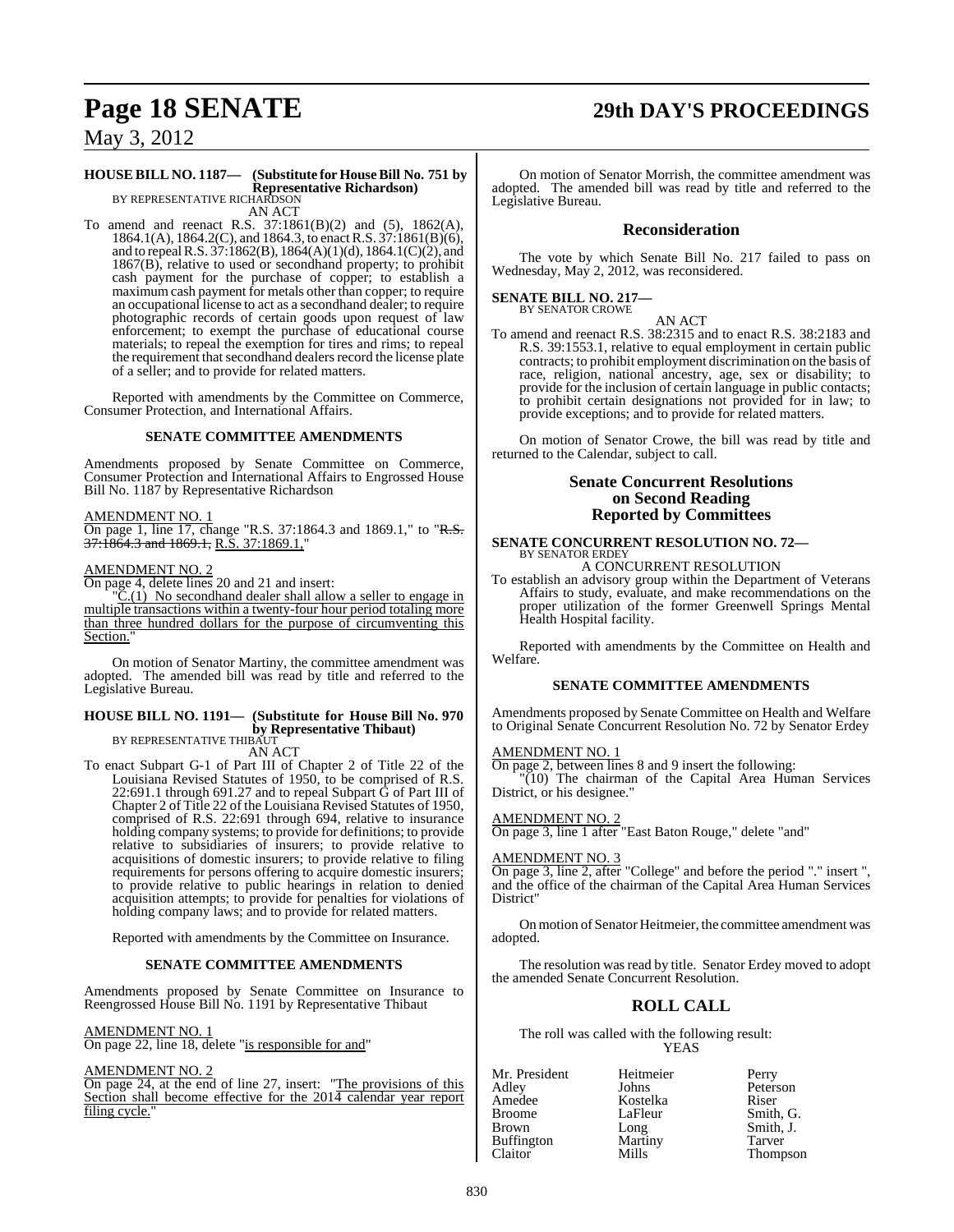**HOUSE BILL NO. 1187— (Substitute for House Bill No. 751 by Representative Richardson)**
BY REPRESENTATIVE RICHARDSON

AN ACT

To amend and reenact R.S. 37:1861(B)(2) and (5), 1862(A), 1864.1(A), 1864.2(C), and 1864.3, to enact R.S. 37:1861(B)(6), and to repeal R.S. 37:1862(B), 1864(A)(1)(d), 1864.1(C)(2), and 1867(B), relative to used or secondhand property; to prohibit cash payment for the purchase of copper; to establish a maximum cash payment for metals other than copper; to require an occupational license to act as a secondhand dealer; to require photographic records of certain goods upon request of law enforcement; to exempt the purchase of educational course materials; to repeal the exemption for tires and rims; to repeal the requirement that secondhand dealers record the license plate of a seller; and to provide for related matters.

Reported with amendments by the Committee on Commerce, Consumer Protection, and International Affairs.

**SENATE COMMITTEE AMENDMENTS**

Amendments proposed by Senate Committee on Commerce, Consumer Protection and International Affairs to Engrossed House Bill No. 1187 by Representative Richardson

AMENDMENT NO. 1
On page 1, line 17, change "R.S. 37:1864.3 and 1869.1," to "~~R.S. 37:1864.3 and 1869.1,~~ R.S. 37:1869.1,"

AMENDMENT NO. 2
On page 4, delete lines 20 and 21 and insert:

"C.(1) No secondhand dealer shall allow a seller to engage in multiple transactions within a twenty-four hour period totaling more than three hundred dollars for the purpose of circumventing this Section."

On motion of Senator Martiny, the committee amendment was adopted. The amended bill was read by title and referred to the Legislative Bureau.

**HOUSE BILL NO. 1191— (Substitute for House Bill No. 970 by Representative Thibaut)**
BY REPRESENTATIVE THIBAUT

AN ACT

To enact Subpart G-1 of Part III of Chapter 2 of Title 22 of the Louisiana Revised Statutes of 1950, to be comprised of R.S. 22:691.1 through 691.27 and to repeal Subpart G of Part III of Chapter 2 of Title 22 of the Louisiana Revised Statutes of 1950, comprised of R.S. 22:691 through 694, relative to insurance holding company systems; to provide for definitions; to provide relative to subsidiaries of insurers; to provide relative to acquisitions of domestic insurers; to provide relative to filing requirements for persons offering to acquire domestic insurers; to provide relative to public hearings in relation to denied acquisition attempts; to provide for penalties for violations of holding company laws; and to provide for related matters.

Reported with amendments by the Committee on Insurance.

**SENATE COMMITTEE AMENDMENTS**

Amendments proposed by Senate Committee on Insurance to Reengrossed House Bill No. 1191 by Representative Thibaut

AMENDMENT NO. 1
On page 22, line 18, delete "is responsible for and"

AMENDMENT NO. 2
On page 24, at the end of line 27, insert: "The provisions of this Section shall become effective for the 2014 calendar year report filing cycle."

On motion of Senator Morrish, the committee amendment was adopted. The amended bill was read by title and referred to the Legislative Bureau.

## Reconsideration

The vote by which Senate Bill No. 217 failed to pass on Wednesday, May 2, 2012, was reconsidered.

**SENATE BILL NO. 217—**
BY SENATOR CROWE

AN ACT

To amend and reenact R.S. 38:2315 and to enact R.S. 38:2183 and R.S. 39:1553.1, relative to equal employment in certain public contracts; to prohibit employment discrimination on the basis of race, religion, national ancestry, age, sex or disability; to provide for the inclusion of certain language in public contacts; to prohibit certain designations not provided for in law; to provide exceptions; and to provide for related matters.

On motion of Senator Crowe, the bill was read by title and returned to the Calendar, subject to call.

## Senate Concurrent Resolutions on Second Reading Reported by Committees

**SENATE CONCURRENT RESOLUTION NO. 72—**
BY SENATOR ERDEY

A CONCURRENT RESOLUTION

To establish an advisory group within the Department of Veterans Affairs to study, evaluate, and make recommendations on the proper utilization of the former Greenwell Springs Mental Health Hospital facility.

Reported with amendments by the Committee on Health and Welfare.

**SENATE COMMITTEE AMENDMENTS**

Amendments proposed by Senate Committee on Health and Welfare to Original Senate Concurrent Resolution No. 72 by Senator Erdey

AMENDMENT NO. 1
On page 2, between lines 8 and 9 insert the following:

"(10) The chairman of the Capital Area Human Services District, or his designee."

AMENDMENT NO. 2
On page 3, line 1 after "East Baton Rouge," delete "and"

AMENDMENT NO. 3
On page 3, line 2, after "College" and before the period "." insert ", and the office of the chairman of the Capital Area Human Services District"

On motion of Senator Heitmeier, the committee amendment was adopted.

The resolution was read by title. Senator Erdey moved to adopt the amended Senate Concurrent Resolution.

## ROLL CALL

The roll was called with the following result:

YEAS

| | | |
|---|---|---|
| Mr. President | Heitmeier | Perry |
| Adley | Johns | Peterson |
| Amedee | Kostelka | Riser |
| Broome | LaFleur | Smith, G. |
| Brown | Long | Smith, J. |
| Buffington | Martiny | Tarver |
| Claitor | Mills | Thompson |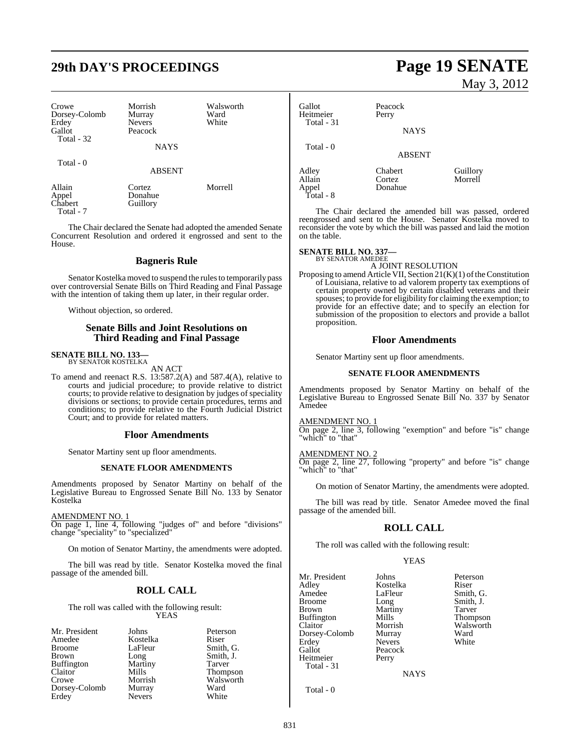| Crowe | Morrish | Walsworth |
|---|---|---|
| Dorsey-Colomb | Murray | Ward |
| Erdey | Nevers | White |
| Gallot | Peacock | |
| Total - 32 | | |

NAYS

Total - 0

ABSENT

| Allain | Cortez | Morrell |
|---|---|---|
| Appel | Donahue | |
| Chabert | Guillory | |
| Total - 7 | | |

The Chair declared the Senate had adopted the amended Senate Concurrent Resolution and ordered it engrossed and sent to the House.

## Bagneris Rule

Senator Kostelka moved to suspend the rules to temporarily pass over controversial Senate Bills on Third Reading and Final Passage with the intention of taking them up later, in their regular order.

Without objection, so ordered.

## Senate Bills and Joint Resolutions on Third Reading and Final Passage

**SENATE BILL NO. 133—**
BY SENATOR KOSTELKA

AN ACT

To amend and reenact R.S. 13:587.2(A) and 587.4(A), relative to courts and judicial procedure; to provide relative to district courts; to provide relative to designation by judges of speciality divisions or sections; to provide certain procedures, terms and conditions; to provide relative to the Fourth Judicial District Court; and to provide for related matters.

## Floor Amendments

Senator Martiny sent up floor amendments.

### SENATE FLOOR AMENDMENTS

Amendments proposed by Senator Martiny on behalf of the Legislative Bureau to Engrossed Senate Bill No. 133 by Senator Kostelka

AMENDMENT NO. 1
On page 1, line 4, following "judges of" and before "divisions" change "speciality" to "specialized"

On motion of Senator Martiny, the amendments were adopted.

The bill was read by title. Senator Kostelka moved the final passage of the amended bill.

## ROLL CALL

The roll was called with the following result:

YEAS

| Mr. President | Johns | Peterson |
|---|---|---|
| Amedee | Kostelka | Riser |
| Broome | LaFleur | Smith, G. |
| Brown | Long | Smith, J. |
| Buffington | Martiny | Tarver |
| Claitor | Mills | Thompson |
| Crowe | Morrish | Walsworth |
| Dorsey-Colomb | Murray | Ward |
| Erdey | Nevers | White |
| Gallot | Peacock | |
| Heitmeier | Perry | |
| Total - 31 | | |

NAYS

Total - 0

ABSENT

| Adley | Chabert | Guillory |
|---|---|---|
| Allain | Cortez | Morrell |
| Appel | Donahue | |
| Total - 8 | | |

The Chair declared the amended bill was passed, ordered reengrossed and sent to the House. Senator Kostelka moved to reconsider the vote by which the bill was passed and laid the motion on the table.

**SENATE BILL NO. 337—**
BY SENATOR AMEDEE

A JOINT RESOLUTION

Proposing to amend Article VII, Section 21(K)(1) of the Constitution of Louisiana, relative to ad valorem property tax exemptions of certain property owned by certain disabled veterans and their spouses; to provide for eligibility for claiming the exemption; to provide for an effective date; and to specify an election for submission of the proposition to electors and provide a ballot proposition.

## Floor Amendments

Senator Martiny sent up floor amendments.

### SENATE FLOOR AMENDMENTS

Amendments proposed by Senator Martiny on behalf of the Legislative Bureau to Engrossed Senate Bill No. 337 by Senator Amedee

AMENDMENT NO. 1
On page 2, line 3, following "exemption" and before "is" change "which" to "that"

AMENDMENT NO. 2
On page 2, line 27, following "property" and before "is" change "which" to "that"

On motion of Senator Martiny, the amendments were adopted.

The bill was read by title. Senator Amedee moved the final passage of the amended bill.

## ROLL CALL

The roll was called with the following result:

YEAS

| Mr. President | Johns | Peterson |
|---|---|---|
| Adley | Kostelka | Riser |
| Amedee | LaFleur | Smith, G. |
| Broome | Long | Smith, J. |
| Brown | Martiny | Tarver |
| Buffington | Mills | Thompson |
| Claitor | Morrish | Walsworth |
| Dorsey-Colomb | Murray | Ward |
| Erdey | Nevers | White |
| Gallot | Peacock | |
| Heitmeier | Perry | |
| Total - 31 | | |

NAYS

Total - 0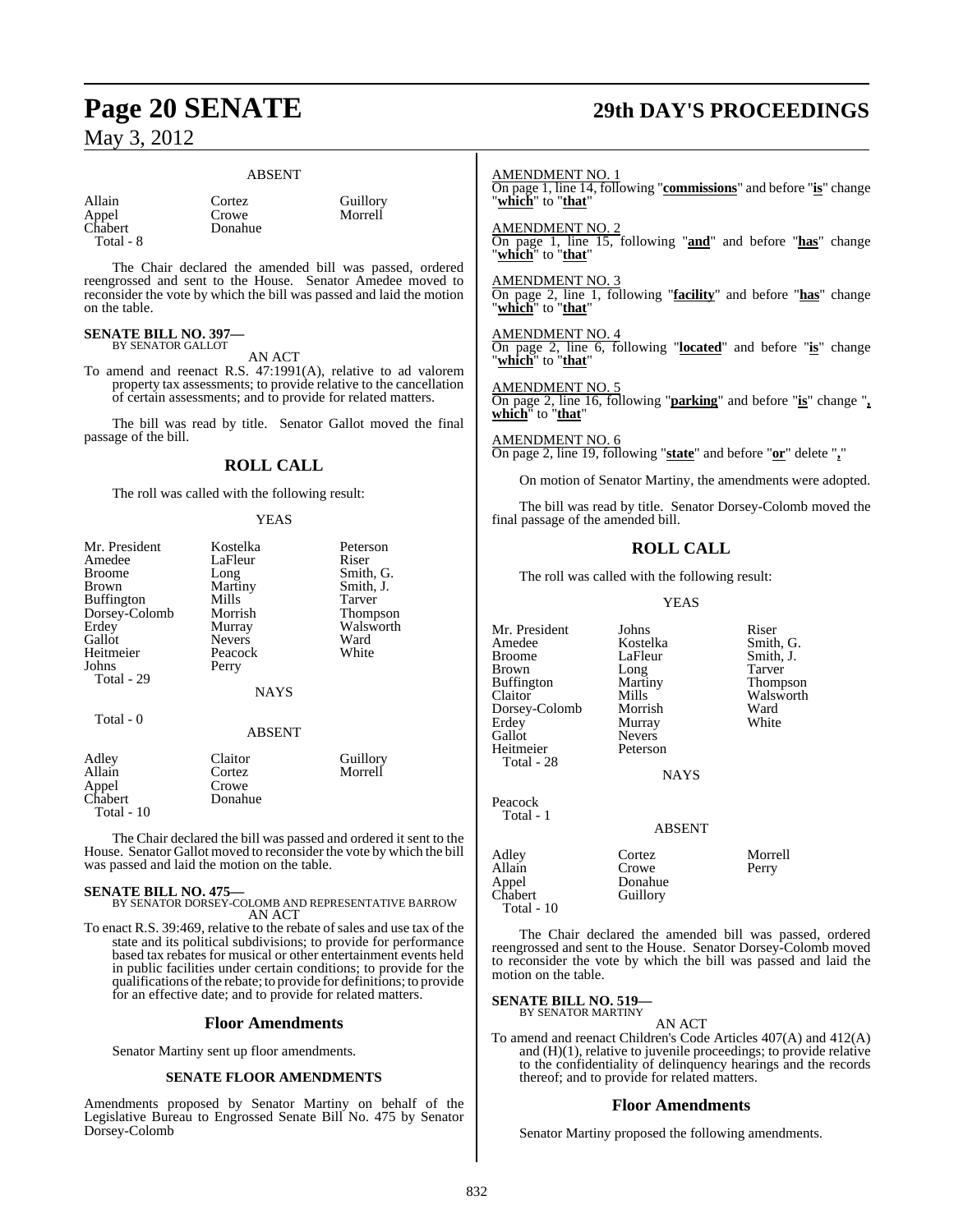ABSENT

| | | |
|---|---|---|
| Allain | Cortez | Guillory |
| Appel | Crowe | Morrell |
| Chabert | Donahue | |
| Total - 8 | | |

The Chair declared the amended bill was passed, ordered reengrossed and sent to the House. Senator Amedee moved to reconsider the vote by which the bill was passed and laid the motion on the table.

**SENATE BILL NO. 397—**
BY SENATOR GALLOT

AN ACT

To amend and reenact R.S. 47:1991(A), relative to ad valorem property tax assessments; to provide relative to the cancellation of certain assessments; and to provide for related matters.

The bill was read by title. Senator Gallot moved the final passage of the bill.

## ROLL CALL

The roll was called with the following result:

YEAS

| | | |
|---|---|---|
| Mr. President | Kostelka | Peterson |
| Amedee | LaFleur | Riser |
| Broome | Long | Smith, G. |
| Brown | Martiny | Smith, J. |
| Buffington | Mills | Tarver |
| Dorsey-Colomb | Morrish | Thompson |
| Erdey | Murray | Walsworth |
| Gallot | Nevers | Ward |
| Heitmeier | Peacock | White |
| Johns | Perry | |
| Total - 29 | | |

NAYS

Total - 0

ABSENT

| | | |
|---|---|---|
| Adley | Claitor | Guillory |
| Allain | Cortez | Morrell |
| Appel | Crowe | |
| Chabert | Donahue | |
| Total - 10 | | |

The Chair declared the bill was passed and ordered it sent to the House. Senator Gallot moved to reconsider the vote by which the bill was passed and laid the motion on the table.

**SENATE BILL NO. 475—**
BY SENATOR DORSEY-COLOMB AND REPRESENTATIVE BARROW

AN ACT

To enact R.S. 39:469, relative to the rebate of sales and use tax of the state and its political subdivisions; to provide for performance based tax rebates for musical or other entertainment events held in public facilities under certain conditions; to provide for the qualifications of the rebate; to provide for definitions; to provide for an effective date; and to provide for related matters.

## Floor Amendments

Senator Martiny sent up floor amendments.

### SENATE FLOOR AMENDMENTS

Amendments proposed by Senator Martiny on behalf of the Legislative Bureau to Engrossed Senate Bill No. 475 by Senator Dorsey-Colomb

AMENDMENT NO. 1
On page 1, line 14, following "**commissions**" and before "**is**" change "**which**" to "**that**"

AMENDMENT NO. 2
On page 1, line 15, following "**and**" and before "**has**" change "**which**" to "**that**"

AMENDMENT NO. 3
On page 2, line 1, following "**facility**" and before "**has**" change "**which**" to "**that**"

AMENDMENT NO. 4
On page 2, line 6, following "**located**" and before "**is**" change "**which**" to "**that**"

AMENDMENT NO. 5
On page 2, line 16, following "**parking**" and before "**is**" change "**, which**" to "**that**"

AMENDMENT NO. 6
On page 2, line 19, following "**state**" and before "**or**" delete "**,**"

On motion of Senator Martiny, the amendments were adopted.

The bill was read by title. Senator Dorsey-Colomb moved the final passage of the amended bill.

## ROLL CALL

The roll was called with the following result:

YEAS

| | | |
|---|---|---|
| Mr. President | Johns | Riser |
| Amedee | Kostelka | Smith, G. |
| Broome | LaFleur | Smith, J. |
| Brown | Long | Tarver |
| Buffington | Martiny | Thompson |
| Claitor | Mills | Walsworth |
| Dorsey-Colomb | Morrish | Ward |
| Erdey | Murray | White |
| Gallot | Nevers | |
| Heitmeier | Peterson | |
| Total - 28 | | |

NAYS

Peacock
Total - 1

ABSENT

| | | |
|---|---|---|
| Adley | Cortez | Morrell |
| Allain | Crowe | Perry |
| Appel | Donahue | |
| Chabert | Guillory | |
| Total - 10 | | |

The Chair declared the amended bill was passed, ordered reengrossed and sent to the House. Senator Dorsey-Colomb moved to reconsider the vote by which the bill was passed and laid the motion on the table.

**SENATE BILL NO. 519—**
BY SENATOR MARTINY

AN ACT

To amend and reenact Children's Code Articles 407(A) and 412(A) and (H)(1), relative to juvenile proceedings; to provide relative to the confidentiality of delinquency hearings and the records thereof; and to provide for related matters.

## Floor Amendments

Senator Martiny proposed the following amendments.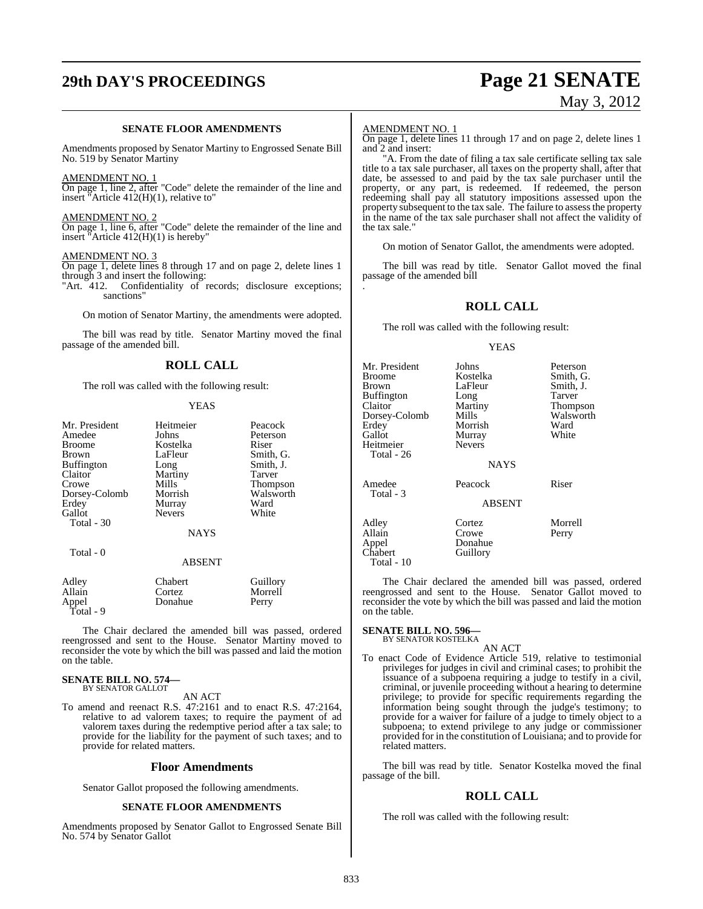**SENATE FLOOR AMENDMENTS**

Amendments proposed by Senator Martiny to Engrossed Senate Bill No. 519 by Senator Martiny

AMENDMENT NO. 1

On page 1, line 2, after "Code" delete the remainder of the line and insert "Article 412(H)(1), relative to"

AMENDMENT NO. 2

On page 1, line 6, after "Code" delete the remainder of the line and insert "Article 412(H)(1) is hereby"

AMENDMENT NO. 3

On page 1, delete lines 8 through 17 and on page 2, delete lines 1 through 3 and insert the following:

"Art. 412. Confidentiality of records; disclosure exceptions; sanctions"

On motion of Senator Martiny, the amendments were adopted.

The bill was read by title. Senator Martiny moved the final passage of the amended bill.

## ROLL CALL

The roll was called with the following result:

YEAS

| | | |
|---|---|---|
| Mr. President | Heitmeier | Peacock |
| Amedee | Johns | Peterson |
| Broome | Kostelka | Riser |
| Brown | LaFleur | Smith, G. |
| Buffington | Long | Smith, J. |
| Claitor | Martiny | Tarver |
| Crowe | Mills | Thompson |
| Dorsey-Colomb | Morrish | Walsworth |
| Erdey | Murray | Ward |
| Gallot | Nevers | White |
| Total - 30 | | |

NAYS

Total - 0

ABSENT

| | | |
|---|---|---|
| Adley | Chabert | Guillory |
| Allain | Cortez | Morrell |
| Appel | Donahue | Perry |
| Total - 9 | | |

The Chair declared the amended bill was passed, ordered reengrossed and sent to the House. Senator Martiny moved to reconsider the vote by which the bill was passed and laid the motion on the table.

**SENATE BILL NO. 574—**
BY SENATOR GALLOT

AN ACT

To amend and reenact R.S. 47:2161 and to enact R.S. 47:2164, relative to ad valorem taxes; to require the payment of ad valorem taxes during the redemptive period after a tax sale; to provide for the liability for the payment of such taxes; and to provide for related matters.

## Floor Amendments

Senator Gallot proposed the following amendments.

**SENATE FLOOR AMENDMENTS**

Amendments proposed by Senator Gallot to Engrossed Senate Bill No. 574 by Senator Gallot

AMENDMENT NO. 1

On page 1, delete lines 11 through 17 and on page 2, delete lines 1 and 2 and insert:

"A. From the date of filing a tax sale certificate selling tax sale title to a tax sale purchaser, all taxes on the property shall, after that date, be assessed to and paid by the tax sale purchaser until the property, or any part, is redeemed. If redeemed, the person redeeming shall pay all statutory impositions assessed upon the property subsequent to the tax sale. The failure to assess the property in the name of the tax sale purchaser shall not affect the validity of the tax sale."

On motion of Senator Gallot, the amendments were adopted.

The bill was read by title. Senator Gallot moved the final passage of the amended bill
.

## ROLL CALL

The roll was called with the following result:

YEAS

| | | |
|---|---|---|
| Mr. President | Johns | Peterson |
| Broome | Kostelka | Smith, G. |
| Brown | LaFleur | Smith, J. |
| Buffington | Long | Tarver |
| Claitor | Martiny | Thompson |
| Dorsey-Colomb | Mills | Walsworth |
| Erdey | Morrish | Ward |
| Gallot | Murray | White |
| Heitmeier | Nevers | |
| Total - 26 | | |

NAYS

| | | |
|---|---|---|
| Amedee | Peacock | Riser |
| Total - 3 | | |

ABSENT

| | | |
|---|---|---|
| Adley | Cortez | Morrell |
| Allain | Crowe | Perry |
| Appel | Donahue | |
| Chabert | Guillory | |
| Total - 10 | | |

The Chair declared the amended bill was passed, ordered reengrossed and sent to the House. Senator Gallot moved to reconsider the vote by which the bill was passed and laid the motion on the table.

**SENATE BILL NO. 596—**
BY SENATOR KOSTELKA

AN ACT

To enact Code of Evidence Article 519, relative to testimonial privileges for judges in civil and criminal cases; to prohibit the issuance of a subpoena requiring a judge to testify in a civil, criminal, or juvenile proceeding without a hearing to determine privilege; to provide for specific requirements regarding the information being sought through the judge's testimony; to provide for a waiver for failure of a judge to timely object to a subpoena; to extend privilege to any judge or commissioner provided for in the constitution of Louisiana; and to provide for related matters.

The bill was read by title. Senator Kostelka moved the final passage of the bill.

## ROLL CALL

The roll was called with the following result: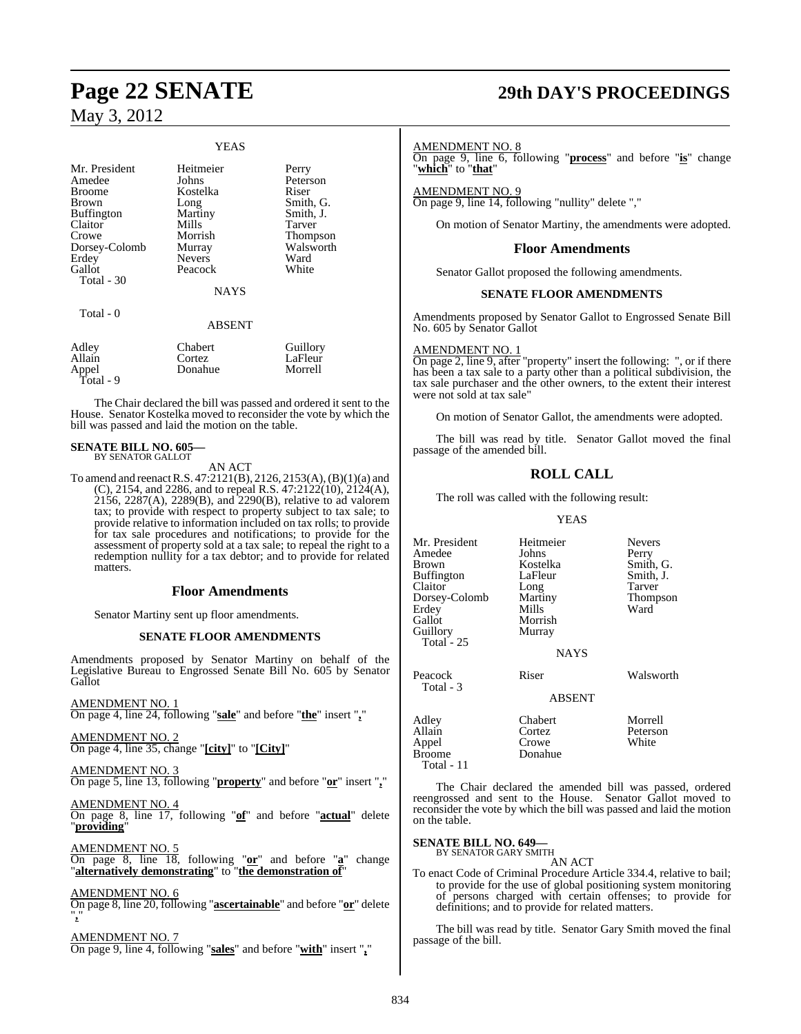### YEAS

| | | |
|---|---|---|
| Mr. President | Heitmeier | Perry |
| Amedee | Johns | Peterson |
| Broome | Kostelka | Riser |
| Brown | Long | Smith, G. |
| Buffington | Martiny | Smith, J. |
| Claitor | Mills | Tarver |
| Crowe | Morrish | Thompson |
| Dorsey-Colomb | Murray | Walsworth |
| Erdey | Nevers | Ward |
| Gallot | Peacock | White |
| Total - 30 | | |

### NAYS

Total - 0

### ABSENT

| | | |
|---|---|---|
| Adley | Chabert | Guillory |
| Allain | Cortez | LaFleur |
| Appel | Donahue | Morrell |
| Total - 9 | | |

The Chair declared the bill was passed and ordered it sent to the House. Senator Kostelka moved to reconsider the vote by which the bill was passed and laid the motion on the table.

**SENATE BILL NO. 605—**
BY SENATOR GALLOT

AN ACT

To amend and reenact R.S. 47:2121(B), 2126, 2153(A), (B)(1)(a) and (C), 2154, and 2286, and to repeal R.S. 47:2122(10), 2124(A), 2156, 2287(A), 2289(B), and 2290(B), relative to ad valorem tax; to provide with respect to property subject to tax sale; to provide relative to information included on tax rolls; to provide for tax sale procedures and notifications; to provide for the assessment of property sold at a tax sale; to repeal the right to a redemption nullity for a tax debtor; and to provide for related matters.

## Floor Amendments

Senator Martiny sent up floor amendments.

### SENATE FLOOR AMENDMENTS

Amendments proposed by Senator Martiny on behalf of the Legislative Bureau to Engrossed Senate Bill No. 605 by Senator Gallot

AMENDMENT NO. 1
On page 4, line 24, following "**sale**" and before "**the**" insert "**,**"

AMENDMENT NO. 2
On page 4, line 35, change "**[city]**" to "**[City]**"

AMENDMENT NO. 3
On page 5, line 13, following "**property**" and before "**or**" insert "**,**"

AMENDMENT NO. 4
On page 8, line 17, following "**of**" and before "**actual**" delete "**providing**"

AMENDMENT NO. 5
On page 8, line 18, following "**or**" and before "**a**" change "**alternatively demonstrating**" to "**the demonstration of**"

AMENDMENT NO. 6
On page 8, line 20, following "**ascertainable**" and before "**or**" delete "**,**"

AMENDMENT NO. 7
On page 9, line 4, following "**sales**" and before "**with**" insert "**,**"

AMENDMENT NO. 8
On page 9, line 6, following "**process**" and before "**is**" change "**which**" to "**that**"

AMENDMENT NO. 9
On page 9, line 14, following "nullity" delete ","

On motion of Senator Martiny, the amendments were adopted.

## Floor Amendments

Senator Gallot proposed the following amendments.

### SENATE FLOOR AMENDMENTS

Amendments proposed by Senator Gallot to Engrossed Senate Bill No. 605 by Senator Gallot

AMENDMENT NO. 1
On page 2, line 9, after "property" insert the following: ", or if there has been a tax sale to a party other than a political subdivision, the tax sale purchaser and the other owners, to the extent their interest were not sold at tax sale"

On motion of Senator Gallot, the amendments were adopted.

The bill was read by title. Senator Gallot moved the final passage of the amended bill.

## ROLL CALL

The roll was called with the following result:

### YEAS

| | | |
|---|---|---|
| Mr. President | Heitmeier | Nevers |
| Amedee | Johns | Perry |
| Brown | Kostelka | Smith, G. |
| Buffington | LaFleur | Smith, J. |
| Claitor | Long | Tarver |
| Dorsey-Colomb | Martiny | Thompson |
| Erdey | Mills | Ward |
| Gallot | Morrish | |
| Guillory | Murray | |
| Total - 25 | | |

### NAYS

| | | |
|---|---|---|
| Peacock | Riser | Walsworth |
| Total - 3 | | |

### ABSENT

| | | |
|---|---|---|
| Adley | Chabert | Morrell |
| Allain | Cortez | Peterson |
| Appel | Crowe | White |
| Broome | Donahue | |
| Total - 11 | | |

The Chair declared the amended bill was passed, ordered reengrossed and sent to the House. Senator Gallot moved to reconsider the vote by which the bill was passed and laid the motion on the table.

**SENATE BILL NO. 649—**
BY SENATOR GARY SMITH

AN ACT

To enact Code of Criminal Procedure Article 334.4, relative to bail; to provide for the use of global positioning system monitoring of persons charged with certain offenses; to provide for definitions; and to provide for related matters.

The bill was read by title. Senator Gary Smith moved the final passage of the bill.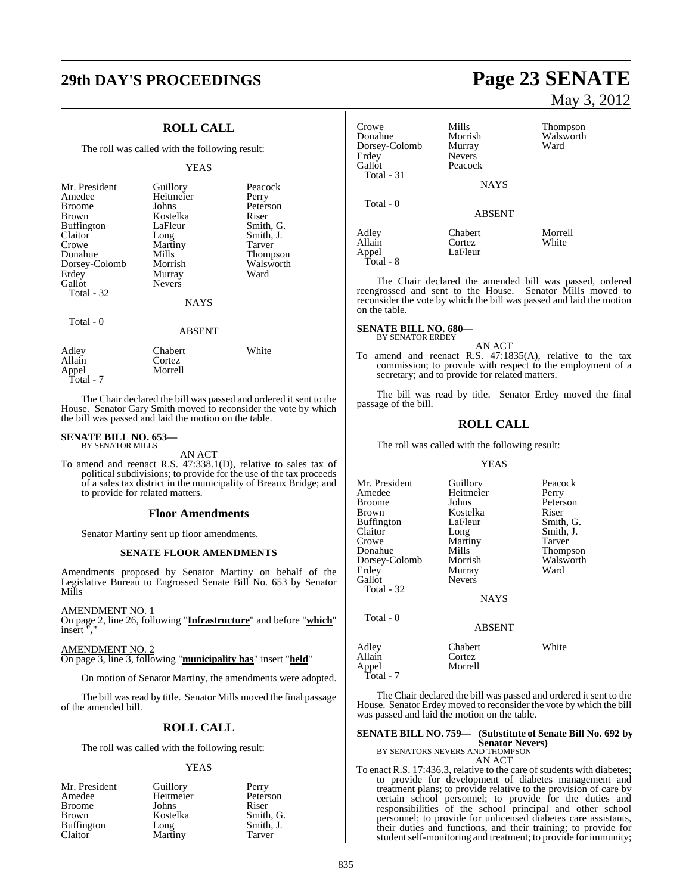## ROLL CALL

The roll was called with the following result:

YEAS

| | | |
|---|---|---|
| Mr. President | Guillory | Peacock |
| Amedee | Heitmeier | Perry |
| Broome | Johns | Peterson |
| Brown | Kostelka | Riser |
| Buffington | LaFleur | Smith, G. |
| Claitor | Long | Smith, J. |
| Crowe | Martiny | Tarver |
| Donahue | Mills | Thompson |
| Dorsey-Colomb | Morrish | Walsworth |
| Erdey | Murray | Ward |
| Gallot | Nevers | |
| Total - 32 | | |

NAYS

Total - 0

ABSENT

| | | |
|---|---|---|
| Adley | Chabert | White |
| Allain | Cortez | |
| Appel | Morrell | |
| Total - 7 | | |

The Chair declared the bill was passed and ordered it sent to the House. Senator Gary Smith moved to reconsider the vote by which the bill was passed and laid the motion on the table.

**SENATE BILL NO. 653—**
BY SENATOR MILLS

AN ACT

To amend and reenact R.S. 47:338.1(D), relative to sales tax of political subdivisions; to provide for the use of the tax proceeds of a sales tax district in the municipality of Breaux Bridge; and to provide for related matters.

## Floor Amendments

Senator Martiny sent up floor amendments.

### SENATE FLOOR AMENDMENTS

Amendments proposed by Senator Martiny on behalf of the Legislative Bureau to Engrossed Senate Bill No. 653 by Senator Mills

AMENDMENT NO. 1
On page 2, line 26, following "**Infrastructure**" and before "**which**" insert "**,**"

AMENDMENT NO. 2
On page 3, line 3, following "**municipality has**" insert "**held**"

On motion of Senator Martiny, the amendments were adopted.

The bill was read by title. Senator Mills moved the final passage of the amended bill.

## ROLL CALL

The roll was called with the following result:

YEAS

| | | |
|---|---|---|
| Mr. President | Guillory | Perry |
| Amedee | Heitmeier | Peterson |
| Broome | Johns | Riser |
| Brown | Kostelka | Smith, G. |
| Buffington | Long | Smith, J. |
| Claitor | Martiny | Tarver |
| Crowe | Mills | Thompson |
| Donahue | Morrish | Walsworth |
| Dorsey-Colomb | Murray | Ward |
| Erdey | Nevers | |
| Gallot | Peacock | |
| Total - 31 | | |

NAYS

Total - 0

ABSENT

| | | |
|---|---|---|
| Adley | Chabert | Morrell |
| Allain | Cortez | White |
| Appel | LaFleur | |
| Total - 8 | | |

The Chair declared the amended bill was passed, ordered reengrossed and sent to the House. Senator Mills moved to reconsider the vote by which the bill was passed and laid the motion on the table.

**SENATE BILL NO. 680—**
BY SENATOR ERDEY

AN ACT

To amend and reenact R.S. 47:1835(A), relative to the tax commission; to provide with respect to the employment of a secretary; and to provide for related matters.

The bill was read by title. Senator Erdey moved the final passage of the bill.

## ROLL CALL

The roll was called with the following result:

YEAS

| | | |
|---|---|---|
| Mr. President | Guillory | Peacock |
| Amedee | Heitmeier | Perry |
| Broome | Johns | Peterson |
| Brown | Kostelka | Riser |
| Buffington | LaFleur | Smith, G. |
| Claitor | Long | Smith, J. |
| Crowe | Martiny | Tarver |
| Donahue | Mills | Thompson |
| Dorsey-Colomb | Morrish | Walsworth |
| Erdey | Murray | Ward |
| Gallot | Nevers | |
| Total - 32 | | |

NAYS

Total - 0

ABSENT

| | | |
|---|---|---|
| Adley | Chabert | White |
| Allain | Cortez | |
| Appel | Morrell | |
| Total - 7 | | |

The Chair declared the bill was passed and ordered it sent to the House. Senator Erdey moved to reconsider the vote by which the bill was passed and laid the motion on the table.

**SENATE BILL NO. 759— (Substitute of Senate Bill No. 692 by Senator Nevers)**
BY SENATORS NEVERS AND THOMPSON

AN ACT

To enact R.S. 17:436.3, relative to the care of students with diabetes; to provide for development of diabetes management and treatment plans; to provide relative to the provision of care by certain school personnel; to provide for the duties and responsibilities of the school principal and other school personnel; to provide for unlicensed diabetes care assistants, their duties and functions, and their training; to provide for student self-monitoring and treatment; to provide for immunity;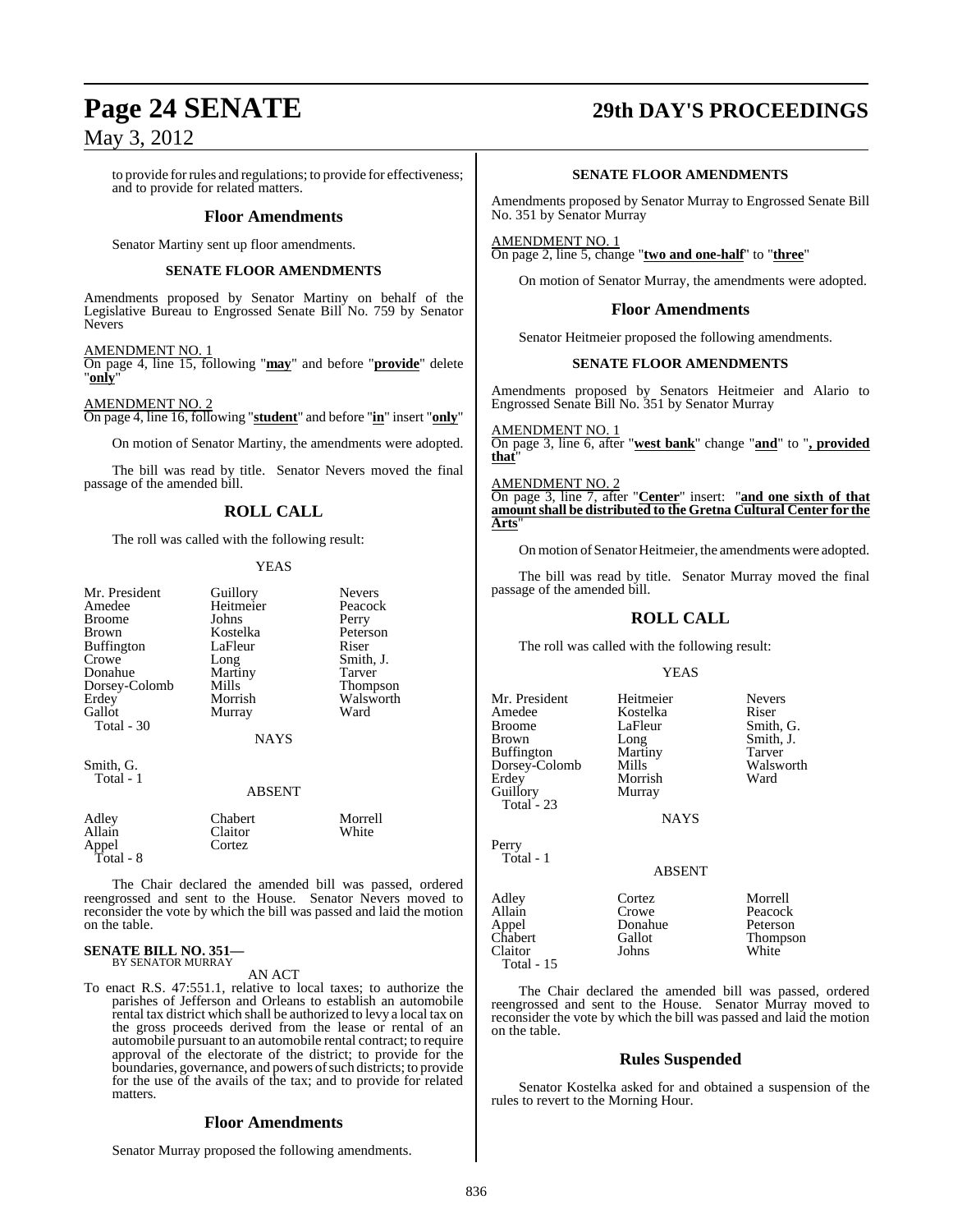to provide for rules and regulations; to provide for effectiveness; and to provide for related matters.

## Floor Amendments

Senator Martiny sent up floor amendments.

### SENATE FLOOR AMENDMENTS

Amendments proposed by Senator Martiny on behalf of the Legislative Bureau to Engrossed Senate Bill No. 759 by Senator Nevers

AMENDMENT NO. 1
On page 4, line 15, following "**may**" and before "**provide**" delete "**only**"

AMENDMENT NO. 2
On page 4, line 16, following "**student**" and before "**in**" insert "**only**"

On motion of Senator Martiny, the amendments were adopted.

The bill was read by title. Senator Nevers moved the final passage of the amended bill.

## ROLL CALL

The roll was called with the following result:

YEAS

| | | |
|---|---|---|
| Mr. President | Guillory | Nevers |
| Amedee | Heitmeier | Peacock |
| Broome | Johns | Perry |
| Brown | Kostelka | Peterson |
| Buffington | LaFleur | Riser |
| Crowe | Long | Smith, J. |
| Donahue | Martiny | Tarver |
| Dorsey-Colomb | Mills | Thompson |
| Erdey | Morrish | Walsworth |
| Gallot | Murray | Ward |
| Total - 30 | | |

NAYS

Smith, G.
Total - 1

ABSENT

| | | |
|---|---|---|
| Adley | Chabert | Morrell |
| Allain | Claitor | White |
| Appel | Cortez | |
| Total - 8 | | |

The Chair declared the amended bill was passed, ordered reengrossed and sent to the House. Senator Nevers moved to reconsider the vote by which the bill was passed and laid the motion on the table.

**SENATE BILL NO. 351—**
BY SENATOR MURRAY

AN ACT

To enact R.S. 47:551.1, relative to local taxes; to authorize the parishes of Jefferson and Orleans to establish an automobile rental tax district which shall be authorized to levy a local tax on the gross proceeds derived from the lease or rental of an automobile pursuant to an automobile rental contract; to require approval of the electorate of the district; to provide for the boundaries, governance, and powers of such districts; to provide for the use of the avails of the tax; and to provide for related matters.

## Floor Amendments

Senator Murray proposed the following amendments.

### SENATE FLOOR AMENDMENTS

Amendments proposed by Senator Murray to Engrossed Senate Bill No. 351 by Senator Murray

AMENDMENT NO. 1
On page 2, line 5, change "**two and one-half**" to "**three**"

On motion of Senator Murray, the amendments were adopted.

## Floor Amendments

Senator Heitmeier proposed the following amendments.

### SENATE FLOOR AMENDMENTS

Amendments proposed by Senators Heitmeier and Alario to Engrossed Senate Bill No. 351 by Senator Murray

AMENDMENT NO. 1
On page 3, line 6, after "**west bank**" change "**and**" to "**, provided that**"

AMENDMENT NO. 2
On page 3, line 7, after "**Center**" insert: "**and one sixth of that amount shall be distributed to the Gretna Cultural Center for the Arts**"

On motion of Senator Heitmeier, the amendments were adopted.

The bill was read by title. Senator Murray moved the final passage of the amended bill.

## ROLL CALL

The roll was called with the following result:

YEAS

| | | |
|---|---|---|
| Mr. President | Heitmeier | Nevers |
| Amedee | Kostelka | Riser |
| Broome | LaFleur | Smith, G. |
| Brown | Long | Smith, J. |
| Buffington | Martiny | Tarver |
| Dorsey-Colomb | Mills | Walsworth |
| Erdey | Morrish | Ward |
| Guillory | Murray | |
| Total - 23 | | |

NAYS

Perry
Total - 1

ABSENT

| | | |
|---|---|---|
| Adley | Cortez | Morrell |
| Allain | Crowe | Peacock |
| Appel | Donahue | Peterson |
| Chabert | Gallot | Thompson |
| Claitor | Johns | White |
| Total - 15 | | |

The Chair declared the amended bill was passed, ordered reengrossed and sent to the House. Senator Murray moved to reconsider the vote by which the bill was passed and laid the motion on the table.

## Rules Suspended

Senator Kostelka asked for and obtained a suspension of the rules to revert to the Morning Hour.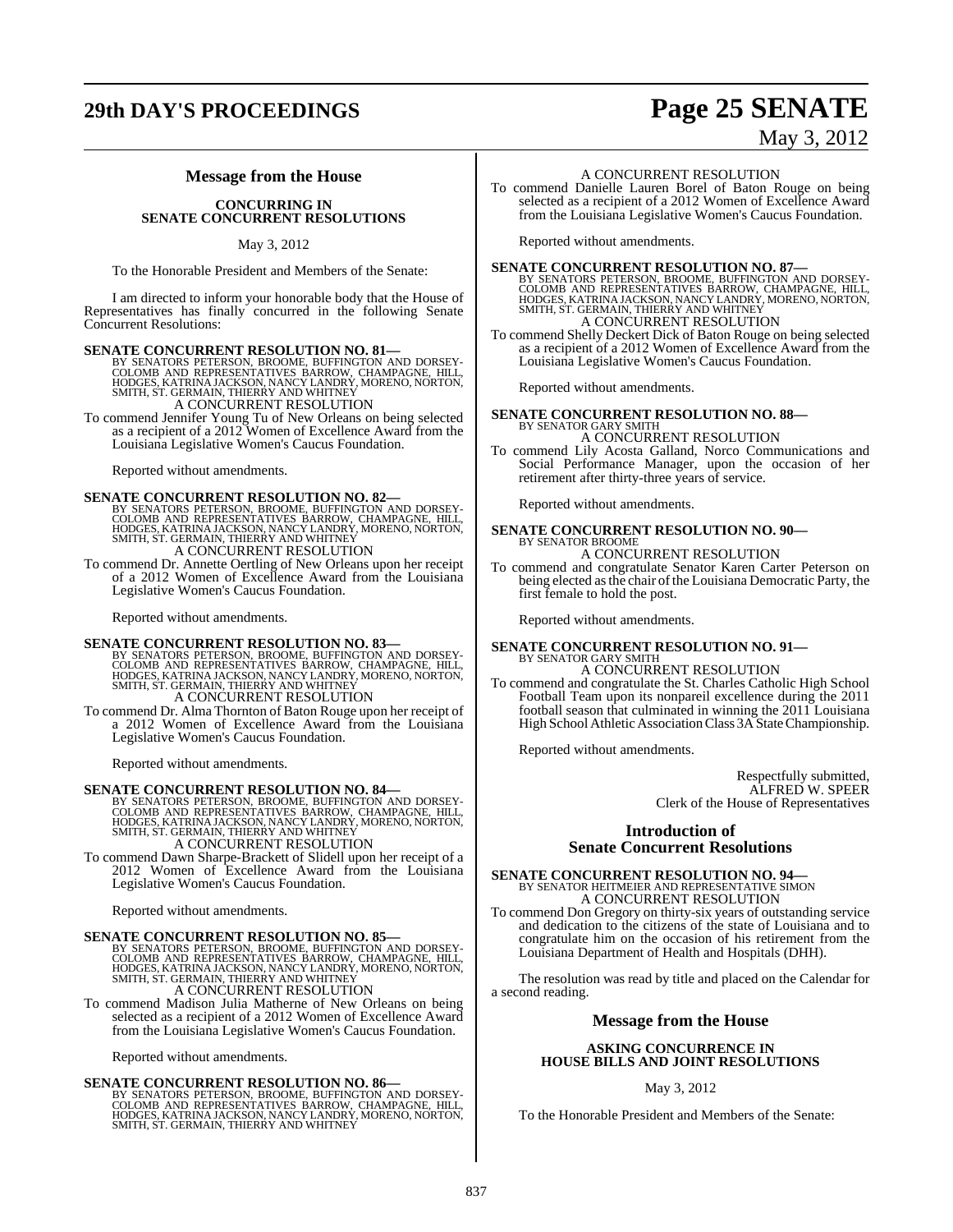## Message from the House

### CONCURRING IN SENATE CONCURRENT RESOLUTIONS

May 3, 2012

To the Honorable President and Members of the Senate:

I am directed to inform your honorable body that the House of Representatives has finally concurred in the following Senate Concurrent Resolutions:

**SENATE CONCURRENT RESOLUTION NO. 81—**
BY SENATORS PETERSON, BROOME, BUFFINGTON AND DORSEY-COLOMB AND REPRESENTATIVES BARROW, CHAMPAGNE, HILL, HODGES, KATRINA JACKSON, NANCY LANDRY, MORENO, NORTON, SMITH, ST. GERMAIN, THIERRY AND WHITNEY
A CONCURRENT RESOLUTION
To commend Jennifer Young Tu of New Orleans on being selected as a recipient of a 2012 Women of Excellence Award from the Louisiana Legislative Women's Caucus Foundation.

Reported without amendments.

**SENATE CONCURRENT RESOLUTION NO. 82—**
BY SENATORS PETERSON, BROOME, BUFFINGTON AND DORSEY-COLOMB AND REPRESENTATIVES BARROW, CHAMPAGNE, HILL, HODGES, KATRINA JACKSON, NANCY LANDRY, MORENO, NORTON, SMITH, ST. GERMAIN, THIERRY AND WHITNEY
A CONCURRENT RESOLUTION
To commend Dr. Annette Oertling of New Orleans upon her receipt of a 2012 Women of Excellence Award from the Louisiana Legislative Women's Caucus Foundation.

Reported without amendments.

**SENATE CONCURRENT RESOLUTION NO. 83—**
BY SENATORS PETERSON, BROOME, BUFFINGTON AND DORSEY-COLOMB AND REPRESENTATIVES BARROW, CHAMPAGNE, HILL, HODGES, KATRINA JACKSON, NANCY LANDRY, MORENO, NORTON, SMITH, ST. GERMAIN, THIERRY AND WHITNEY
A CONCURRENT RESOLUTION
To commend Dr. Alma Thornton of Baton Rouge upon her receipt of a 2012 Women of Excellence Award from the Louisiana Legislative Women's Caucus Foundation.

Reported without amendments.

**SENATE CONCURRENT RESOLUTION NO. 84—**
BY SENATORS PETERSON, BROOME, BUFFINGTON AND DORSEY-COLOMB AND REPRESENTATIVES BARROW, CHAMPAGNE, HILL, HODGES, KATRINA JACKSON, NANCY LANDRY, MORENO, NORTON, SMITH, ST. GERMAIN, THIERRY AND WHITNEY
A CONCURRENT RESOLUTION
To commend Dawn Sharpe-Brackett of Slidell upon her receipt of a 2012 Women of Excellence Award from the Louisiana Legislative Women's Caucus Foundation.

Reported without amendments.

**SENATE CONCURRENT RESOLUTION NO. 85—**
BY SENATORS PETERSON, BROOME, BUFFINGTON AND DORSEY-COLOMB AND REPRESENTATIVES BARROW, CHAMPAGNE, HILL, HODGES, KATRINA JACKSON, NANCY LANDRY, MORENO, NORTON, SMITH, ST. GERMAIN, THIERRY AND WHITNEY
A CONCURRENT RESOLUTION
To commend Madison Julia Matherne of New Orleans on being selected as a recipient of a 2012 Women of Excellence Award from the Louisiana Legislative Women's Caucus Foundation.

Reported without amendments.

**SENATE CONCURRENT RESOLUTION NO. 86—**
BY SENATORS PETERSON, BROOME, BUFFINGTON AND DORSEY-COLOMB AND REPRESENTATIVES BARROW, CHAMPAGNE, HILL, HODGES, KATRINA JACKSON, NANCY LANDRY, MORENO, NORTON, SMITH, ST. GERMAIN, THIERRY AND WHITNEY
A CONCURRENT RESOLUTION
To commend Danielle Lauren Borel of Baton Rouge on being selected as a recipient of a 2012 Women of Excellence Award from the Louisiana Legislative Women's Caucus Foundation.

Reported without amendments.

**SENATE CONCURRENT RESOLUTION NO. 87—**
BY SENATORS PETERSON, BROOME, BUFFINGTON AND DORSEY-COLOMB AND REPRESENTATIVES BARROW, CHAMPAGNE, HILL, HODGES, KATRINA JACKSON, NANCY LANDRY, MORENO, NORTON, SMITH, ST. GERMAIN, THIERRY AND WHITNEY
A CONCURRENT RESOLUTION
To commend Shelly Deckert Dick of Baton Rouge on being selected as a recipient of a 2012 Women of Excellence Award from the Louisiana Legislative Women's Caucus Foundation.

Reported without amendments.

**SENATE CONCURRENT RESOLUTION NO. 88—**
BY SENATOR GARY SMITH
A CONCURRENT RESOLUTION
To commend Lily Acosta Galland, Norco Communications and Social Performance Manager, upon the occasion of her retirement after thirty-three years of service.

Reported without amendments.

**SENATE CONCURRENT RESOLUTION NO. 90—**
BY SENATOR BROOME
A CONCURRENT RESOLUTION
To commend and congratulate Senator Karen Carter Peterson on being elected as the chair of the Louisiana Democratic Party, the first female to hold the post.

Reported without amendments.

**SENATE CONCURRENT RESOLUTION NO. 91—**
BY SENATOR GARY SMITH
A CONCURRENT RESOLUTION
To commend and congratulate the St. Charles Catholic High School Football Team upon its nonpareil excellence during the 2011 football season that culminated in winning the 2011 Louisiana High School Athletic Association Class 3A State Championship.

Reported without amendments.

Respectfully submitted,
ALFRED W. SPEER
Clerk of the House of Representatives

## Introduction of Senate Concurrent Resolutions

**SENATE CONCURRENT RESOLUTION NO. 94—**
BY SENATOR HEITMEIER AND REPRESENTATIVE SIMON
A CONCURRENT RESOLUTION
To commend Don Gregory on thirty-six years of outstanding service and dedication to the citizens of the state of Louisiana and to congratulate him on the occasion of his retirement from the Louisiana Department of Health and Hospitals (DHH).

The resolution was read by title and placed on the Calendar for a second reading.

## Message from the House

### ASKING CONCURRENCE IN HOUSE BILLS AND JOINT RESOLUTIONS

May 3, 2012

To the Honorable President and Members of the Senate: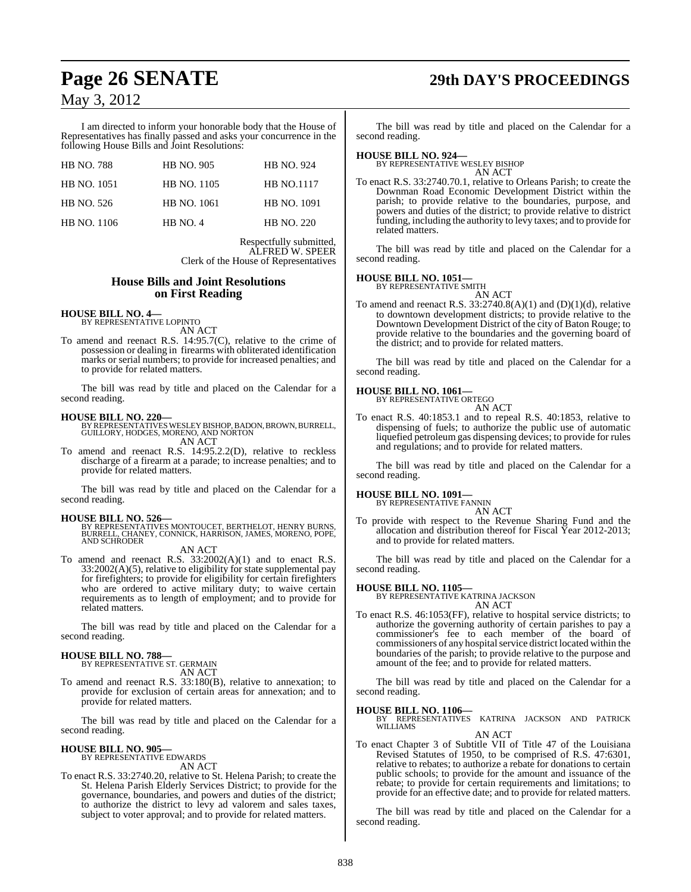I am directed to inform your honorable body that the House of Representatives has finally passed and asks your concurrence in the following House Bills and Joint Resolutions:

| HB NO. 788 | HB NO. 905 | HB NO. 924 |
|---|---|---|
| HB NO. 1051 | HB NO. 1105 | HB NO.1117 |
| HB NO. 526 | HB NO. 1061 | HB NO. 1091 |
| HB NO. 1106 | HB NO. 4 | HB NO. 220 |

Respectfully submitted,
ALFRED W. SPEER
Clerk of the House of Representatives

## House Bills and Joint Resolutions on First Reading

**HOUSE BILL NO. 4—**
BY REPRESENTATIVE LOPINTO
AN ACT

To amend and reenact R.S. 14:95.7(C), relative to the crime of possession or dealing in firearms with obliterated identification marks or serial numbers; to provide for increased penalties; and to provide for related matters.

The bill was read by title and placed on the Calendar for a second reading.

**HOUSE BILL NO. 220—**
BY REPRESENTATIVES WESLEY BISHOP, BADON, BROWN, BURRELL, GUILLORY, HODGES, MORENO, AND NORTON
AN ACT

To amend and reenact R.S. 14:95.2.2(D), relative to reckless discharge of a firearm at a parade; to increase penalties; and to provide for related matters.

The bill was read by title and placed on the Calendar for a second reading.

**HOUSE BILL NO. 526—**
BY REPRESENTATIVES MONTOUCET, BERTHELOT, HENRY BURNS, BURRELL, CHANEY, CONNICK, HARRISON, JAMES, MORENO, POPE, AND SCHRODER
AN ACT

To amend and reenact R.S. 33:2002(A)(1) and to enact R.S. 33:2002(A)(5), relative to eligibility for state supplemental pay for firefighters; to provide for eligibility for certain firefighters who are ordered to active military duty; to waive certain requirements as to length of employment; and to provide for related matters.

The bill was read by title and placed on the Calendar for a second reading.

**HOUSE BILL NO. 788—**
BY REPRESENTATIVE ST. GERMAIN
AN ACT

To amend and reenact R.S. 33:180(B), relative to annexation; to provide for exclusion of certain areas for annexation; and to provide for related matters.

The bill was read by title and placed on the Calendar for a second reading.

**HOUSE BILL NO. 905—**
BY REPRESENTATIVE EDWARDS
AN ACT

To enact R.S. 33:2740.20, relative to St. Helena Parish; to create the St. Helena Parish Elderly Services District; to provide for the governance, boundaries, and powers and duties of the district; to authorize the district to levy ad valorem and sales taxes, subject to voter approval; and to provide for related matters.

The bill was read by title and placed on the Calendar for a second reading.

**HOUSE BILL NO. 924—**
BY REPRESENTATIVE WESLEY BISHOP
AN ACT

To enact R.S. 33:2740.70.1, relative to Orleans Parish; to create the Downman Road Economic Development District within the parish; to provide relative to the boundaries, purpose, and powers and duties of the district; to provide relative to district funding, including the authority to levy taxes; and to provide for related matters.

The bill was read by title and placed on the Calendar for a second reading.

**HOUSE BILL NO. 1051—**
BY REPRESENTATIVE SMITH
AN ACT

To amend and reenact R.S. 33:2740.8(A)(1) and (D)(1)(d), relative to downtown development districts; to provide relative to the Downtown Development District of the city of Baton Rouge; to provide relative to the boundaries and the governing board of the district; and to provide for related matters.

The bill was read by title and placed on the Calendar for a second reading.

**HOUSE BILL NO. 1061—**
BY REPRESENTATIVE ORTEGO
AN ACT

To enact R.S. 40:1853.1 and to repeal R.S. 40:1853, relative to dispensing of fuels; to authorize the public use of automatic liquefied petroleum gas dispensing devices; to provide for rules and regulations; and to provide for related matters.

The bill was read by title and placed on the Calendar for a second reading.

**HOUSE BILL NO. 1091—**
BY REPRESENTATIVE FANNIN
AN ACT

To provide with respect to the Revenue Sharing Fund and the allocation and distribution thereof for Fiscal Year 2012-2013; and to provide for related matters.

The bill was read by title and placed on the Calendar for a second reading.

**HOUSE BILL NO. 1105—**
BY REPRESENTATIVE KATRINA JACKSON
AN ACT

To enact R.S. 46:1053(FF), relative to hospital service districts; to authorize the governing authority of certain parishes to pay a commissioner's fee to each member of the board of commissioners of any hospital service district located within the boundaries of the parish; to provide relative to the purpose and amount of the fee; and to provide for related matters.

The bill was read by title and placed on the Calendar for a second reading.

**HOUSE BILL NO. 1106—**
BY REPRESENTATIVES KATRINA JACKSON AND PATRICK WILLIAMS
AN ACT

To enact Chapter 3 of Subtitle VII of Title 47 of the Louisiana Revised Statutes of 1950, to be comprised of R.S. 47:6301, relative to rebates; to authorize a rebate for donations to certain public schools; to provide for the amount and issuance of the rebate; to provide for certain requirements and limitations; to provide for an effective date; and to provide for related matters.

The bill was read by title and placed on the Calendar for a second reading.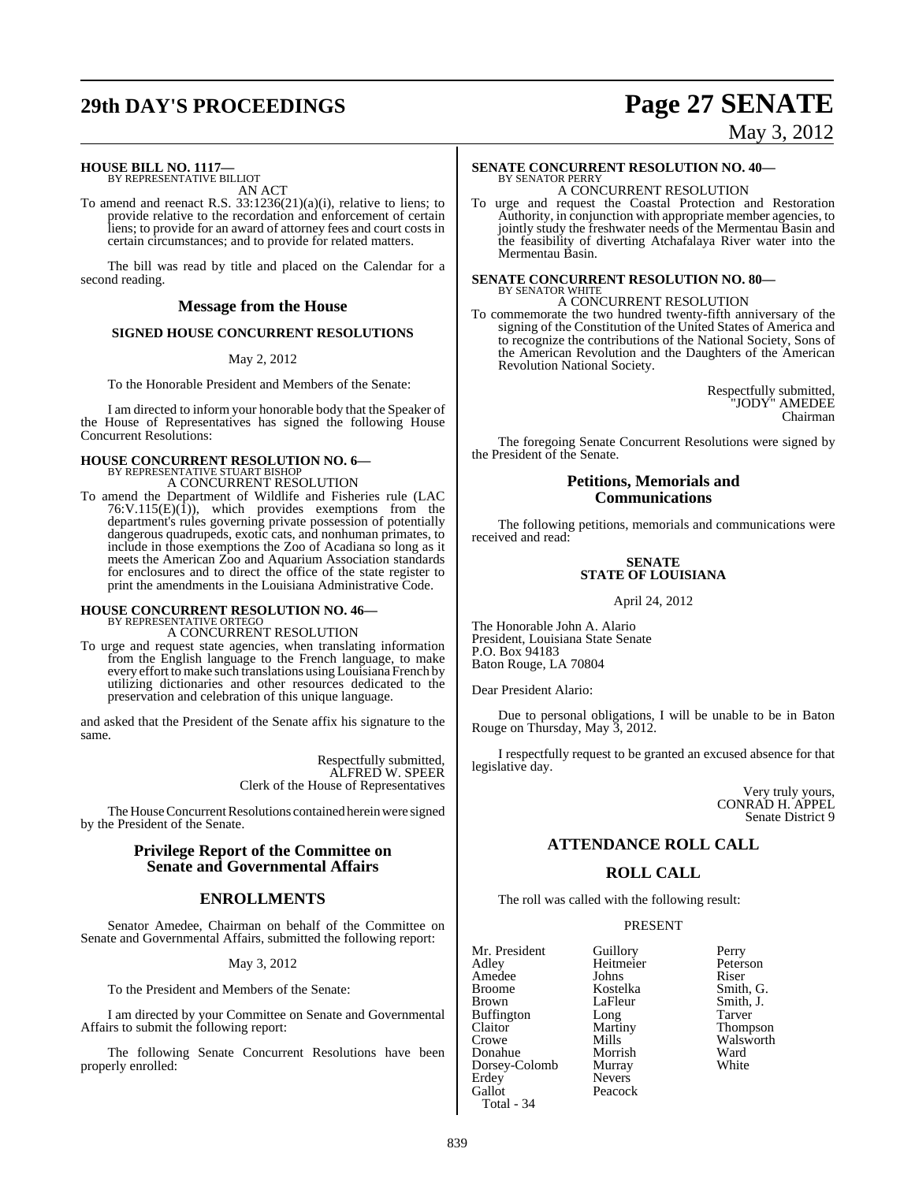**HOUSE BILL NO. 1117—**
BY REPRESENTATIVE BILLIOT
AN ACT

To amend and reenact R.S. 33:1236(21)(a)(i), relative to liens; to provide relative to the recordation and enforcement of certain liens; to provide for an award of attorney fees and court costs in certain circumstances; and to provide for related matters.

The bill was read by title and placed on the Calendar for a second reading.

## Message from the House

### SIGNED HOUSE CONCURRENT RESOLUTIONS

May 2, 2012

To the Honorable President and Members of the Senate:

I am directed to inform your honorable body that the Speaker of the House of Representatives has signed the following House Concurrent Resolutions:

**HOUSE CONCURRENT RESOLUTION NO. 6—**
BY REPRESENTATIVE STUART BISHOP
A CONCURRENT RESOLUTION

To amend the Department of Wildlife and Fisheries rule (LAC 76:V.115(E)(1)), which provides exemptions from the department's rules governing private possession of potentially dangerous quadrupeds, exotic cats, and nonhuman primates, to include in those exemptions the Zoo of Acadiana so long as it meets the American Zoo and Aquarium Association standards for enclosures and to direct the office of the state register to print the amendments in the Louisiana Administrative Code.

**HOUSE CONCURRENT RESOLUTION NO. 46—**
BY REPRESENTATIVE ORTEGO
A CONCURRENT RESOLUTION

To urge and request state agencies, when translating information from the English language to the French language, to make every effort to make such translations using Louisiana French by utilizing dictionaries and other resources dedicated to the preservation and celebration of this unique language.

and asked that the President of the Senate affix his signature to the same.

Respectfully submitted,
ALFRED W. SPEER
Clerk of the House of Representatives

The House Concurrent Resolutions contained herein were signed by the President of the Senate.

## Privilege Report of the Committee on Senate and Governmental Affairs

### ENROLLMENTS

Senator Amedee, Chairman on behalf of the Committee on Senate and Governmental Affairs, submitted the following report:

May 3, 2012

To the President and Members of the Senate:

I am directed by your Committee on Senate and Governmental Affairs to submit the following report:

The following Senate Concurrent Resolutions have been properly enrolled:

**SENATE CONCURRENT RESOLUTION NO. 40—**
BY SENATOR PERRY
A CONCURRENT RESOLUTION

To urge and request the Coastal Protection and Restoration Authority, in conjunction with appropriate member agencies, to jointly study the freshwater needs of the Mermentau Basin and the feasibility of diverting Atchafalaya River water into the Mermentau Basin.

**SENATE CONCURRENT RESOLUTION NO. 80—**
BY SENATOR WHITE
A CONCURRENT RESOLUTION

To commemorate the two hundred twenty-fifth anniversary of the signing of the Constitution of the United States of America and to recognize the contributions of the National Society, Sons of the American Revolution and the Daughters of the American Revolution National Society.

Respectfully submitted,
"JODY" AMEDEE
Chairman

The foregoing Senate Concurrent Resolutions were signed by the President of the Senate.

## Petitions, Memorials and Communications

The following petitions, memorials and communications were received and read:

**SENATE
STATE OF LOUISIANA**

April 24, 2012

The Honorable John A. Alario
President, Louisiana State Senate
P.O. Box 94183
Baton Rouge, LA 70804

Dear President Alario:

Due to personal obligations, I will be unable to be in Baton Rouge on Thursday, May 3, 2012.

I respectfully request to be granted an excused absence for that legislative day.

Very truly yours,
CONRAD H. APPEL
Senate District 9

## ATTENDANCE ROLL CALL

## ROLL CALL

The roll was called with the following result:

PRESENT

| | | |
|---|---|---|
| Mr. President | Guillory | Perry |
| Adley | Heitmeier | Peterson |
| Amedee | Johns | Riser |
| Broome | Kostelka | Smith, G. |
| Brown | LaFleur | Smith, J. |
| Buffington | Long | Tarver |
| Claitor | Martiny | Thompson |
| Crowe | Mills | Walsworth |
| Donahue | Morrish | Ward |
| Dorsey-Colomb | Murray | White |
| Erdey | Nevers | |
| Gallot | Peacock | |

Total - 34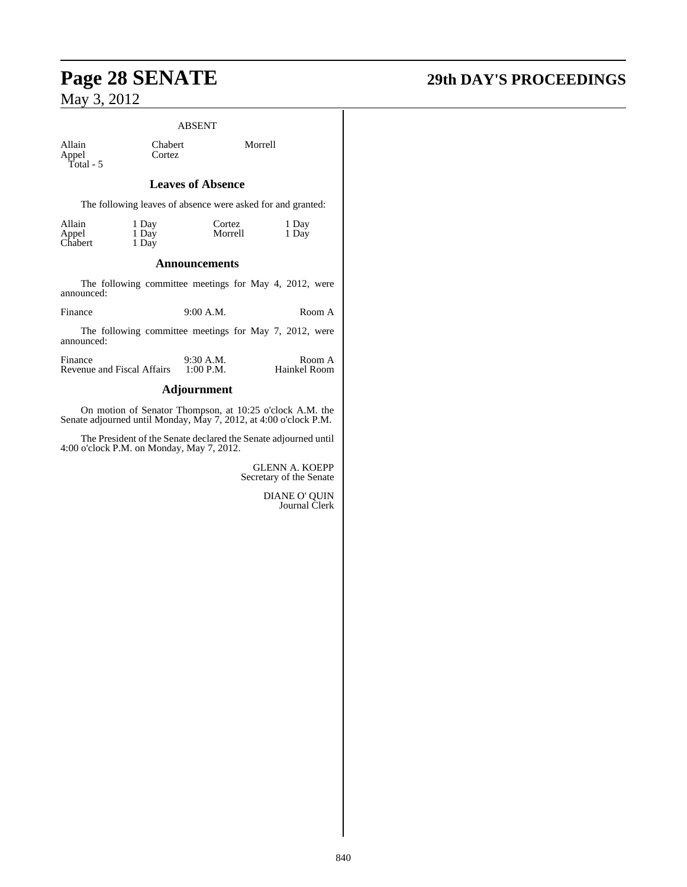ABSENT

| | | |
|---|---|---|
| Allain | Chabert | Morrell |
| Appel | Cortez | |

Total - 5

## Leaves of Absence

The following leaves of absence were asked for and granted:

| | | | |
|---|---|---|---|
| Allain | 1 Day | Cortez | 1 Day |
| Appel | 1 Day | Morrell | 1 Day |
| Chabert | 1 Day | | |

## Announcements

The following committee meetings for May 4, 2012, were announced:

| | | |
|---|---|---|
| Finance | 9:00 A.M. | Room A |

The following committee meetings for May 7, 2012, were announced:

| | | |
|---|---|---|
| Finance | 9:30 A.M. | Room A |
| Revenue and Fiscal Affairs | 1:00 P.M. | Hainkel Room |

## Adjournment

On motion of Senator Thompson, at 10:25 o'clock A.M. the Senate adjourned until Monday, May 7, 2012, at 4:00 o'clock P.M.

The President of the Senate declared the Senate adjourned until 4:00 o'clock P.M. on Monday, May 7, 2012.

GLENN A. KOEPP
Secretary of the Senate

DIANE O' QUIN
Journal Clerk